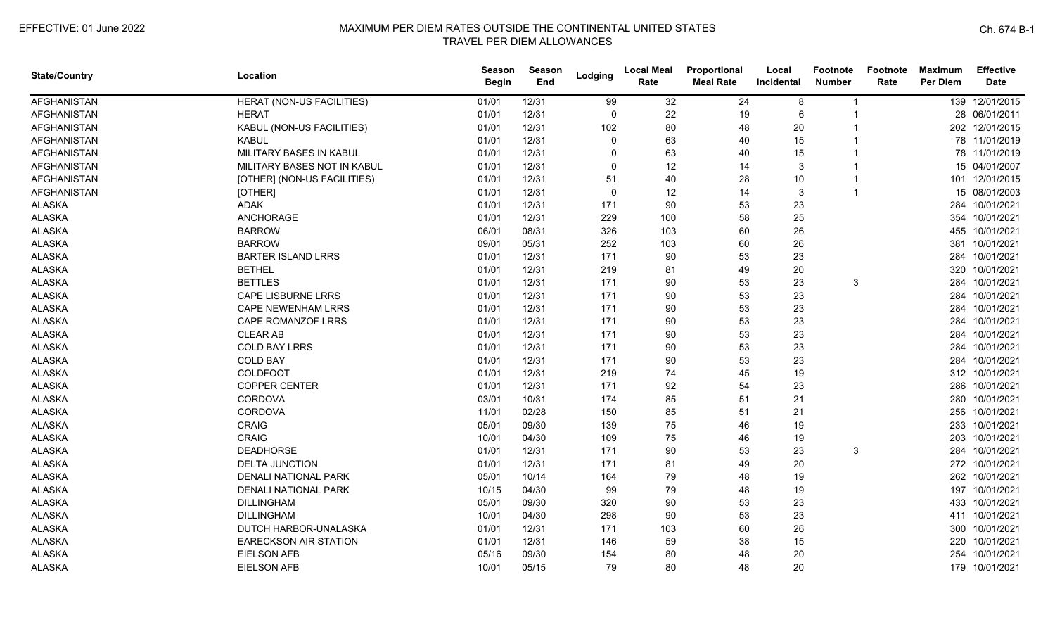# MAXIMUM PER DIEM RATES OUTSIDE THE CONTINENTAL UNITED STATES

## TRAVEL PER DIEM ALLOWANCES

EFFECTIVE: 01 June 2022

| State/Country | Location | Season Begin | Season End | Lodging | Local Meal Rate | Proportional Meal Rate | Local Incidental | Footnote Number | Footnote Rate | Maximum Per Diem | Effective Date |
|---|---|---|---|---|---|---|---|---|---|---|---|
| AFGHANISTAN | HERAT (NON-US FACILITIES) | 01/01 | 12/31 | 99 | 32 | 24 | 8 | 1 | | 139 | 12/01/2015 |
| AFGHANISTAN | HERAT | 01/01 | 12/31 | 0 | 22 | 19 | 6 | 1 | | 28 | 06/01/2011 |
| AFGHANISTAN | KABUL (NON-US FACILITIES) | 01/01 | 12/31 | 102 | 80 | 48 | 20 | 1 | | 202 | 12/01/2015 |
| AFGHANISTAN | KABUL | 01/01 | 12/31 | 0 | 63 | 40 | 15 | 1 | | 78 | 11/01/2019 |
| AFGHANISTAN | MILITARY BASES IN KABUL | 01/01 | 12/31 | 0 | 63 | 40 | 15 | 1 | | 78 | 11/01/2019 |
| AFGHANISTAN | MILITARY BASES NOT IN KABUL | 01/01 | 12/31 | 0 | 12 | 14 | 3 | 1 | | 15 | 04/01/2007 |
| AFGHANISTAN | [OTHER] (NON-US FACILITIES) | 01/01 | 12/31 | 51 | 40 | 28 | 10 | 1 | | 101 | 12/01/2015 |
| AFGHANISTAN | [OTHER] | 01/01 | 12/31 | 0 | 12 | 14 | 3 | 1 | | 15 | 08/01/2003 |
| ALASKA | ADAK | 01/01 | 12/31 | 171 | 90 | 53 | 23 | | | 284 | 10/01/2021 |
| ALASKA | ANCHORAGE | 01/01 | 12/31 | 229 | 100 | 58 | 25 | | | 354 | 10/01/2021 |
| ALASKA | BARROW | 06/01 | 08/31 | 326 | 103 | 60 | 26 | | | 455 | 10/01/2021 |
| ALASKA | BARROW | 09/01 | 05/31 | 252 | 103 | 60 | 26 | | | 381 | 10/01/2021 |
| ALASKA | BARTER ISLAND LRRS | 01/01 | 12/31 | 171 | 90 | 53 | 23 | | | 284 | 10/01/2021 |
| ALASKA | BETHEL | 01/01 | 12/31 | 219 | 81 | 49 | 20 | | | 320 | 10/01/2021 |
| ALASKA | BETTLES | 01/01 | 12/31 | 171 | 90 | 53 | 23 | 3 | | 284 | 10/01/2021 |
| ALASKA | CAPE LISBURNE LRRS | 01/01 | 12/31 | 171 | 90 | 53 | 23 | | | 284 | 10/01/2021 |
| ALASKA | CAPE NEWENHAM LRRS | 01/01 | 12/31 | 171 | 90 | 53 | 23 | | | 284 | 10/01/2021 |
| ALASKA | CAPE ROMANZOF LRRS | 01/01 | 12/31 | 171 | 90 | 53 | 23 | | | 284 | 10/01/2021 |
| ALASKA | CLEAR AB | 01/01 | 12/31 | 171 | 90 | 53 | 23 | | | 284 | 10/01/2021 |
| ALASKA | COLD BAY LRRS | 01/01 | 12/31 | 171 | 90 | 53 | 23 | | | 284 | 10/01/2021 |
| ALASKA | COLD BAY | 01/01 | 12/31 | 171 | 90 | 53 | 23 | | | 284 | 10/01/2021 |
| ALASKA | COLDFOOT | 01/01 | 12/31 | 219 | 74 | 45 | 19 | | | 312 | 10/01/2021 |
| ALASKA | COPPER CENTER | 01/01 | 12/31 | 171 | 92 | 54 | 23 | | | 286 | 10/01/2021 |
| ALASKA | CORDOVA | 03/01 | 10/31 | 174 | 85 | 51 | 21 | | | 280 | 10/01/2021 |
| ALASKA | CORDOVA | 11/01 | 02/28 | 150 | 85 | 51 | 21 | | | 256 | 10/01/2021 |
| ALASKA | CRAIG | 05/01 | 09/30 | 139 | 75 | 46 | 19 | | | 233 | 10/01/2021 |
| ALASKA | CRAIG | 10/01 | 04/30 | 109 | 75 | 46 | 19 | | | 203 | 10/01/2021 |
| ALASKA | DEADHORSE | 01/01 | 12/31 | 171 | 90 | 53 | 23 | 3 | | 284 | 10/01/2021 |
| ALASKA | DELTA JUNCTION | 01/01 | 12/31 | 171 | 81 | 49 | 20 | | | 272 | 10/01/2021 |
| ALASKA | DENALI NATIONAL PARK | 05/01 | 10/14 | 164 | 79 | 48 | 19 | | | 262 | 10/01/2021 |
| ALASKA | DENALI NATIONAL PARK | 10/15 | 04/30 | 99 | 79 | 48 | 19 | | | 197 | 10/01/2021 |
| ALASKA | DILLINGHAM | 05/01 | 09/30 | 320 | 90 | 53 | 23 | | | 433 | 10/01/2021 |
| ALASKA | DILLINGHAM | 10/01 | 04/30 | 298 | 90 | 53 | 23 | | | 411 | 10/01/2021 |
| ALASKA | DUTCH HARBOR-UNALASKA | 01/01 | 12/31 | 171 | 103 | 60 | 26 | | | 300 | 10/01/2021 |
| ALASKA | EARECKSON AIR STATION | 01/01 | 12/31 | 146 | 59 | 38 | 15 | | | 220 | 10/01/2021 |
| ALASKA | EIELSON AFB | 05/16 | 09/30 | 154 | 80 | 48 | 20 | | | 254 | 10/01/2021 |
| ALASKA | EIELSON AFB | 10/01 | 05/15 | 79 | 80 | 48 | 20 | | | 179 | 10/01/2021 |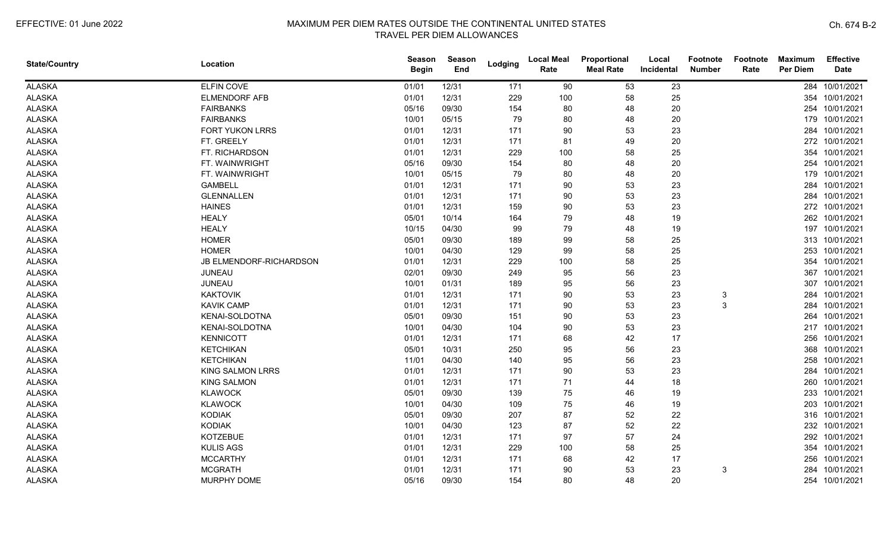| State/Country | Location | Season Begin | Season End | Lodging | Local Meal Rate | Proportional Meal Rate | Local Incidental | Footnote Number | Footnote Rate | Maximum Per Diem | Effective Date |
|---|---|---|---|---|---|---|---|---|---|---|---|
| ALASKA | ELFIN COVE | 01/01 | 12/31 | 171 | 90 | 53 | 23 | | | 284 | 10/01/2021 |
| ALASKA | ELMENDORF AFB | 01/01 | 12/31 | 229 | 100 | 58 | 25 | | | 354 | 10/01/2021 |
| ALASKA | FAIRBANKS | 05/16 | 09/30 | 154 | 80 | 48 | 20 | | | 254 | 10/01/2021 |
| ALASKA | FAIRBANKS | 10/01 | 05/15 | 79 | 80 | 48 | 20 | | | 179 | 10/01/2021 |
| ALASKA | FORT YUKON LRRS | 01/01 | 12/31 | 171 | 90 | 53 | 23 | | | 284 | 10/01/2021 |
| ALASKA | FT. GREELY | 01/01 | 12/31 | 171 | 81 | 49 | 20 | | | 272 | 10/01/2021 |
| ALASKA | FT. RICHARDSON | 01/01 | 12/31 | 229 | 100 | 58 | 25 | | | 354 | 10/01/2021 |
| ALASKA | FT. WAINWRIGHT | 05/16 | 09/30 | 154 | 80 | 48 | 20 | | | 254 | 10/01/2021 |
| ALASKA | FT. WAINWRIGHT | 10/01 | 05/15 | 79 | 80 | 48 | 20 | | | 179 | 10/01/2021 |
| ALASKA | GAMBELL | 01/01 | 12/31 | 171 | 90 | 53 | 23 | | | 284 | 10/01/2021 |
| ALASKA | GLENNALLEN | 01/01 | 12/31 | 171 | 90 | 53 | 23 | | | 284 | 10/01/2021 |
| ALASKA | HAINES | 01/01 | 12/31 | 159 | 90 | 53 | 23 | | | 272 | 10/01/2021 |
| ALASKA | HEALY | 05/01 | 10/14 | 164 | 79 | 48 | 19 | | | 262 | 10/01/2021 |
| ALASKA | HEALY | 10/15 | 04/30 | 99 | 79 | 48 | 19 | | | 197 | 10/01/2021 |
| ALASKA | HOMER | 05/01 | 09/30 | 189 | 99 | 58 | 25 | | | 313 | 10/01/2021 |
| ALASKA | HOMER | 10/01 | 04/30 | 129 | 99 | 58 | 25 | | | 253 | 10/01/2021 |
| ALASKA | JB ELMENDORF-RICHARDSON | 01/01 | 12/31 | 229 | 100 | 58 | 25 | | | 354 | 10/01/2021 |
| ALASKA | JUNEAU | 02/01 | 09/30 | 249 | 95 | 56 | 23 | | | 367 | 10/01/2021 |
| ALASKA | JUNEAU | 10/01 | 01/31 | 189 | 95 | 56 | 23 | | | 307 | 10/01/2021 |
| ALASKA | KAKTOVIK | 01/01 | 12/31 | 171 | 90 | 53 | 23 | 3 | | 284 | 10/01/2021 |
| ALASKA | KAVIK CAMP | 01/01 | 12/31 | 171 | 90 | 53 | 23 | 3 | | 284 | 10/01/2021 |
| ALASKA | KENAI-SOLDOTNA | 05/01 | 09/30 | 151 | 90 | 53 | 23 | | | 264 | 10/01/2021 |
| ALASKA | KENAI-SOLDOTNA | 10/01 | 04/30 | 104 | 90 | 53 | 23 | | | 217 | 10/01/2021 |
| ALASKA | KENNICOTT | 01/01 | 12/31 | 171 | 68 | 42 | 17 | | | 256 | 10/01/2021 |
| ALASKA | KETCHIKAN | 05/01 | 10/31 | 250 | 95 | 56 | 23 | | | 368 | 10/01/2021 |
| ALASKA | KETCHIKAN | 11/01 | 04/30 | 140 | 95 | 56 | 23 | | | 258 | 10/01/2021 |
| ALASKA | KING SALMON LRRS | 01/01 | 12/31 | 171 | 90 | 53 | 23 | | | 284 | 10/01/2021 |
| ALASKA | KING SALMON | 01/01 | 12/31 | 171 | 71 | 44 | 18 | | | 260 | 10/01/2021 |
| ALASKA | KLAWOCK | 05/01 | 09/30 | 139 | 75 | 46 | 19 | | | 233 | 10/01/2021 |
| ALASKA | KLAWOCK | 10/01 | 04/30 | 109 | 75 | 46 | 19 | | | 203 | 10/01/2021 |
| ALASKA | KODIAK | 05/01 | 09/30 | 207 | 87 | 52 | 22 | | | 316 | 10/01/2021 |
| ALASKA | KODIAK | 10/01 | 04/30 | 123 | 87 | 52 | 22 | | | 232 | 10/01/2021 |
| ALASKA | KOTZEBUE | 01/01 | 12/31 | 171 | 97 | 57 | 24 | | | 292 | 10/01/2021 |
| ALASKA | KULIS AGS | 01/01 | 12/31 | 229 | 100 | 58 | 25 | | | 354 | 10/01/2021 |
| ALASKA | MCCARTHY | 01/01 | 12/31 | 171 | 68 | 42 | 17 | | | 256 | 10/01/2021 |
| ALASKA | MCGRATH | 01/01 | 12/31 | 171 | 90 | 53 | 23 | 3 | | 284 | 10/01/2021 |
| ALASKA | MURPHY DOME | 05/16 | 09/30 | 154 | 80 | 48 | 20 | | | 254 | 10/01/2021 |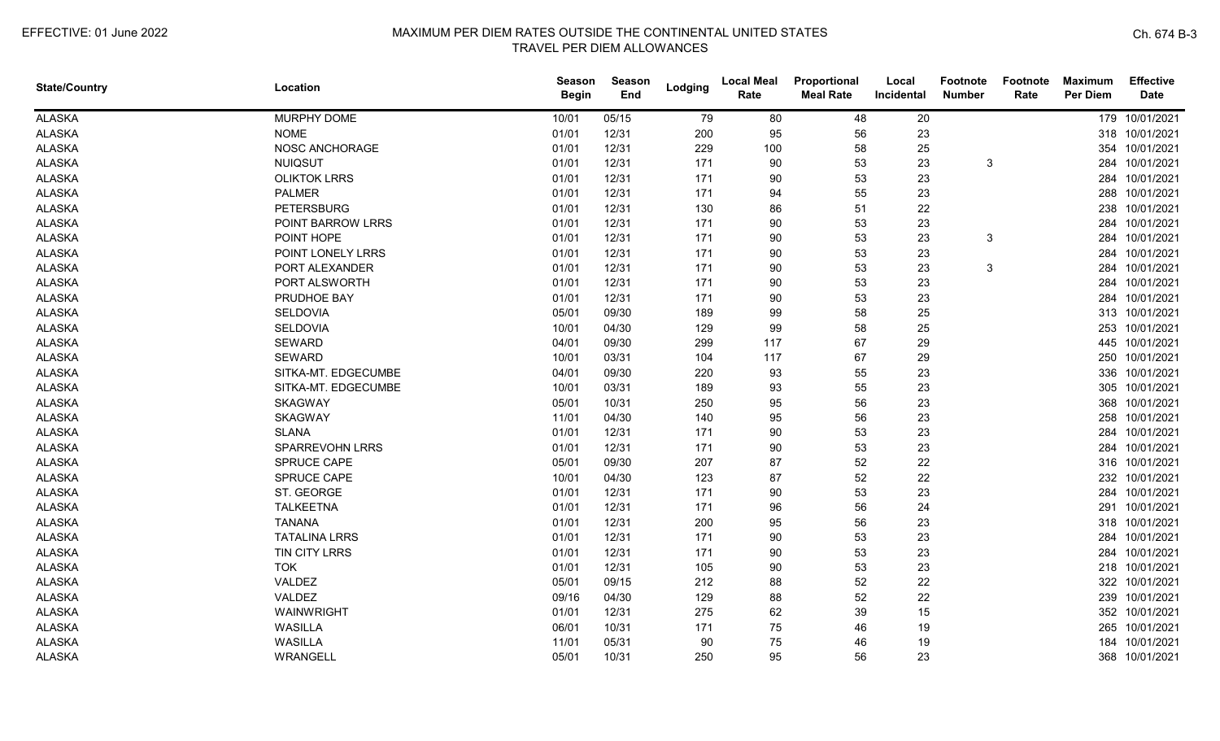# MAXIMUM PER DIEM RATES OUTSIDE THE CONTINENTAL UNITED STATES
## TRAVEL PER DIEM ALLOWANCES

EFFECTIVE: 01 June 2022

| State/Country | Location | Season Begin | Season End | Lodging | Local Meal Rate | Proportional Meal Rate | Local Incidental | Footnote Number | Footnote Rate | Maximum Per Diem | Effective Date |
|---|---|---|---|---|---|---|---|---|---|---|---|
| ALASKA | MURPHY DOME | 10/01 | 05/15 | 79 | 80 | 48 | 20 | | | 179 | 10/01/2021 |
| ALASKA | NOME | 01/01 | 12/31 | 200 | 95 | 56 | 23 | | | 318 | 10/01/2021 |
| ALASKA | NOSC ANCHORAGE | 01/01 | 12/31 | 229 | 100 | 58 | 25 | | | 354 | 10/01/2021 |
| ALASKA | NUIQSUT | 01/01 | 12/31 | 171 | 90 | 53 | 23 | 3 | | 284 | 10/01/2021 |
| ALASKA | OLIKTOK LRRS | 01/01 | 12/31 | 171 | 90 | 53 | 23 | | | 284 | 10/01/2021 |
| ALASKA | PALMER | 01/01 | 12/31 | 171 | 94 | 55 | 23 | | | 288 | 10/01/2021 |
| ALASKA | PETERSBURG | 01/01 | 12/31 | 130 | 86 | 51 | 22 | | | 238 | 10/01/2021 |
| ALASKA | POINT BARROW LRRS | 01/01 | 12/31 | 171 | 90 | 53 | 23 | | | 284 | 10/01/2021 |
| ALASKA | POINT HOPE | 01/01 | 12/31 | 171 | 90 | 53 | 23 | 3 | | 284 | 10/01/2021 |
| ALASKA | POINT LONELY LRRS | 01/01 | 12/31 | 171 | 90 | 53 | 23 | | | 284 | 10/01/2021 |
| ALASKA | PORT ALEXANDER | 01/01 | 12/31 | 171 | 90 | 53 | 23 | 3 | | 284 | 10/01/2021 |
| ALASKA | PORT ALSWORTH | 01/01 | 12/31 | 171 | 90 | 53 | 23 | | | 284 | 10/01/2021 |
| ALASKA | PRUDHOE BAY | 01/01 | 12/31 | 171 | 90 | 53 | 23 | | | 284 | 10/01/2021 |
| ALASKA | SELDOVIA | 05/01 | 09/30 | 189 | 99 | 58 | 25 | | | 313 | 10/01/2021 |
| ALASKA | SELDOVIA | 10/01 | 04/30 | 129 | 99 | 58 | 25 | | | 253 | 10/01/2021 |
| ALASKA | SEWARD | 04/01 | 09/30 | 299 | 117 | 67 | 29 | | | 445 | 10/01/2021 |
| ALASKA | SEWARD | 10/01 | 03/31 | 104 | 117 | 67 | 29 | | | 250 | 10/01/2021 |
| ALASKA | SITKA-MT. EDGECUMBE | 04/01 | 09/30 | 220 | 93 | 55 | 23 | | | 336 | 10/01/2021 |
| ALASKA | SITKA-MT. EDGECUMBE | 10/01 | 03/31 | 189 | 93 | 55 | 23 | | | 305 | 10/01/2021 |
| ALASKA | SKAGWAY | 05/01 | 10/31 | 250 | 95 | 56 | 23 | | | 368 | 10/01/2021 |
| ALASKA | SKAGWAY | 11/01 | 04/30 | 140 | 95 | 56 | 23 | | | 258 | 10/01/2021 |
| ALASKA | SLANA | 01/01 | 12/31 | 171 | 90 | 53 | 23 | | | 284 | 10/01/2021 |
| ALASKA | SPARREVOHN LRRS | 01/01 | 12/31 | 171 | 90 | 53 | 23 | | | 284 | 10/01/2021 |
| ALASKA | SPRUCE CAPE | 05/01 | 09/30 | 207 | 87 | 52 | 22 | | | 316 | 10/01/2021 |
| ALASKA | SPRUCE CAPE | 10/01 | 04/30 | 123 | 87 | 52 | 22 | | | 232 | 10/01/2021 |
| ALASKA | ST. GEORGE | 01/01 | 12/31 | 171 | 90 | 53 | 23 | | | 284 | 10/01/2021 |
| ALASKA | TALKEETNA | 01/01 | 12/31 | 171 | 96 | 56 | 24 | | | 291 | 10/01/2021 |
| ALASKA | TANANA | 01/01 | 12/31 | 200 | 95 | 56 | 23 | | | 318 | 10/01/2021 |
| ALASKA | TATALINA LRRS | 01/01 | 12/31 | 171 | 90 | 53 | 23 | | | 284 | 10/01/2021 |
| ALASKA | TIN CITY LRRS | 01/01 | 12/31 | 171 | 90 | 53 | 23 | | | 284 | 10/01/2021 |
| ALASKA | TOK | 01/01 | 12/31 | 105 | 90 | 53 | 23 | | | 218 | 10/01/2021 |
| ALASKA | VALDEZ | 05/01 | 09/15 | 212 | 88 | 52 | 22 | | | 322 | 10/01/2021 |
| ALASKA | VALDEZ | 09/16 | 04/30 | 129 | 88 | 52 | 22 | | | 239 | 10/01/2021 |
| ALASKA | WAINWRIGHT | 01/01 | 12/31 | 275 | 62 | 39 | 15 | | | 352 | 10/01/2021 |
| ALASKA | WASILLA | 06/01 | 10/31 | 171 | 75 | 46 | 19 | | | 265 | 10/01/2021 |
| ALASKA | WASILLA | 11/01 | 05/31 | 90 | 75 | 46 | 19 | | | 184 | 10/01/2021 |
| ALASKA | WRANGELL | 05/01 | 10/31 | 250 | 95 | 56 | 23 | | | 368 | 10/01/2021 |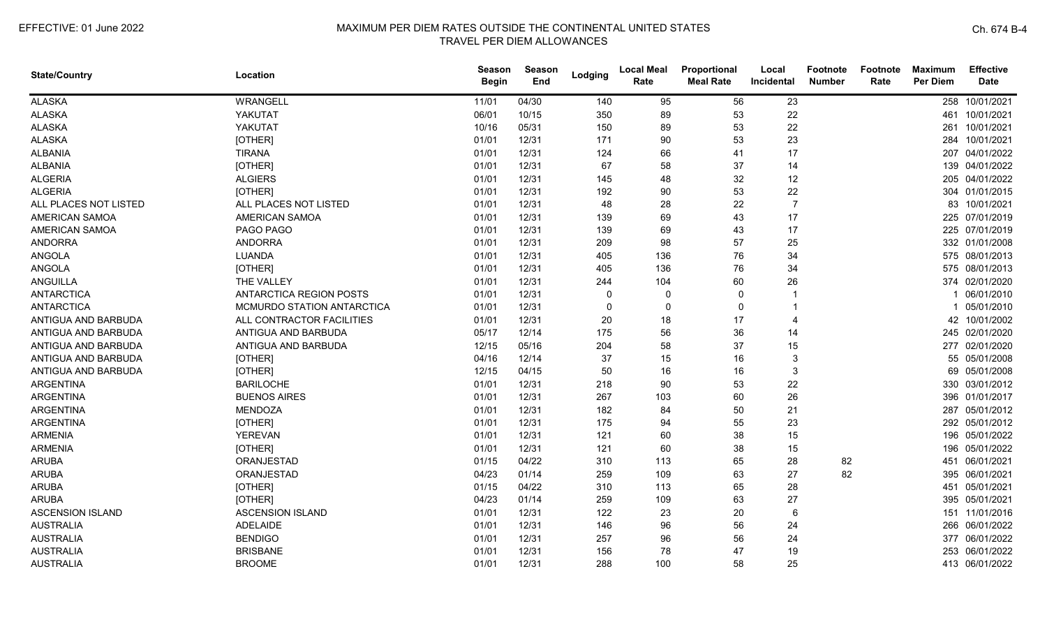| State/Country | Location | Season Begin | Season End | Lodging | Local Meal Rate | Proportional Meal Rate | Local Incidental | Footnote Number | Footnote Rate | Maximum Per Diem | Effective Date |
|---|---|---|---|---|---|---|---|---|---|---|---|
| ALASKA | WRANGELL | 11/01 | 04/30 | 140 | 95 | 56 | 23 | | | 258 | 10/01/2021 |
| ALASKA | YAKUTAT | 06/01 | 10/15 | 350 | 89 | 53 | 22 | | | 461 | 10/01/2021 |
| ALASKA | YAKUTAT | 10/16 | 05/31 | 150 | 89 | 53 | 22 | | | 261 | 10/01/2021 |
| ALASKA | [OTHER] | 01/01 | 12/31 | 171 | 90 | 53 | 23 | | | 284 | 10/01/2021 |
| ALBANIA | TIRANA | 01/01 | 12/31 | 124 | 66 | 41 | 17 | | | 207 | 04/01/2022 |
| ALBANIA | [OTHER] | 01/01 | 12/31 | 67 | 58 | 37 | 14 | | | 139 | 04/01/2022 |
| ALGERIA | ALGIERS | 01/01 | 12/31 | 145 | 48 | 32 | 12 | | | 205 | 04/01/2022 |
| ALGERIA | [OTHER] | 01/01 | 12/31 | 192 | 90 | 53 | 22 | | | 304 | 01/01/2015 |
| ALL PLACES NOT LISTED | ALL PLACES NOT LISTED | 01/01 | 12/31 | 48 | 28 | 22 | 7 | | | 83 | 10/01/2021 |
| AMERICAN SAMOA | AMERICAN SAMOA | 01/01 | 12/31 | 139 | 69 | 43 | 17 | | | 225 | 07/01/2019 |
| AMERICAN SAMOA | PAGO PAGO | 01/01 | 12/31 | 139 | 69 | 43 | 17 | | | 225 | 07/01/2019 |
| ANDORRA | ANDORRA | 01/01 | 12/31 | 209 | 98 | 57 | 25 | | | 332 | 01/01/2008 |
| ANGOLA | LUANDA | 01/01 | 12/31 | 405 | 136 | 76 | 34 | | | 575 | 08/01/2013 |
| ANGOLA | [OTHER] | 01/01 | 12/31 | 405 | 136 | 76 | 34 | | | 575 | 08/01/2013 |
| ANGUILLA | THE VALLEY | 01/01 | 12/31 | 244 | 104 | 60 | 26 | | | 374 | 02/01/2020 |
| ANTARCTICA | ANTARCTICA REGION POSTS | 01/01 | 12/31 | 0 | 0 | 0 | 1 | | | 1 | 06/01/2010 |
| ANTARCTICA | MCMURDO STATION ANTARCTICA | 01/01 | 12/31 | 0 | 0 | 0 | 1 | | | 1 | 05/01/2010 |
| ANTIGUA AND BARBUDA | ALL CONTRACTOR FACILITIES | 01/01 | 12/31 | 20 | 18 | 17 | 4 | | | 42 | 10/01/2002 |
| ANTIGUA AND BARBUDA | ANTIGUA AND BARBUDA | 05/17 | 12/14 | 175 | 56 | 36 | 14 | | | 245 | 02/01/2020 |
| ANTIGUA AND BARBUDA | ANTIGUA AND BARBUDA | 12/15 | 05/16 | 204 | 58 | 37 | 15 | | | 277 | 02/01/2020 |
| ANTIGUA AND BARBUDA | [OTHER] | 04/16 | 12/14 | 37 | 15 | 16 | 3 | | | 55 | 05/01/2008 |
| ANTIGUA AND BARBUDA | [OTHER] | 12/15 | 04/15 | 50 | 16 | 16 | 3 | | | 69 | 05/01/2008 |
| ARGENTINA | BARILOCHE | 01/01 | 12/31 | 218 | 90 | 53 | 22 | | | 330 | 03/01/2012 |
| ARGENTINA | BUENOS AIRES | 01/01 | 12/31 | 267 | 103 | 60 | 26 | | | 396 | 01/01/2017 |
| ARGENTINA | MENDOZA | 01/01 | 12/31 | 182 | 84 | 50 | 21 | | | 287 | 05/01/2012 |
| ARGENTINA | [OTHER] | 01/01 | 12/31 | 175 | 94 | 55 | 23 | | | 292 | 05/01/2012 |
| ARMENIA | YEREVAN | 01/01 | 12/31 | 121 | 60 | 38 | 15 | | | 196 | 05/01/2022 |
| ARMENIA | [OTHER] | 01/01 | 12/31 | 121 | 60 | 38 | 15 | | | 196 | 05/01/2022 |
| ARUBA | ORANJESTAD | 01/15 | 04/22 | 310 | 113 | 65 | 28 | 82 | | 451 | 06/01/2021 |
| ARUBA | ORANJESTAD | 04/23 | 01/14 | 259 | 109 | 63 | 27 | 82 | | 395 | 06/01/2021 |
| ARUBA | [OTHER] | 01/15 | 04/22 | 310 | 113 | 65 | 28 | | | 451 | 05/01/2021 |
| ARUBA | [OTHER] | 04/23 | 01/14 | 259 | 109 | 63 | 27 | | | 395 | 05/01/2021 |
| ASCENSION ISLAND | ASCENSION ISLAND | 01/01 | 12/31 | 122 | 23 | 20 | 6 | | | 151 | 11/01/2016 |
| AUSTRALIA | ADELAIDE | 01/01 | 12/31 | 146 | 96 | 56 | 24 | | | 266 | 06/01/2022 |
| AUSTRALIA | BENDIGO | 01/01 | 12/31 | 257 | 96 | 56 | 24 | | | 377 | 06/01/2022 |
| AUSTRALIA | BRISBANE | 01/01 | 12/31 | 156 | 78 | 47 | 19 | | | 253 | 06/01/2022 |
| AUSTRALIA | BROOME | 01/01 | 12/31 | 288 | 100 | 58 | 25 | | | 413 | 06/01/2022 |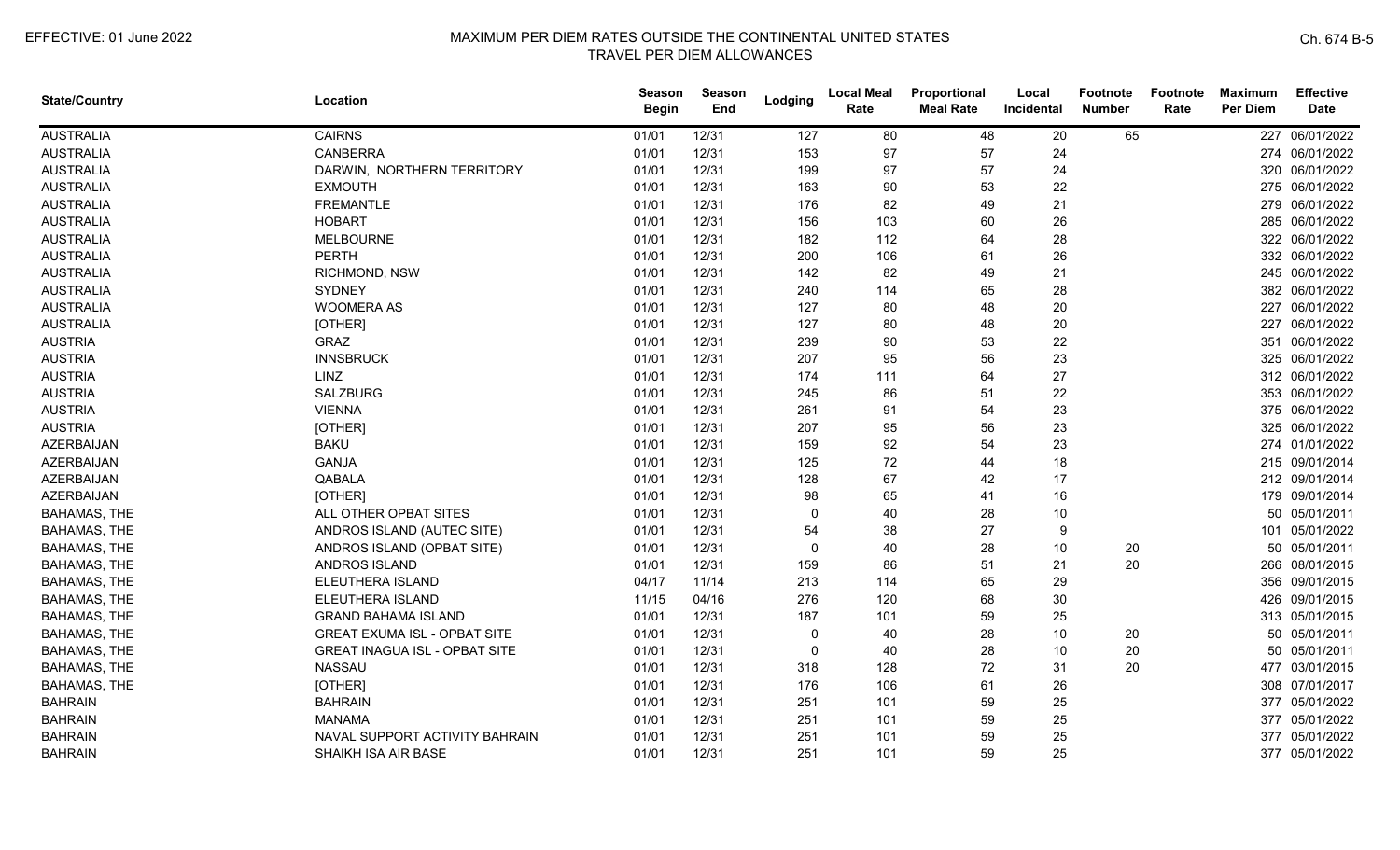EFFECTIVE: 01 June 2022

# MAXIMUM PER DIEM RATES OUTSIDE THE CONTINENTAL UNITED STATES
## TRAVEL PER DIEM ALLOWANCES

| State/Country | Location | Season Begin | Season End | Lodging | Local Meal Rate | Proportional Meal Rate | Local Incidental | Footnote Number | Footnote Rate | Maximum Per Diem | Effective Date |
|---|---|---|---|---|---|---|---|---|---|---|---|
| AUSTRALIA | CAIRNS | 01/01 | 12/31 | 127 | 80 | 48 | 20 | 65 | | 227 | 06/01/2022 |
| AUSTRALIA | CANBERRA | 01/01 | 12/31 | 153 | 97 | 57 | 24 | | | 274 | 06/01/2022 |
| AUSTRALIA | DARWIN, NORTHERN TERRITORY | 01/01 | 12/31 | 199 | 97 | 57 | 24 | | | 320 | 06/01/2022 |
| AUSTRALIA | EXMOUTH | 01/01 | 12/31 | 163 | 90 | 53 | 22 | | | 275 | 06/01/2022 |
| AUSTRALIA | FREMANTLE | 01/01 | 12/31 | 176 | 82 | 49 | 21 | | | 279 | 06/01/2022 |
| AUSTRALIA | HOBART | 01/01 | 12/31 | 156 | 103 | 60 | 26 | | | 285 | 06/01/2022 |
| AUSTRALIA | MELBOURNE | 01/01 | 12/31 | 182 | 112 | 64 | 28 | | | 322 | 06/01/2022 |
| AUSTRALIA | PERTH | 01/01 | 12/31 | 200 | 106 | 61 | 26 | | | 332 | 06/01/2022 |
| AUSTRALIA | RICHMOND, NSW | 01/01 | 12/31 | 142 | 82 | 49 | 21 | | | 245 | 06/01/2022 |
| AUSTRALIA | SYDNEY | 01/01 | 12/31 | 240 | 114 | 65 | 28 | | | 382 | 06/01/2022 |
| AUSTRALIA | WOOMERA AS | 01/01 | 12/31 | 127 | 80 | 48 | 20 | | | 227 | 06/01/2022 |
| AUSTRALIA | [OTHER] | 01/01 | 12/31 | 127 | 80 | 48 | 20 | | | 227 | 06/01/2022 |
| AUSTRIA | GRAZ | 01/01 | 12/31 | 239 | 90 | 53 | 22 | | | 351 | 06/01/2022 |
| AUSTRIA | INNSBRUCK | 01/01 | 12/31 | 207 | 95 | 56 | 23 | | | 325 | 06/01/2022 |
| AUSTRIA | LINZ | 01/01 | 12/31 | 174 | 111 | 64 | 27 | | | 312 | 06/01/2022 |
| AUSTRIA | SALZBURG | 01/01 | 12/31 | 245 | 86 | 51 | 22 | | | 353 | 06/01/2022 |
| AUSTRIA | VIENNA | 01/01 | 12/31 | 261 | 91 | 54 | 23 | | | 375 | 06/01/2022 |
| AUSTRIA | [OTHER] | 01/01 | 12/31 | 207 | 95 | 56 | 23 | | | 325 | 06/01/2022 |
| AZERBAIJAN | BAKU | 01/01 | 12/31 | 159 | 92 | 54 | 23 | | | 274 | 01/01/2022 |
| AZERBAIJAN | GANJA | 01/01 | 12/31 | 125 | 72 | 44 | 18 | | | 215 | 09/01/2014 |
| AZERBAIJAN | QABALA | 01/01 | 12/31 | 128 | 67 | 42 | 17 | | | 212 | 09/01/2014 |
| AZERBAIJAN | [OTHER] | 01/01 | 12/31 | 98 | 65 | 41 | 16 | | | 179 | 09/01/2014 |
| BAHAMAS, THE | ALL OTHER OPBAT SITES | 01/01 | 12/31 | 0 | 40 | 28 | 10 | | | 50 | 05/01/2011 |
| BAHAMAS, THE | ANDROS ISLAND (AUTEC SITE) | 01/01 | 12/31 | 54 | 38 | 27 | 9 | | | 101 | 05/01/2022 |
| BAHAMAS, THE | ANDROS ISLAND (OPBAT SITE) | 01/01 | 12/31 | 0 | 40 | 28 | 10 | 20 | | 50 | 05/01/2011 |
| BAHAMAS, THE | ANDROS ISLAND | 01/01 | 12/31 | 159 | 86 | 51 | 21 | 20 | | 266 | 08/01/2015 |
| BAHAMAS, THE | ELEUTHERA ISLAND | 04/17 | 11/14 | 213 | 114 | 65 | 29 | | | 356 | 09/01/2015 |
| BAHAMAS, THE | ELEUTHERA ISLAND | 11/15 | 04/16 | 276 | 120 | 68 | 30 | | | 426 | 09/01/2015 |
| BAHAMAS, THE | GRAND BAHAMA ISLAND | 01/01 | 12/31 | 187 | 101 | 59 | 25 | | | 313 | 05/01/2015 |
| BAHAMAS, THE | GREAT EXUMA ISL - OPBAT SITE | 01/01 | 12/31 | 0 | 40 | 28 | 10 | 20 | | 50 | 05/01/2011 |
| BAHAMAS, THE | GREAT INAGUA ISL - OPBAT SITE | 01/01 | 12/31 | 0 | 40 | 28 | 10 | 20 | | 50 | 05/01/2011 |
| BAHAMAS, THE | NASSAU | 01/01 | 12/31 | 318 | 128 | 72 | 31 | 20 | | 477 | 03/01/2015 |
| BAHAMAS, THE | [OTHER] | 01/01 | 12/31 | 176 | 106 | 61 | 26 | | | 308 | 07/01/2017 |
| BAHRAIN | BAHRAIN | 01/01 | 12/31 | 251 | 101 | 59 | 25 | | | 377 | 05/01/2022 |
| BAHRAIN | MANAMA | 01/01 | 12/31 | 251 | 101 | 59 | 25 | | | 377 | 05/01/2022 |
| BAHRAIN | NAVAL SUPPORT ACTIVITY BAHRAIN | 01/01 | 12/31 | 251 | 101 | 59 | 25 | | | 377 | 05/01/2022 |
| BAHRAIN | SHAIKH ISA AIR BASE | 01/01 | 12/31 | 251 | 101 | 59 | 25 | | | 377 | 05/01/2022 |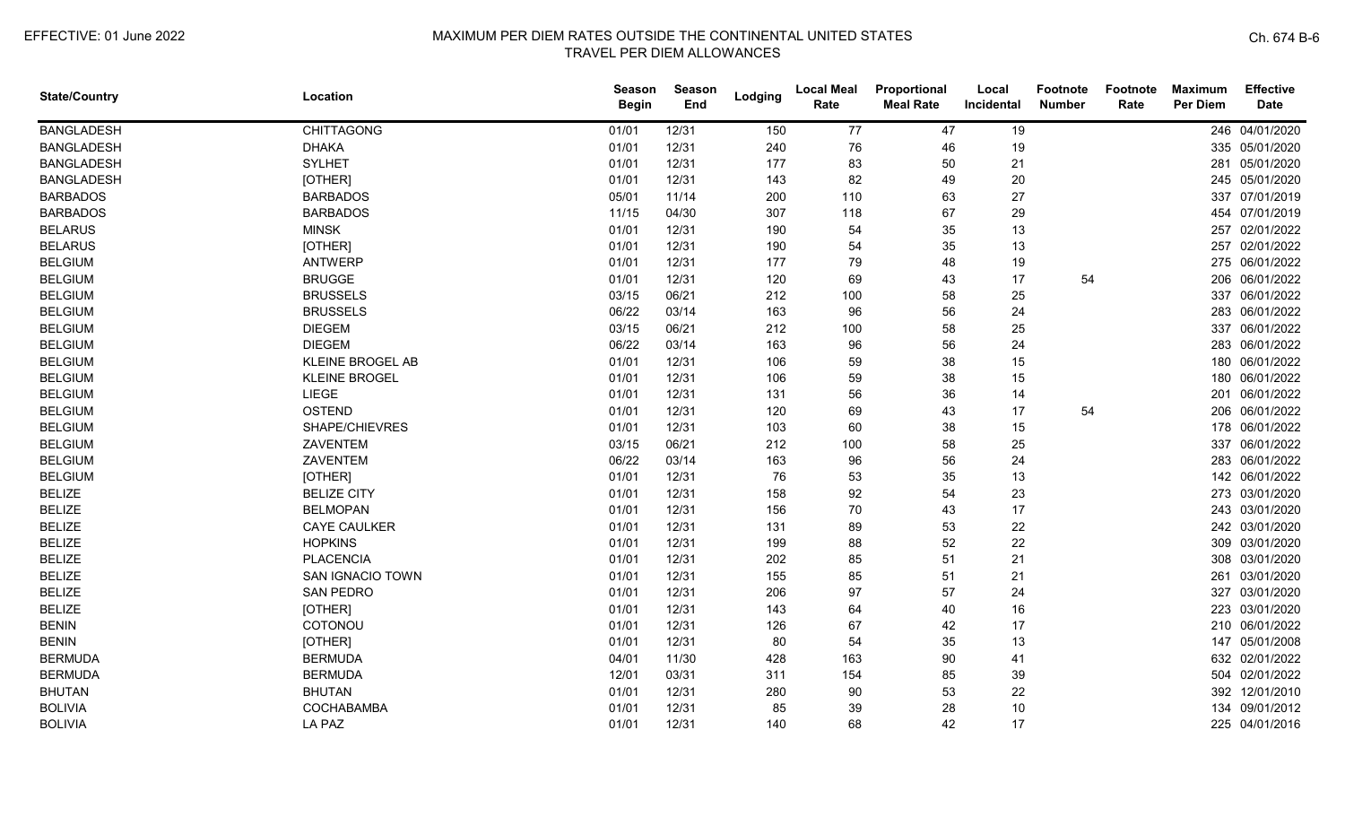# MAXIMUM PER DIEM RATES OUTSIDE THE CONTINENTAL UNITED STATES
## TRAVEL PER DIEM ALLOWANCES

EFFECTIVE: 01 June 2022

Ch. 674 B-6

| State/Country | Location | Season Begin | Season End | Lodging | Local Meal Rate | Proportional Meal Rate | Local Incidental | Footnote Number | Footnote Rate | Maximum Per Diem | Effective Date |
|---|---|---|---|---|---|---|---|---|---|---|---|
| BANGLADESH | CHITTAGONG | 01/01 | 12/31 | 150 | 77 | 47 | 19 | | | 246 | 04/01/2020 |
| BANGLADESH | DHAKA | 01/01 | 12/31 | 240 | 76 | 46 | 19 | | | 335 | 05/01/2020 |
| BANGLADESH | SYLHET | 01/01 | 12/31 | 177 | 83 | 50 | 21 | | | 281 | 05/01/2020 |
| BANGLADESH | [OTHER] | 01/01 | 12/31 | 143 | 82 | 49 | 20 | | | 245 | 05/01/2020 |
| BARBADOS | BARBADOS | 05/01 | 11/14 | 200 | 110 | 63 | 27 | | | 337 | 07/01/2019 |
| BARBADOS | BARBADOS | 11/15 | 04/30 | 307 | 118 | 67 | 29 | | | 454 | 07/01/2019 |
| BELARUS | MINSK | 01/01 | 12/31 | 190 | 54 | 35 | 13 | | | 257 | 02/01/2022 |
| BELARUS | [OTHER] | 01/01 | 12/31 | 190 | 54 | 35 | 13 | | | 257 | 02/01/2022 |
| BELGIUM | ANTWERP | 01/01 | 12/31 | 177 | 79 | 48 | 19 | | | 275 | 06/01/2022 |
| BELGIUM | BRUGGE | 01/01 | 12/31 | 120 | 69 | 43 | 17 | 54 | | 206 | 06/01/2022 |
| BELGIUM | BRUSSELS | 03/15 | 06/21 | 212 | 100 | 58 | 25 | | | 337 | 06/01/2022 |
| BELGIUM | BRUSSELS | 06/22 | 03/14 | 163 | 96 | 56 | 24 | | | 283 | 06/01/2022 |
| BELGIUM | DIEGEM | 03/15 | 06/21 | 212 | 100 | 58 | 25 | | | 337 | 06/01/2022 |
| BELGIUM | DIEGEM | 06/22 | 03/14 | 163 | 96 | 56 | 24 | | | 283 | 06/01/2022 |
| BELGIUM | KLEINE BROGEL AB | 01/01 | 12/31 | 106 | 59 | 38 | 15 | | | 180 | 06/01/2022 |
| BELGIUM | KLEINE BROGEL | 01/01 | 12/31 | 106 | 59 | 38 | 15 | | | 180 | 06/01/2022 |
| BELGIUM | LIEGE | 01/01 | 12/31 | 131 | 56 | 36 | 14 | | | 201 | 06/01/2022 |
| BELGIUM | OSTEND | 01/01 | 12/31 | 120 | 69 | 43 | 17 | 54 | | 206 | 06/01/2022 |
| BELGIUM | SHAPE/CHIEVRES | 01/01 | 12/31 | 103 | 60 | 38 | 15 | | | 178 | 06/01/2022 |
| BELGIUM | ZAVENTEM | 03/15 | 06/21 | 212 | 100 | 58 | 25 | | | 337 | 06/01/2022 |
| BELGIUM | ZAVENTEM | 06/22 | 03/14 | 163 | 96 | 56 | 24 | | | 283 | 06/01/2022 |
| BELGIUM | [OTHER] | 01/01 | 12/31 | 76 | 53 | 35 | 13 | | | 142 | 06/01/2022 |
| BELIZE | BELIZE CITY | 01/01 | 12/31 | 158 | 92 | 54 | 23 | | | 273 | 03/01/2020 |
| BELIZE | BELMOPAN | 01/01 | 12/31 | 156 | 70 | 43 | 17 | | | 243 | 03/01/2020 |
| BELIZE | CAYE CAULKER | 01/01 | 12/31 | 131 | 89 | 53 | 22 | | | 242 | 03/01/2020 |
| BELIZE | HOPKINS | 01/01 | 12/31 | 199 | 88 | 52 | 22 | | | 309 | 03/01/2020 |
| BELIZE | PLACENCIA | 01/01 | 12/31 | 202 | 85 | 51 | 21 | | | 308 | 03/01/2020 |
| BELIZE | SAN IGNACIO TOWN | 01/01 | 12/31 | 155 | 85 | 51 | 21 | | | 261 | 03/01/2020 |
| BELIZE | SAN PEDRO | 01/01 | 12/31 | 206 | 97 | 57 | 24 | | | 327 | 03/01/2020 |
| BELIZE | [OTHER] | 01/01 | 12/31 | 143 | 64 | 40 | 16 | | | 223 | 03/01/2020 |
| BENIN | COTONOU | 01/01 | 12/31 | 126 | 67 | 42 | 17 | | | 210 | 06/01/2022 |
| BENIN | [OTHER] | 01/01 | 12/31 | 80 | 54 | 35 | 13 | | | 147 | 05/01/2008 |
| BERMUDA | BERMUDA | 04/01 | 11/30 | 428 | 163 | 90 | 41 | | | 632 | 02/01/2022 |
| BERMUDA | BERMUDA | 12/01 | 03/31 | 311 | 154 | 85 | 39 | | | 504 | 02/01/2022 |
| BHUTAN | BHUTAN | 01/01 | 12/31 | 280 | 90 | 53 | 22 | | | 392 | 12/01/2010 |
| BOLIVIA | COCHABAMBA | 01/01 | 12/31 | 85 | 39 | 28 | 10 | | | 134 | 09/01/2012 |
| BOLIVIA | LA PAZ | 01/01 | 12/31 | 140 | 68 | 42 | 17 | | | 225 | 04/01/2016 |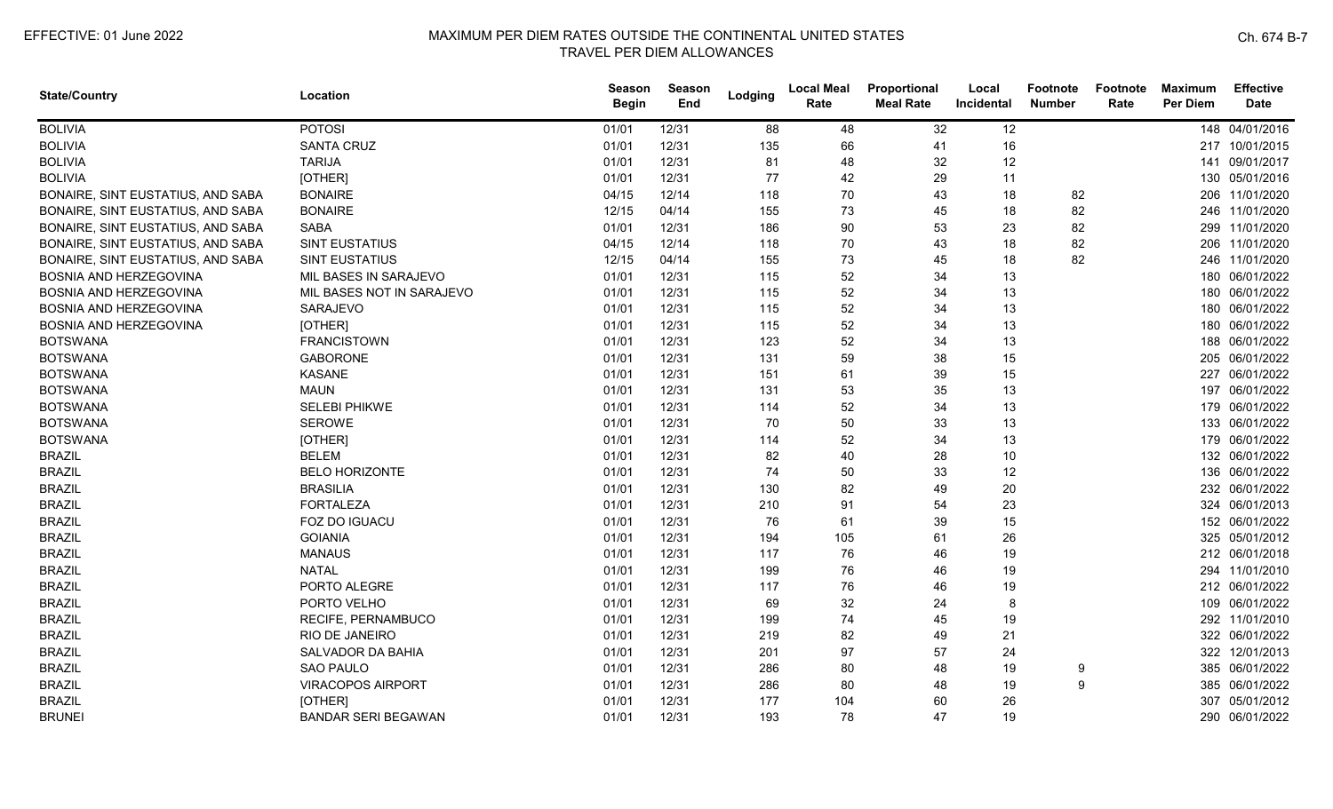| State/Country | Location | Season Begin | Season End | Lodging | Local Meal Rate | Proportional Meal Rate | Local Incidental | Footnote Number | Footnote Rate | Maximum Per Diem | Effective Date |
|---|---|---|---|---|---|---|---|---|---|---|---|
| BOLIVIA | POTOSI | 01/01 | 12/31 | 88 | 48 | 32 | 12 | | | 148 | 04/01/2016 |
| BOLIVIA | SANTA CRUZ | 01/01 | 12/31 | 135 | 66 | 41 | 16 | | | 217 | 10/01/2015 |
| BOLIVIA | TARIJA | 01/01 | 12/31 | 81 | 48 | 32 | 12 | | | 141 | 09/01/2017 |
| BOLIVIA | [OTHER] | 01/01 | 12/31 | 77 | 42 | 29 | 11 | | | 130 | 05/01/2016 |
| BONAIRE, SINT EUSTATIUS, AND SABA | BONAIRE | 04/15 | 12/14 | 118 | 70 | 43 | 18 | 82 | | 206 | 11/01/2020 |
| BONAIRE, SINT EUSTATIUS, AND SABA | BONAIRE | 12/15 | 04/14 | 155 | 73 | 45 | 18 | 82 | | 246 | 11/01/2020 |
| BONAIRE, SINT EUSTATIUS, AND SABA | SABA | 01/01 | 12/31 | 186 | 90 | 53 | 23 | 82 | | 299 | 11/01/2020 |
| BONAIRE, SINT EUSTATIUS, AND SABA | SINT EUSTATIUS | 04/15 | 12/14 | 118 | 70 | 43 | 18 | 82 | | 206 | 11/01/2020 |
| BONAIRE, SINT EUSTATIUS, AND SABA | SINT EUSTATIUS | 12/15 | 04/14 | 155 | 73 | 45 | 18 | 82 | | 246 | 11/01/2020 |
| BOSNIA AND HERZEGOVINA | MIL BASES IN SARAJEVO | 01/01 | 12/31 | 115 | 52 | 34 | 13 | | | 180 | 06/01/2022 |
| BOSNIA AND HERZEGOVINA | MIL BASES NOT IN SARAJEVO | 01/01 | 12/31 | 115 | 52 | 34 | 13 | | | 180 | 06/01/2022 |
| BOSNIA AND HERZEGOVINA | SARAJEVO | 01/01 | 12/31 | 115 | 52 | 34 | 13 | | | 180 | 06/01/2022 |
| BOSNIA AND HERZEGOVINA | [OTHER] | 01/01 | 12/31 | 115 | 52 | 34 | 13 | | | 180 | 06/01/2022 |
| BOTSWANA | FRANCISTOWN | 01/01 | 12/31 | 123 | 52 | 34 | 13 | | | 188 | 06/01/2022 |
| BOTSWANA | GABORONE | 01/01 | 12/31 | 131 | 59 | 38 | 15 | | | 205 | 06/01/2022 |
| BOTSWANA | KASANE | 01/01 | 12/31 | 151 | 61 | 39 | 15 | | | 227 | 06/01/2022 |
| BOTSWANA | MAUN | 01/01 | 12/31 | 131 | 53 | 35 | 13 | | | 197 | 06/01/2022 |
| BOTSWANA | SELEBI PHIKWE | 01/01 | 12/31 | 114 | 52 | 34 | 13 | | | 179 | 06/01/2022 |
| BOTSWANA | SEROWE | 01/01 | 12/31 | 70 | 50 | 33 | 13 | | | 133 | 06/01/2022 |
| BOTSWANA | [OTHER] | 01/01 | 12/31 | 114 | 52 | 34 | 13 | | | 179 | 06/01/2022 |
| BRAZIL | BELEM | 01/01 | 12/31 | 82 | 40 | 28 | 10 | | | 132 | 06/01/2022 |
| BRAZIL | BELO HORIZONTE | 01/01 | 12/31 | 74 | 50 | 33 | 12 | | | 136 | 06/01/2022 |
| BRAZIL | BRASILIA | 01/01 | 12/31 | 130 | 82 | 49 | 20 | | | 232 | 06/01/2022 |
| BRAZIL | FORTALEZA | 01/01 | 12/31 | 210 | 91 | 54 | 23 | | | 324 | 06/01/2013 |
| BRAZIL | FOZ DO IGUACU | 01/01 | 12/31 | 76 | 61 | 39 | 15 | | | 152 | 06/01/2022 |
| BRAZIL | GOIANIA | 01/01 | 12/31 | 194 | 105 | 61 | 26 | | | 325 | 05/01/2012 |
| BRAZIL | MANAUS | 01/01 | 12/31 | 117 | 76 | 46 | 19 | | | 212 | 06/01/2018 |
| BRAZIL | NATAL | 01/01 | 12/31 | 199 | 76 | 46 | 19 | | | 294 | 11/01/2010 |
| BRAZIL | PORTO ALEGRE | 01/01 | 12/31 | 117 | 76 | 46 | 19 | | | 212 | 06/01/2022 |
| BRAZIL | PORTO VELHO | 01/01 | 12/31 | 69 | 32 | 24 | 8 | | | 109 | 06/01/2022 |
| BRAZIL | RECIFE, PERNAMBUCO | 01/01 | 12/31 | 199 | 74 | 45 | 19 | | | 292 | 11/01/2010 |
| BRAZIL | RIO DE JANEIRO | 01/01 | 12/31 | 219 | 82 | 49 | 21 | | | 322 | 06/01/2022 |
| BRAZIL | SALVADOR DA BAHIA | 01/01 | 12/31 | 201 | 97 | 57 | 24 | | | 322 | 12/01/2013 |
| BRAZIL | SAO PAULO | 01/01 | 12/31 | 286 | 80 | 48 | 19 | 9 | | 385 | 06/01/2022 |
| BRAZIL | VIRACOPOS AIRPORT | 01/01 | 12/31 | 286 | 80 | 48 | 19 | 9 | | 385 | 06/01/2022 |
| BRAZIL | [OTHER] | 01/01 | 12/31 | 177 | 104 | 60 | 26 | | | 307 | 05/01/2012 |
| BRUNEI | BANDAR SERI BEGAWAN | 01/01 | 12/31 | 193 | 78 | 47 | 19 | | | 290 | 06/01/2022 |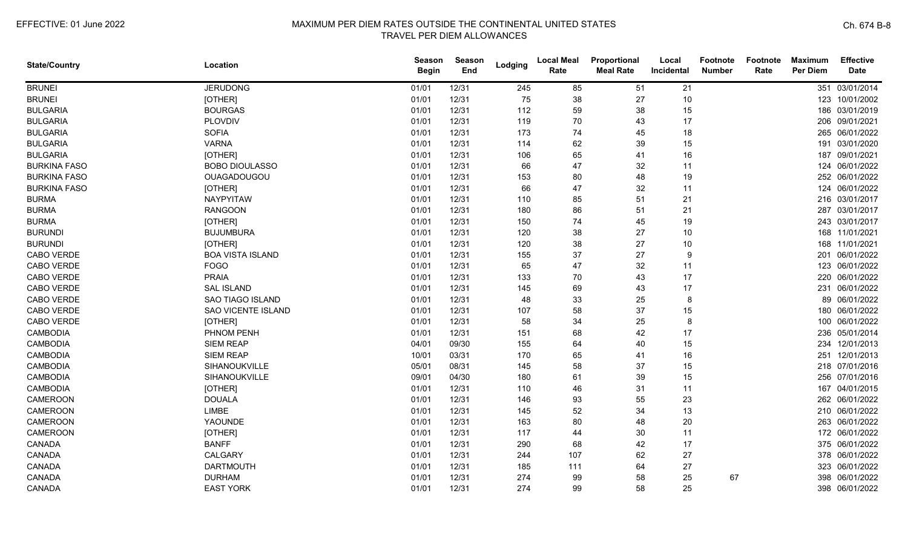| State/Country | Location | Season Begin | Season End | Lodging | Local Meal Rate | Proportional Meal Rate | Local Incidental | Footnote Number | Footnote Rate | Maximum Per Diem | Effective Date |
|---|---|---|---|---|---|---|---|---|---|---|---|
| BRUNEI | JERUDONG | 01/01 | 12/31 | 245 | 85 | 51 | 21 | | | 351 | 03/01/2014 |
| BRUNEI | [OTHER] | 01/01 | 12/31 | 75 | 38 | 27 | 10 | | | 123 | 10/01/2002 |
| BULGARIA | BOURGAS | 01/01 | 12/31 | 112 | 59 | 38 | 15 | | | 186 | 03/01/2019 |
| BULGARIA | PLOVDIV | 01/01 | 12/31 | 119 | 70 | 43 | 17 | | | 206 | 09/01/2021 |
| BULGARIA | SOFIA | 01/01 | 12/31 | 173 | 74 | 45 | 18 | | | 265 | 06/01/2022 |
| BULGARIA | VARNA | 01/01 | 12/31 | 114 | 62 | 39 | 15 | | | 191 | 03/01/2020 |
| BULGARIA | [OTHER] | 01/01 | 12/31 | 106 | 65 | 41 | 16 | | | 187 | 09/01/2021 |
| BURKINA FASO | BOBO DIOULASSO | 01/01 | 12/31 | 66 | 47 | 32 | 11 | | | 124 | 06/01/2022 |
| BURKINA FASO | OUAGADOUGOU | 01/01 | 12/31 | 153 | 80 | 48 | 19 | | | 252 | 06/01/2022 |
| BURKINA FASO | [OTHER] | 01/01 | 12/31 | 66 | 47 | 32 | 11 | | | 124 | 06/01/2022 |
| BURMA | NAYPYITAW | 01/01 | 12/31 | 110 | 85 | 51 | 21 | | | 216 | 03/01/2017 |
| BURMA | RANGOON | 01/01 | 12/31 | 180 | 86 | 51 | 21 | | | 287 | 03/01/2017 |
| BURMA | [OTHER] | 01/01 | 12/31 | 150 | 74 | 45 | 19 | | | 243 | 03/01/2017 |
| BURUNDI | BUJUMBURA | 01/01 | 12/31 | 120 | 38 | 27 | 10 | | | 168 | 11/01/2021 |
| BURUNDI | [OTHER] | 01/01 | 12/31 | 120 | 38 | 27 | 10 | | | 168 | 11/01/2021 |
| CABO VERDE | BOA VISTA ISLAND | 01/01 | 12/31 | 155 | 37 | 27 | 9 | | | 201 | 06/01/2022 |
| CABO VERDE | FOGO | 01/01 | 12/31 | 65 | 47 | 32 | 11 | | | 123 | 06/01/2022 |
| CABO VERDE | PRAIA | 01/01 | 12/31 | 133 | 70 | 43 | 17 | | | 220 | 06/01/2022 |
| CABO VERDE | SAL ISLAND | 01/01 | 12/31 | 145 | 69 | 43 | 17 | | | 231 | 06/01/2022 |
| CABO VERDE | SAO TIAGO ISLAND | 01/01 | 12/31 | 48 | 33 | 25 | 8 | | | 89 | 06/01/2022 |
| CABO VERDE | SAO VICENTE ISLAND | 01/01 | 12/31 | 107 | 58 | 37 | 15 | | | 180 | 06/01/2022 |
| CABO VERDE | [OTHER] | 01/01 | 12/31 | 58 | 34 | 25 | 8 | | | 100 | 06/01/2022 |
| CAMBODIA | PHNOM PENH | 01/01 | 12/31 | 151 | 68 | 42 | 17 | | | 236 | 05/01/2014 |
| CAMBODIA | SIEM REAP | 04/01 | 09/30 | 155 | 64 | 40 | 15 | | | 234 | 12/01/2013 |
| CAMBODIA | SIEM REAP | 10/01 | 03/31 | 170 | 65 | 41 | 16 | | | 251 | 12/01/2013 |
| CAMBODIA | SIHANOUKVILLE | 05/01 | 08/31 | 145 | 58 | 37 | 15 | | | 218 | 07/01/2016 |
| CAMBODIA | SIHANOUKVILLE | 09/01 | 04/30 | 180 | 61 | 39 | 15 | | | 256 | 07/01/2016 |
| CAMBODIA | [OTHER] | 01/01 | 12/31 | 110 | 46 | 31 | 11 | | | 167 | 04/01/2015 |
| CAMEROON | DOUALA | 01/01 | 12/31 | 146 | 93 | 55 | 23 | | | 262 | 06/01/2022 |
| CAMEROON | LIMBE | 01/01 | 12/31 | 145 | 52 | 34 | 13 | | | 210 | 06/01/2022 |
| CAMEROON | YAOUNDE | 01/01 | 12/31 | 163 | 80 | 48 | 20 | | | 263 | 06/01/2022 |
| CAMEROON | [OTHER] | 01/01 | 12/31 | 117 | 44 | 30 | 11 | | | 172 | 06/01/2022 |
| CANADA | BANFF | 01/01 | 12/31 | 290 | 68 | 42 | 17 | | | 375 | 06/01/2022 |
| CANADA | CALGARY | 01/01 | 12/31 | 244 | 107 | 62 | 27 | | | 378 | 06/01/2022 |
| CANADA | DARTMOUTH | 01/01 | 12/31 | 185 | 111 | 64 | 27 | | | 323 | 06/01/2022 |
| CANADA | DURHAM | 01/01 | 12/31 | 274 | 99 | 58 | 25 | 67 | | 398 | 06/01/2022 |
| CANADA | EAST YORK | 01/01 | 12/31 | 274 | 99 | 58 | 25 | | | 398 | 06/01/2022 |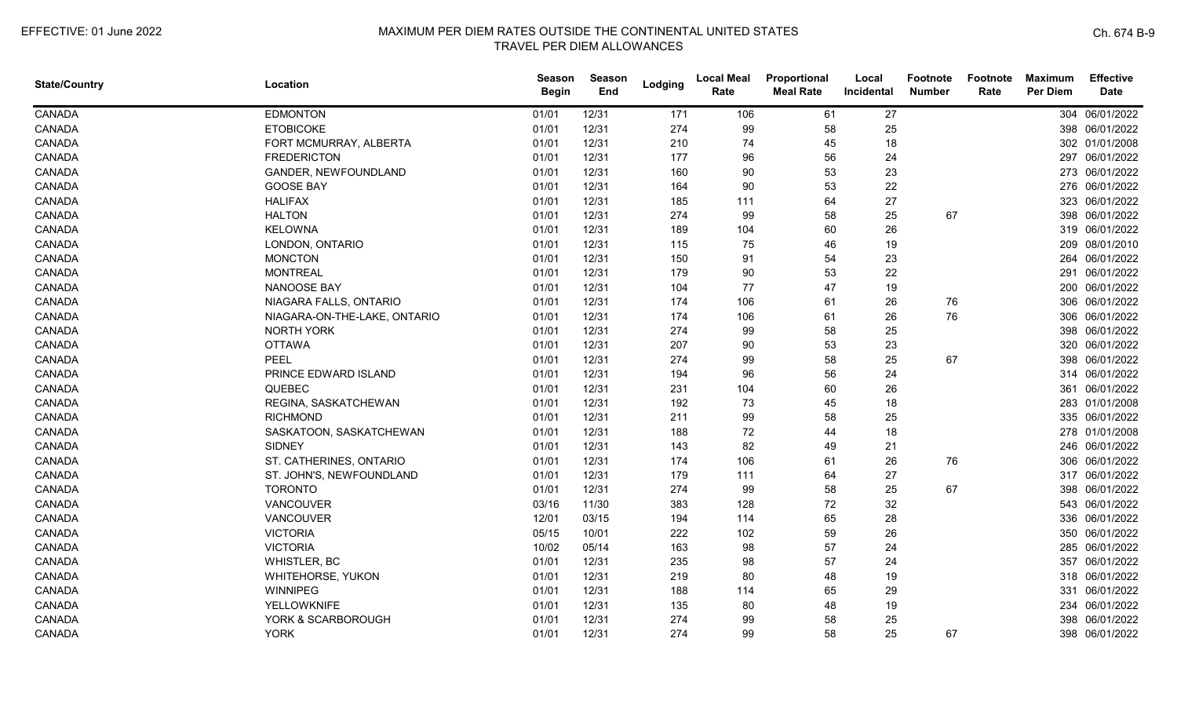| State/Country | Location | Season Begin | Season End | Lodging | Local Meal Rate | Proportional Meal Rate | Local Incidental | Footnote Number | Footnote Rate | Maximum Per Diem | Effective Date |
|---|---|---|---|---|---|---|---|---|---|---|---|
| CANADA | EDMONTON | 01/01 | 12/31 | 171 | 106 | 61 | 27 | | | 304 | 06/01/2022 |
| CANADA | ETOBICOKE | 01/01 | 12/31 | 274 | 99 | 58 | 25 | | | 398 | 06/01/2022 |
| CANADA | FORT MCMURRAY, ALBERTA | 01/01 | 12/31 | 210 | 74 | 45 | 18 | | | 302 | 01/01/2008 |
| CANADA | FREDERICTON | 01/01 | 12/31 | 177 | 96 | 56 | 24 | | | 297 | 06/01/2022 |
| CANADA | GANDER, NEWFOUNDLAND | 01/01 | 12/31 | 160 | 90 | 53 | 23 | | | 273 | 06/01/2022 |
| CANADA | GOOSE BAY | 01/01 | 12/31 | 164 | 90 | 53 | 22 | | | 276 | 06/01/2022 |
| CANADA | HALIFAX | 01/01 | 12/31 | 185 | 111 | 64 | 27 | | | 323 | 06/01/2022 |
| CANADA | HALTON | 01/01 | 12/31 | 274 | 99 | 58 | 25 | 67 | | 398 | 06/01/2022 |
| CANADA | KELOWNA | 01/01 | 12/31 | 189 | 104 | 60 | 26 | | | 319 | 06/01/2022 |
| CANADA | LONDON, ONTARIO | 01/01 | 12/31 | 115 | 75 | 46 | 19 | | | 209 | 08/01/2010 |
| CANADA | MONCTON | 01/01 | 12/31 | 150 | 91 | 54 | 23 | | | 264 | 06/01/2022 |
| CANADA | MONTREAL | 01/01 | 12/31 | 179 | 90 | 53 | 22 | | | 291 | 06/01/2022 |
| CANADA | NANOOSE BAY | 01/01 | 12/31 | 104 | 77 | 47 | 19 | | | 200 | 06/01/2022 |
| CANADA | NIAGARA FALLS, ONTARIO | 01/01 | 12/31 | 174 | 106 | 61 | 26 | 76 | | 306 | 06/01/2022 |
| CANADA | NIAGARA-ON-THE-LAKE, ONTARIO | 01/01 | 12/31 | 174 | 106 | 61 | 26 | 76 | | 306 | 06/01/2022 |
| CANADA | NORTH YORK | 01/01 | 12/31 | 274 | 99 | 58 | 25 | | | 398 | 06/01/2022 |
| CANADA | OTTAWA | 01/01 | 12/31 | 207 | 90 | 53 | 23 | | | 320 | 06/01/2022 |
| CANADA | PEEL | 01/01 | 12/31 | 274 | 99 | 58 | 25 | 67 | | 398 | 06/01/2022 |
| CANADA | PRINCE EDWARD ISLAND | 01/01 | 12/31 | 194 | 96 | 56 | 24 | | | 314 | 06/01/2022 |
| CANADA | QUEBEC | 01/01 | 12/31 | 231 | 104 | 60 | 26 | | | 361 | 06/01/2022 |
| CANADA | REGINA, SASKATCHEWAN | 01/01 | 12/31 | 192 | 73 | 45 | 18 | | | 283 | 01/01/2008 |
| CANADA | RICHMOND | 01/01 | 12/31 | 211 | 99 | 58 | 25 | | | 335 | 06/01/2022 |
| CANADA | SASKATOON, SASKATCHEWAN | 01/01 | 12/31 | 188 | 72 | 44 | 18 | | | 278 | 01/01/2008 |
| CANADA | SIDNEY | 01/01 | 12/31 | 143 | 82 | 49 | 21 | | | 246 | 06/01/2022 |
| CANADA | ST. CATHERINES, ONTARIO | 01/01 | 12/31 | 174 | 106 | 61 | 26 | 76 | | 306 | 06/01/2022 |
| CANADA | ST. JOHN'S, NEWFOUNDLAND | 01/01 | 12/31 | 179 | 111 | 64 | 27 | | | 317 | 06/01/2022 |
| CANADA | TORONTO | 01/01 | 12/31 | 274 | 99 | 58 | 25 | 67 | | 398 | 06/01/2022 |
| CANADA | VANCOUVER | 03/16 | 11/30 | 383 | 128 | 72 | 32 | | | 543 | 06/01/2022 |
| CANADA | VANCOUVER | 12/01 | 03/15 | 194 | 114 | 65 | 28 | | | 336 | 06/01/2022 |
| CANADA | VICTORIA | 05/15 | 10/01 | 222 | 102 | 59 | 26 | | | 350 | 06/01/2022 |
| CANADA | VICTORIA | 10/02 | 05/14 | 163 | 98 | 57 | 24 | | | 285 | 06/01/2022 |
| CANADA | WHISTLER, BC | 01/01 | 12/31 | 235 | 98 | 57 | 24 | | | 357 | 06/01/2022 |
| CANADA | WHITEHORSE, YUKON | 01/01 | 12/31 | 219 | 80 | 48 | 19 | | | 318 | 06/01/2022 |
| CANADA | WINNIPEG | 01/01 | 12/31 | 188 | 114 | 65 | 29 | | | 331 | 06/01/2022 |
| CANADA | YELLOWKNIFE | 01/01 | 12/31 | 135 | 80 | 48 | 19 | | | 234 | 06/01/2022 |
| CANADA | YORK & SCARBOROUGH | 01/01 | 12/31 | 274 | 99 | 58 | 25 | | | 398 | 06/01/2022 |
| CANADA | YORK | 01/01 | 12/31 | 274 | 99 | 58 | 25 | 67 | | 398 | 06/01/2022 |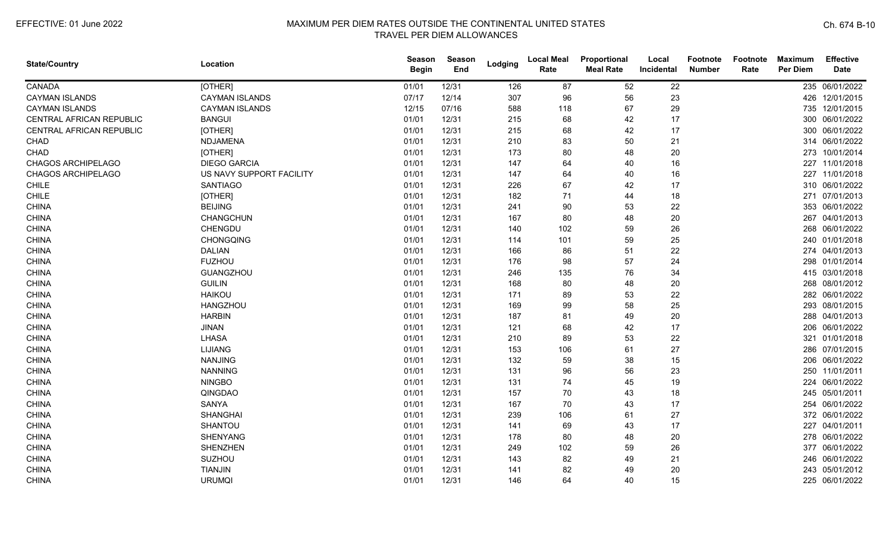# MAXIMUM PER DIEM RATES OUTSIDE THE CONTINENTAL UNITED STATES

## TRAVEL PER DIEM ALLOWANCES

EFFECTIVE: 01 June 2022

| State/Country | Location | Season Begin | Season End | Lodging | Local Meal Rate | Proportional Meal Rate | Local Incidental | Footnote Number | Footnote Rate | Maximum Per Diem | Effective Date |
|---|---|---|---|---|---|---|---|---|---|---|---|
| CANADA | [OTHER] | 01/01 | 12/31 | 126 | 87 | 52 | 22 | | | 235 | 06/01/2022 |
| CAYMAN ISLANDS | CAYMAN ISLANDS | 07/17 | 12/14 | 307 | 96 | 56 | 23 | | | 426 | 12/01/2015 |
| CAYMAN ISLANDS | CAYMAN ISLANDS | 12/15 | 07/16 | 588 | 118 | 67 | 29 | | | 735 | 12/01/2015 |
| CENTRAL AFRICAN REPUBLIC | BANGUI | 01/01 | 12/31 | 215 | 68 | 42 | 17 | | | 300 | 06/01/2022 |
| CENTRAL AFRICAN REPUBLIC | [OTHER] | 01/01 | 12/31 | 215 | 68 | 42 | 17 | | | 300 | 06/01/2022 |
| CHAD | NDJAMENA | 01/01 | 12/31 | 210 | 83 | 50 | 21 | | | 314 | 06/01/2022 |
| CHAD | [OTHER] | 01/01 | 12/31 | 173 | 80 | 48 | 20 | | | 273 | 10/01/2014 |
| CHAGOS ARCHIPELAGO | DIEGO GARCIA | 01/01 | 12/31 | 147 | 64 | 40 | 16 | | | 227 | 11/01/2018 |
| CHAGOS ARCHIPELAGO | US NAVY SUPPORT FACILITY | 01/01 | 12/31 | 147 | 64 | 40 | 16 | | | 227 | 11/01/2018 |
| CHILE | SANTIAGO | 01/01 | 12/31 | 226 | 67 | 42 | 17 | | | 310 | 06/01/2022 |
| CHILE | [OTHER] | 01/01 | 12/31 | 182 | 71 | 44 | 18 | | | 271 | 07/01/2013 |
| CHINA | BEIJING | 01/01 | 12/31 | 241 | 90 | 53 | 22 | | | 353 | 06/01/2022 |
| CHINA | CHANGCHUN | 01/01 | 12/31 | 167 | 80 | 48 | 20 | | | 267 | 04/01/2013 |
| CHINA | CHENGDU | 01/01 | 12/31 | 140 | 102 | 59 | 26 | | | 268 | 06/01/2022 |
| CHINA | CHONGQING | 01/01 | 12/31 | 114 | 101 | 59 | 25 | | | 240 | 01/01/2018 |
| CHINA | DALIAN | 01/01 | 12/31 | 166 | 86 | 51 | 22 | | | 274 | 04/01/2013 |
| CHINA | FUZHOU | 01/01 | 12/31 | 176 | 98 | 57 | 24 | | | 298 | 01/01/2014 |
| CHINA | GUANGZHOU | 01/01 | 12/31 | 246 | 135 | 76 | 34 | | | 415 | 03/01/2018 |
| CHINA | GUILIN | 01/01 | 12/31 | 168 | 80 | 48 | 20 | | | 268 | 08/01/2012 |
| CHINA | HAIKOU | 01/01 | 12/31 | 171 | 89 | 53 | 22 | | | 282 | 06/01/2022 |
| CHINA | HANGZHOU | 01/01 | 12/31 | 169 | 99 | 58 | 25 | | | 293 | 08/01/2015 |
| CHINA | HARBIN | 01/01 | 12/31 | 187 | 81 | 49 | 20 | | | 288 | 04/01/2013 |
| CHINA | JINAN | 01/01 | 12/31 | 121 | 68 | 42 | 17 | | | 206 | 06/01/2022 |
| CHINA | LHASA | 01/01 | 12/31 | 210 | 89 | 53 | 22 | | | 321 | 01/01/2018 |
| CHINA | LIJIANG | 01/01 | 12/31 | 153 | 106 | 61 | 27 | | | 286 | 07/01/2015 |
| CHINA | NANJING | 01/01 | 12/31 | 132 | 59 | 38 | 15 | | | 206 | 06/01/2022 |
| CHINA | NANNING | 01/01 | 12/31 | 131 | 96 | 56 | 23 | | | 250 | 11/01/2011 |
| CHINA | NINGBO | 01/01 | 12/31 | 131 | 74 | 45 | 19 | | | 224 | 06/01/2022 |
| CHINA | QINGDAO | 01/01 | 12/31 | 157 | 70 | 43 | 18 | | | 245 | 05/01/2011 |
| CHINA | SANYA | 01/01 | 12/31 | 167 | 70 | 43 | 17 | | | 254 | 06/01/2022 |
| CHINA | SHANGHAI | 01/01 | 12/31 | 239 | 106 | 61 | 27 | | | 372 | 06/01/2022 |
| CHINA | SHANTOU | 01/01 | 12/31 | 141 | 69 | 43 | 17 | | | 227 | 04/01/2011 |
| CHINA | SHENYANG | 01/01 | 12/31 | 178 | 80 | 48 | 20 | | | 278 | 06/01/2022 |
| CHINA | SHENZHEN | 01/01 | 12/31 | 249 | 102 | 59 | 26 | | | 377 | 06/01/2022 |
| CHINA | SUZHOU | 01/01 | 12/31 | 143 | 82 | 49 | 21 | | | 246 | 06/01/2022 |
| CHINA | TIANJIN | 01/01 | 12/31 | 141 | 82 | 49 | 20 | | | 243 | 05/01/2012 |
| CHINA | URUMQI | 01/01 | 12/31 | 146 | 64 | 40 | 15 | | | 225 | 06/01/2022 |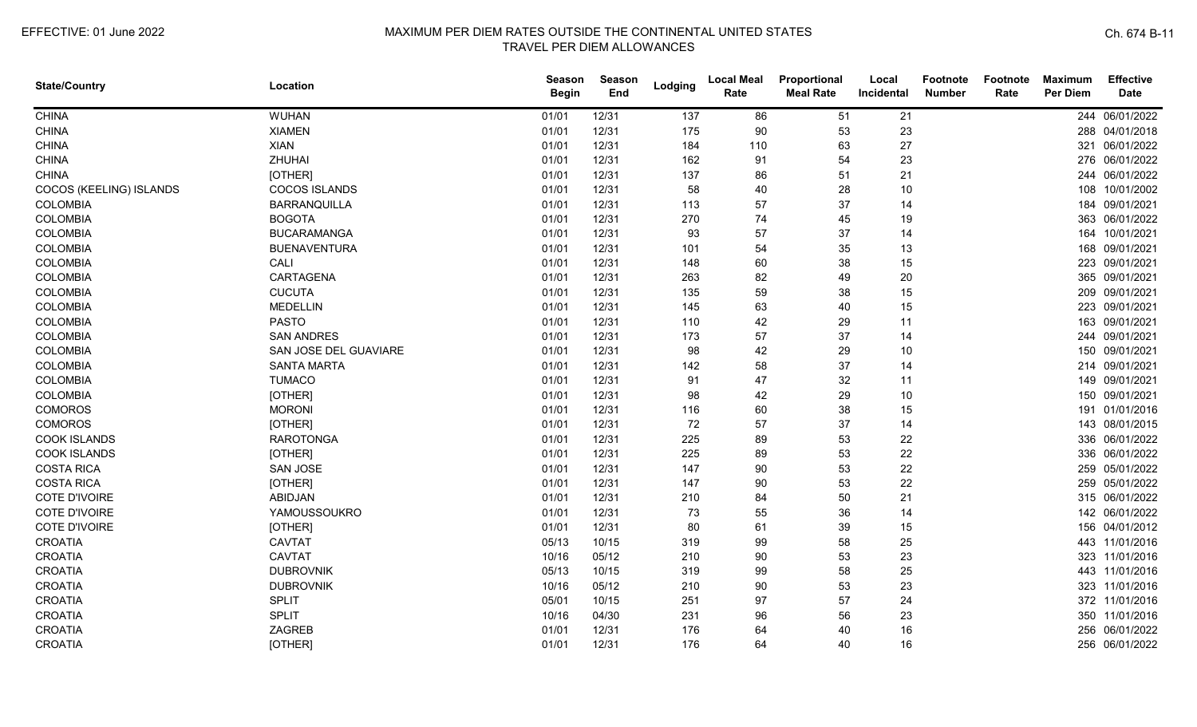| State/Country | Location | Season Begin | Season End | Lodging | Local Meal Rate | Proportional Meal Rate | Local Incidental | Footnote Number | Footnote Rate | Maximum Per Diem | Effective Date |
|---|---|---|---|---|---|---|---|---|---|---|---|
| CHINA | WUHAN | 01/01 | 12/31 | 137 | 86 | 51 | 21 | | | 244 | 06/01/2022 |
| CHINA | XIAMEN | 01/01 | 12/31 | 175 | 90 | 53 | 23 | | | 288 | 04/01/2018 |
| CHINA | XIAN | 01/01 | 12/31 | 184 | 110 | 63 | 27 | | | 321 | 06/01/2022 |
| CHINA | ZHUHAI | 01/01 | 12/31 | 162 | 91 | 54 | 23 | | | 276 | 06/01/2022 |
| CHINA | [OTHER] | 01/01 | 12/31 | 137 | 86 | 51 | 21 | | | 244 | 06/01/2022 |
| COCOS (KEELING) ISLANDS | COCOS ISLANDS | 01/01 | 12/31 | 58 | 40 | 28 | 10 | | | 108 | 10/01/2002 |
| COLOMBIA | BARRANQUILLA | 01/01 | 12/31 | 113 | 57 | 37 | 14 | | | 184 | 09/01/2021 |
| COLOMBIA | BOGOTA | 01/01 | 12/31 | 270 | 74 | 45 | 19 | | | 363 | 06/01/2022 |
| COLOMBIA | BUCARAMANGA | 01/01 | 12/31 | 93 | 57 | 37 | 14 | | | 164 | 10/01/2021 |
| COLOMBIA | BUENAVENTURA | 01/01 | 12/31 | 101 | 54 | 35 | 13 | | | 168 | 09/01/2021 |
| COLOMBIA | CALI | 01/01 | 12/31 | 148 | 60 | 38 | 15 | | | 223 | 09/01/2021 |
| COLOMBIA | CARTAGENA | 01/01 | 12/31 | 263 | 82 | 49 | 20 | | | 365 | 09/01/2021 |
| COLOMBIA | CUCUTA | 01/01 | 12/31 | 135 | 59 | 38 | 15 | | | 209 | 09/01/2021 |
| COLOMBIA | MEDELLIN | 01/01 | 12/31 | 145 | 63 | 40 | 15 | | | 223 | 09/01/2021 |
| COLOMBIA | PASTO | 01/01 | 12/31 | 110 | 42 | 29 | 11 | | | 163 | 09/01/2021 |
| COLOMBIA | SAN ANDRES | 01/01 | 12/31 | 173 | 57 | 37 | 14 | | | 244 | 09/01/2021 |
| COLOMBIA | SAN JOSE DEL GUAVIARE | 01/01 | 12/31 | 98 | 42 | 29 | 10 | | | 150 | 09/01/2021 |
| COLOMBIA | SANTA MARTA | 01/01 | 12/31 | 142 | 58 | 37 | 14 | | | 214 | 09/01/2021 |
| COLOMBIA | TUMACO | 01/01 | 12/31 | 91 | 47 | 32 | 11 | | | 149 | 09/01/2021 |
| COLOMBIA | [OTHER] | 01/01 | 12/31 | 98 | 42 | 29 | 10 | | | 150 | 09/01/2021 |
| COMOROS | MORONI | 01/01 | 12/31 | 116 | 60 | 38 | 15 | | | 191 | 01/01/2016 |
| COMOROS | [OTHER] | 01/01 | 12/31 | 72 | 57 | 37 | 14 | | | 143 | 08/01/2015 |
| COOK ISLANDS | RAROTONGA | 01/01 | 12/31 | 225 | 89 | 53 | 22 | | | 336 | 06/01/2022 |
| COOK ISLANDS | [OTHER] | 01/01 | 12/31 | 225 | 89 | 53 | 22 | | | 336 | 06/01/2022 |
| COSTA RICA | SAN JOSE | 01/01 | 12/31 | 147 | 90 | 53 | 22 | | | 259 | 05/01/2022 |
| COSTA RICA | [OTHER] | 01/01 | 12/31 | 147 | 90 | 53 | 22 | | | 259 | 05/01/2022 |
| COTE D'IVOIRE | ABIDJAN | 01/01 | 12/31 | 210 | 84 | 50 | 21 | | | 315 | 06/01/2022 |
| COTE D'IVOIRE | YAMOUSSOUKRO | 01/01 | 12/31 | 73 | 55 | 36 | 14 | | | 142 | 06/01/2022 |
| COTE D'IVOIRE | [OTHER] | 01/01 | 12/31 | 80 | 61 | 39 | 15 | | | 156 | 04/01/2012 |
| CROATIA | CAVTAT | 05/13 | 10/15 | 319 | 99 | 58 | 25 | | | 443 | 11/01/2016 |
| CROATIA | CAVTAT | 10/16 | 05/12 | 210 | 90 | 53 | 23 | | | 323 | 11/01/2016 |
| CROATIA | DUBROVNIK | 05/13 | 10/15 | 319 | 99 | 58 | 25 | | | 443 | 11/01/2016 |
| CROATIA | DUBROVNIK | 10/16 | 05/12 | 210 | 90 | 53 | 23 | | | 323 | 11/01/2016 |
| CROATIA | SPLIT | 05/01 | 10/15 | 251 | 97 | 57 | 24 | | | 372 | 11/01/2016 |
| CROATIA | SPLIT | 10/16 | 04/30 | 231 | 96 | 56 | 23 | | | 350 | 11/01/2016 |
| CROATIA | ZAGREB | 01/01 | 12/31 | 176 | 64 | 40 | 16 | | | 256 | 06/01/2022 |
| CROATIA | [OTHER] | 01/01 | 12/31 | 176 | 64 | 40 | 16 | | | 256 | 06/01/2022 |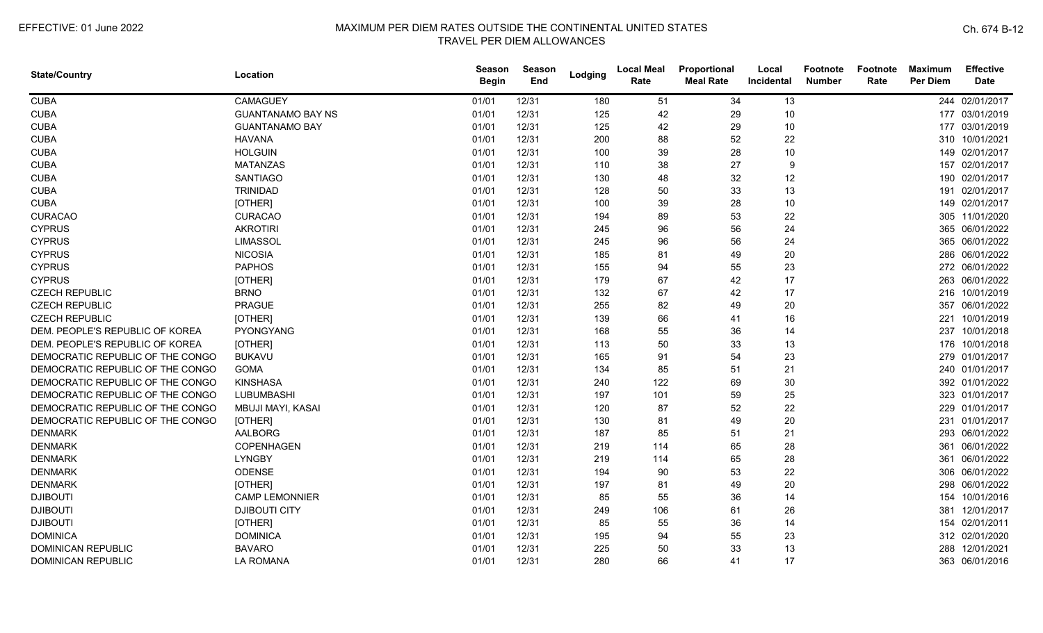| State/Country | Location | Season Begin | Season End | Lodging | Local Meal Rate | Proportional Meal Rate | Local Incidental | Footnote Number | Footnote Rate | Maximum Per Diem | Effective Date |
|---|---|---|---|---|---|---|---|---|---|---|---|
| CUBA | CAMAGUEY | 01/01 | 12/31 | 180 | 51 | 34 | 13 | | | 244 | 02/01/2017 |
| CUBA | GUANTANAMO BAY NS | 01/01 | 12/31 | 125 | 42 | 29 | 10 | | | 177 | 03/01/2019 |
| CUBA | GUANTANAMO BAY | 01/01 | 12/31 | 125 | 42 | 29 | 10 | | | 177 | 03/01/2019 |
| CUBA | HAVANA | 01/01 | 12/31 | 200 | 88 | 52 | 22 | | | 310 | 10/01/2021 |
| CUBA | HOLGUIN | 01/01 | 12/31 | 100 | 39 | 28 | 10 | | | 149 | 02/01/2017 |
| CUBA | MATANZAS | 01/01 | 12/31 | 110 | 38 | 27 | 9 | | | 157 | 02/01/2017 |
| CUBA | SANTIAGO | 01/01 | 12/31 | 130 | 48 | 32 | 12 | | | 190 | 02/01/2017 |
| CUBA | TRINIDAD | 01/01 | 12/31 | 128 | 50 | 33 | 13 | | | 191 | 02/01/2017 |
| CUBA | [OTHER] | 01/01 | 12/31 | 100 | 39 | 28 | 10 | | | 149 | 02/01/2017 |
| CURACAO | CURACAO | 01/01 | 12/31 | 194 | 89 | 53 | 22 | | | 305 | 11/01/2020 |
| CYPRUS | AKROTIRI | 01/01 | 12/31 | 245 | 96 | 56 | 24 | | | 365 | 06/01/2022 |
| CYPRUS | LIMASSOL | 01/01 | 12/31 | 245 | 96 | 56 | 24 | | | 365 | 06/01/2022 |
| CYPRUS | NICOSIA | 01/01 | 12/31 | 185 | 81 | 49 | 20 | | | 286 | 06/01/2022 |
| CYPRUS | PAPHOS | 01/01 | 12/31 | 155 | 94 | 55 | 23 | | | 272 | 06/01/2022 |
| CYPRUS | [OTHER] | 01/01 | 12/31 | 179 | 67 | 42 | 17 | | | 263 | 06/01/2022 |
| CZECH REPUBLIC | BRNO | 01/01 | 12/31 | 132 | 67 | 42 | 17 | | | 216 | 10/01/2019 |
| CZECH REPUBLIC | PRAGUE | 01/01 | 12/31 | 255 | 82 | 49 | 20 | | | 357 | 06/01/2022 |
| CZECH REPUBLIC | [OTHER] | 01/01 | 12/31 | 139 | 66 | 41 | 16 | | | 221 | 10/01/2019 |
| DEM. PEOPLE'S REPUBLIC OF KOREA | PYONGYANG | 01/01 | 12/31 | 168 | 55 | 36 | 14 | | | 237 | 10/01/2018 |
| DEM. PEOPLE'S REPUBLIC OF KOREA | [OTHER] | 01/01 | 12/31 | 113 | 50 | 33 | 13 | | | 176 | 10/01/2018 |
| DEMOCRATIC REPUBLIC OF THE CONGO | BUKAVU | 01/01 | 12/31 | 165 | 91 | 54 | 23 | | | 279 | 01/01/2017 |
| DEMOCRATIC REPUBLIC OF THE CONGO | GOMA | 01/01 | 12/31 | 134 | 85 | 51 | 21 | | | 240 | 01/01/2017 |
| DEMOCRATIC REPUBLIC OF THE CONGO | KINSHASA | 01/01 | 12/31 | 240 | 122 | 69 | 30 | | | 392 | 01/01/2022 |
| DEMOCRATIC REPUBLIC OF THE CONGO | LUBUMBASHI | 01/01 | 12/31 | 197 | 101 | 59 | 25 | | | 323 | 01/01/2017 |
| DEMOCRATIC REPUBLIC OF THE CONGO | MBUJI MAYI, KASAI | 01/01 | 12/31 | 120 | 87 | 52 | 22 | | | 229 | 01/01/2017 |
| DEMOCRATIC REPUBLIC OF THE CONGO | [OTHER] | 01/01 | 12/31 | 130 | 81 | 49 | 20 | | | 231 | 01/01/2017 |
| DENMARK | AALBORG | 01/01 | 12/31 | 187 | 85 | 51 | 21 | | | 293 | 06/01/2022 |
| DENMARK | COPENHAGEN | 01/01 | 12/31 | 219 | 114 | 65 | 28 | | | 361 | 06/01/2022 |
| DENMARK | LYNGBY | 01/01 | 12/31 | 219 | 114 | 65 | 28 | | | 361 | 06/01/2022 |
| DENMARK | ODENSE | 01/01 | 12/31 | 194 | 90 | 53 | 22 | | | 306 | 06/01/2022 |
| DENMARK | [OTHER] | 01/01 | 12/31 | 197 | 81 | 49 | 20 | | | 298 | 06/01/2022 |
| DJIBOUTI | CAMP LEMONNIER | 01/01 | 12/31 | 85 | 55 | 36 | 14 | | | 154 | 10/01/2016 |
| DJIBOUTI | DJIBOUTI CITY | 01/01 | 12/31 | 249 | 106 | 61 | 26 | | | 381 | 12/01/2017 |
| DJIBOUTI | [OTHER] | 01/01 | 12/31 | 85 | 55 | 36 | 14 | | | 154 | 02/01/2011 |
| DOMINICA | DOMINICA | 01/01 | 12/31 | 195 | 94 | 55 | 23 | | | 312 | 02/01/2020 |
| DOMINICAN REPUBLIC | BAVARO | 01/01 | 12/31 | 225 | 50 | 33 | 13 | | | 288 | 12/01/2021 |
| DOMINICAN REPUBLIC | LA ROMANA | 01/01 | 12/31 | 280 | 66 | 41 | 17 | | | 363 | 06/01/2016 |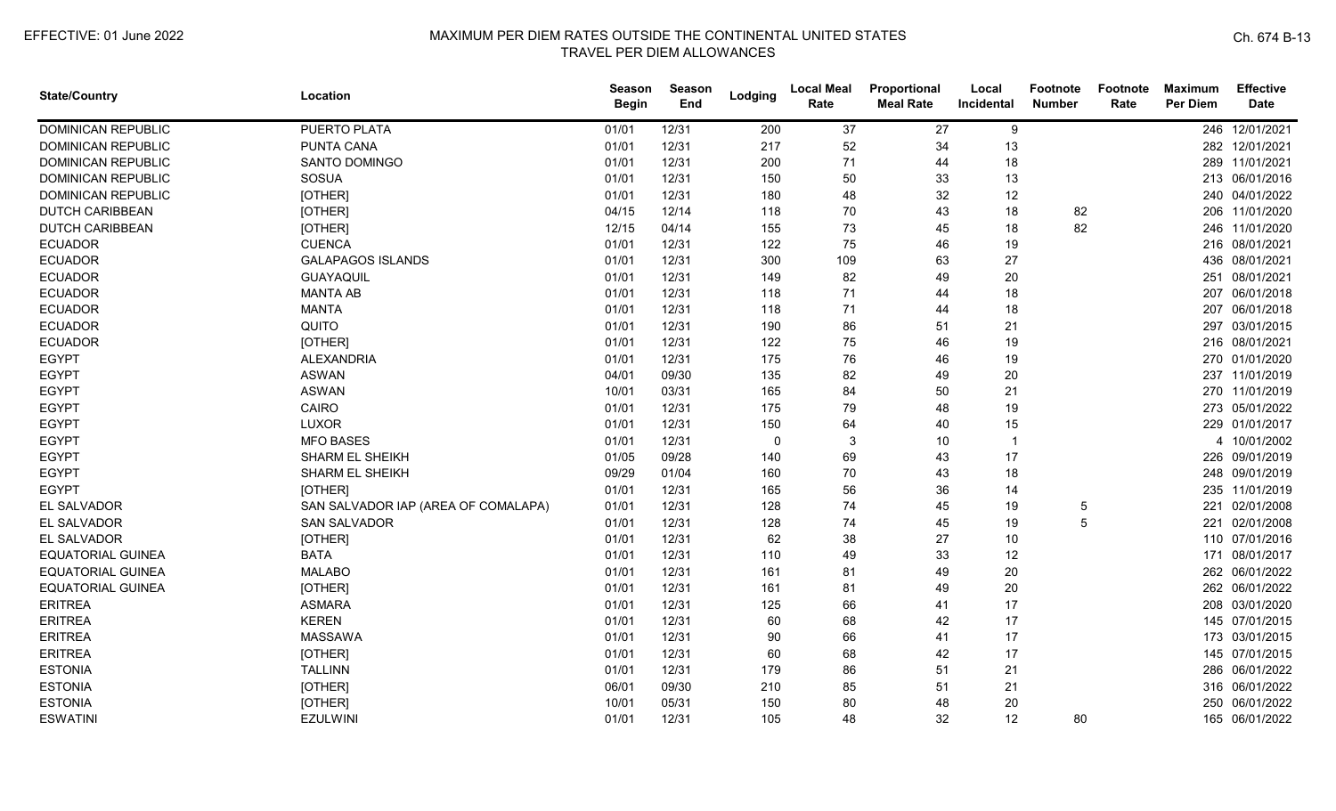| State/Country | Location | Season Begin | Season End | Lodging | Local Meal Rate | Proportional Meal Rate | Local Incidental | Footnote Number | Footnote Rate | Maximum Per Diem | Effective Date |
|---|---|---|---|---|---|---|---|---|---|---|---|
| DOMINICAN REPUBLIC | PUERTO PLATA | 01/01 | 12/31 | 200 | 37 | 27 | 9 | | | 246 | 12/01/2021 |
| DOMINICAN REPUBLIC | PUNTA CANA | 01/01 | 12/31 | 217 | 52 | 34 | 13 | | | 282 | 12/01/2021 |
| DOMINICAN REPUBLIC | SANTO DOMINGO | 01/01 | 12/31 | 200 | 71 | 44 | 18 | | | 289 | 11/01/2021 |
| DOMINICAN REPUBLIC | SOSUA | 01/01 | 12/31 | 150 | 50 | 33 | 13 | | | 213 | 06/01/2016 |
| DOMINICAN REPUBLIC | [OTHER] | 01/01 | 12/31 | 180 | 48 | 32 | 12 | | | 240 | 04/01/2022 |
| DUTCH CARIBBEAN | [OTHER] | 04/15 | 12/14 | 118 | 70 | 43 | 18 | 82 | | 206 | 11/01/2020 |
| DUTCH CARIBBEAN | [OTHER] | 12/15 | 04/14 | 155 | 73 | 45 | 18 | 82 | | 246 | 11/01/2020 |
| ECUADOR | CUENCA | 01/01 | 12/31 | 122 | 75 | 46 | 19 | | | 216 | 08/01/2021 |
| ECUADOR | GALAPAGOS ISLANDS | 01/01 | 12/31 | 300 | 109 | 63 | 27 | | | 436 | 08/01/2021 |
| ECUADOR | GUAYAQUIL | 01/01 | 12/31 | 149 | 82 | 49 | 20 | | | 251 | 08/01/2021 |
| ECUADOR | MANTA AB | 01/01 | 12/31 | 118 | 71 | 44 | 18 | | | 207 | 06/01/2018 |
| ECUADOR | MANTA | 01/01 | 12/31 | 118 | 71 | 44 | 18 | | | 207 | 06/01/2018 |
| ECUADOR | QUITO | 01/01 | 12/31 | 190 | 86 | 51 | 21 | | | 297 | 03/01/2015 |
| ECUADOR | [OTHER] | 01/01 | 12/31 | 122 | 75 | 46 | 19 | | | 216 | 08/01/2021 |
| EGYPT | ALEXANDRIA | 01/01 | 12/31 | 175 | 76 | 46 | 19 | | | 270 | 01/01/2020 |
| EGYPT | ASWAN | 04/01 | 09/30 | 135 | 82 | 49 | 20 | | | 237 | 11/01/2019 |
| EGYPT | ASWAN | 10/01 | 03/31 | 165 | 84 | 50 | 21 | | | 270 | 11/01/2019 |
| EGYPT | CAIRO | 01/01 | 12/31 | 175 | 79 | 48 | 19 | | | 273 | 05/01/2022 |
| EGYPT | LUXOR | 01/01 | 12/31 | 150 | 64 | 40 | 15 | | | 229 | 01/01/2017 |
| EGYPT | MFO BASES | 01/01 | 12/31 | 0 | 3 | 10 | 1 | | | 4 | 10/01/2002 |
| EGYPT | SHARM EL SHEIKH | 01/05 | 09/28 | 140 | 69 | 43 | 17 | | | 226 | 09/01/2019 |
| EGYPT | SHARM EL SHEIKH | 09/29 | 01/04 | 160 | 70 | 43 | 18 | | | 248 | 09/01/2019 |
| EGYPT | [OTHER] | 01/01 | 12/31 | 165 | 56 | 36 | 14 | | | 235 | 11/01/2019 |
| EL SALVADOR | SAN SALVADOR IAP (AREA OF COMALAPA) | 01/01 | 12/31 | 128 | 74 | 45 | 19 | 5 | | 221 | 02/01/2008 |
| EL SALVADOR | SAN SALVADOR | 01/01 | 12/31 | 128 | 74 | 45 | 19 | 5 | | 221 | 02/01/2008 |
| EL SALVADOR | [OTHER] | 01/01 | 12/31 | 62 | 38 | 27 | 10 | | | 110 | 07/01/2016 |
| EQUATORIAL GUINEA | BATA | 01/01 | 12/31 | 110 | 49 | 33 | 12 | | | 171 | 08/01/2017 |
| EQUATORIAL GUINEA | MALABO | 01/01 | 12/31 | 161 | 81 | 49 | 20 | | | 262 | 06/01/2022 |
| EQUATORIAL GUINEA | [OTHER] | 01/01 | 12/31 | 161 | 81 | 49 | 20 | | | 262 | 06/01/2022 |
| ERITREA | ASMARA | 01/01 | 12/31 | 125 | 66 | 41 | 17 | | | 208 | 03/01/2020 |
| ERITREA | KEREN | 01/01 | 12/31 | 60 | 68 | 42 | 17 | | | 145 | 07/01/2015 |
| ERITREA | MASSAWA | 01/01 | 12/31 | 90 | 66 | 41 | 17 | | | 173 | 03/01/2015 |
| ERITREA | [OTHER] | 01/01 | 12/31 | 60 | 68 | 42 | 17 | | | 145 | 07/01/2015 |
| ESTONIA | TALLINN | 01/01 | 12/31 | 179 | 86 | 51 | 21 | | | 286 | 06/01/2022 |
| ESTONIA | [OTHER] | 06/01 | 09/30 | 210 | 85 | 51 | 21 | | | 316 | 06/01/2022 |
| ESTONIA | [OTHER] | 10/01 | 05/31 | 150 | 80 | 48 | 20 | | | 250 | 06/01/2022 |
| ESWATINI | EZULWINI | 01/01 | 12/31 | 105 | 48 | 32 | 12 | 80 | | 165 | 06/01/2022 |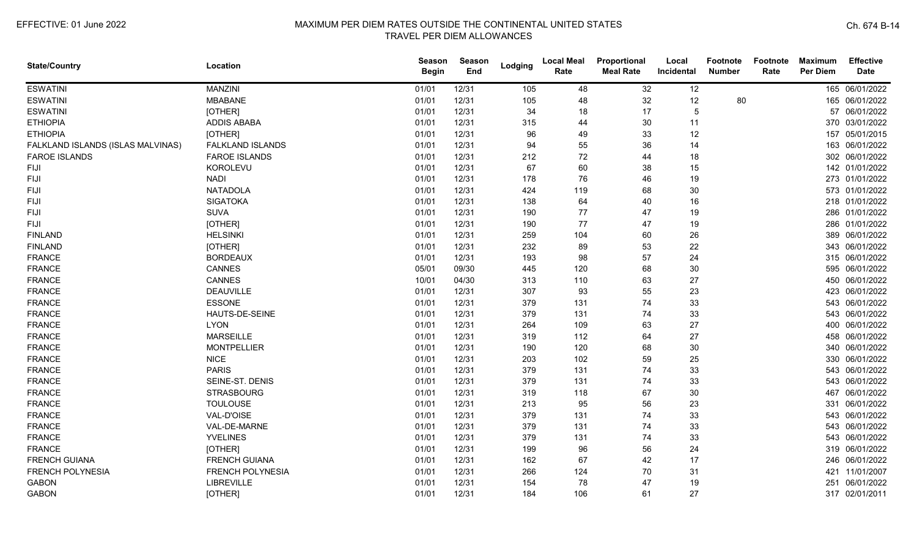| State/Country | Location | Season Begin | Season End | Lodging | Local Meal Rate | Proportional Meal Rate | Local Incidental | Footnote Number | Footnote Rate | Maximum Per Diem | Effective Date |
|---|---|---|---|---|---|---|---|---|---|---|---|
| ESWATINI | MANZINI | 01/01 | 12/31 | 105 | 48 | 32 | 12 | | | 165 | 06/01/2022 |
| ESWATINI | MBABANE | 01/01 | 12/31 | 105 | 48 | 32 | 12 | 80 | | 165 | 06/01/2022 |
| ESWATINI | [OTHER] | 01/01 | 12/31 | 34 | 18 | 17 | 5 | | | 57 | 06/01/2022 |
| ETHIOPIA | ADDIS ABABA | 01/01 | 12/31 | 315 | 44 | 30 | 11 | | | 370 | 03/01/2022 |
| ETHIOPIA | [OTHER] | 01/01 | 12/31 | 96 | 49 | 33 | 12 | | | 157 | 05/01/2015 |
| FALKLAND ISLANDS (ISLAS MALVINAS) | FALKLAND ISLANDS | 01/01 | 12/31 | 94 | 55 | 36 | 14 | | | 163 | 06/01/2022 |
| FAROE ISLANDS | FAROE ISLANDS | 01/01 | 12/31 | 212 | 72 | 44 | 18 | | | 302 | 06/01/2022 |
| FIJI | KOROLEVU | 01/01 | 12/31 | 67 | 60 | 38 | 15 | | | 142 | 01/01/2022 |
| FIJI | NADI | 01/01 | 12/31 | 178 | 76 | 46 | 19 | | | 273 | 01/01/2022 |
| FIJI | NATADOLA | 01/01 | 12/31 | 424 | 119 | 68 | 30 | | | 573 | 01/01/2022 |
| FIJI | SIGATOKA | 01/01 | 12/31 | 138 | 64 | 40 | 16 | | | 218 | 01/01/2022 |
| FIJI | SUVA | 01/01 | 12/31 | 190 | 77 | 47 | 19 | | | 286 | 01/01/2022 |
| FIJI | [OTHER] | 01/01 | 12/31 | 190 | 77 | 47 | 19 | | | 286 | 01/01/2022 |
| FINLAND | HELSINKI | 01/01 | 12/31 | 259 | 104 | 60 | 26 | | | 389 | 06/01/2022 |
| FINLAND | [OTHER] | 01/01 | 12/31 | 232 | 89 | 53 | 22 | | | 343 | 06/01/2022 |
| FRANCE | BORDEAUX | 01/01 | 12/31 | 193 | 98 | 57 | 24 | | | 315 | 06/01/2022 |
| FRANCE | CANNES | 05/01 | 09/30 | 445 | 120 | 68 | 30 | | | 595 | 06/01/2022 |
| FRANCE | CANNES | 10/01 | 04/30 | 313 | 110 | 63 | 27 | | | 450 | 06/01/2022 |
| FRANCE | DEAUVILLE | 01/01 | 12/31 | 307 | 93 | 55 | 23 | | | 423 | 06/01/2022 |
| FRANCE | ESSONE | 01/01 | 12/31 | 379 | 131 | 74 | 33 | | | 543 | 06/01/2022 |
| FRANCE | HAUTS-DE-SEINE | 01/01 | 12/31 | 379 | 131 | 74 | 33 | | | 543 | 06/01/2022 |
| FRANCE | LYON | 01/01 | 12/31 | 264 | 109 | 63 | 27 | | | 400 | 06/01/2022 |
| FRANCE | MARSEILLE | 01/01 | 12/31 | 319 | 112 | 64 | 27 | | | 458 | 06/01/2022 |
| FRANCE | MONTPELLIER | 01/01 | 12/31 | 190 | 120 | 68 | 30 | | | 340 | 06/01/2022 |
| FRANCE | NICE | 01/01 | 12/31 | 203 | 102 | 59 | 25 | | | 330 | 06/01/2022 |
| FRANCE | PARIS | 01/01 | 12/31 | 379 | 131 | 74 | 33 | | | 543 | 06/01/2022 |
| FRANCE | SEINE-ST. DENIS | 01/01 | 12/31 | 379 | 131 | 74 | 33 | | | 543 | 06/01/2022 |
| FRANCE | STRASBOURG | 01/01 | 12/31 | 319 | 118 | 67 | 30 | | | 467 | 06/01/2022 |
| FRANCE | TOULOUSE | 01/01 | 12/31 | 213 | 95 | 56 | 23 | | | 331 | 06/01/2022 |
| FRANCE | VAL-D'OISE | 01/01 | 12/31 | 379 | 131 | 74 | 33 | | | 543 | 06/01/2022 |
| FRANCE | VAL-DE-MARNE | 01/01 | 12/31 | 379 | 131 | 74 | 33 | | | 543 | 06/01/2022 |
| FRANCE | YVELINES | 01/01 | 12/31 | 379 | 131 | 74 | 33 | | | 543 | 06/01/2022 |
| FRANCE | [OTHER] | 01/01 | 12/31 | 199 | 96 | 56 | 24 | | | 319 | 06/01/2022 |
| FRENCH GUIANA | FRENCH GUIANA | 01/01 | 12/31 | 162 | 67 | 42 | 17 | | | 246 | 06/01/2022 |
| FRENCH POLYNESIA | FRENCH POLYNESIA | 01/01 | 12/31 | 266 | 124 | 70 | 31 | | | 421 | 11/01/2007 |
| GABON | LIBREVILLE | 01/01 | 12/31 | 154 | 78 | 47 | 19 | | | 251 | 06/01/2022 |
| GABON | [OTHER] | 01/01 | 12/31 | 184 | 106 | 61 | 27 | | | 317 | 02/01/2011 |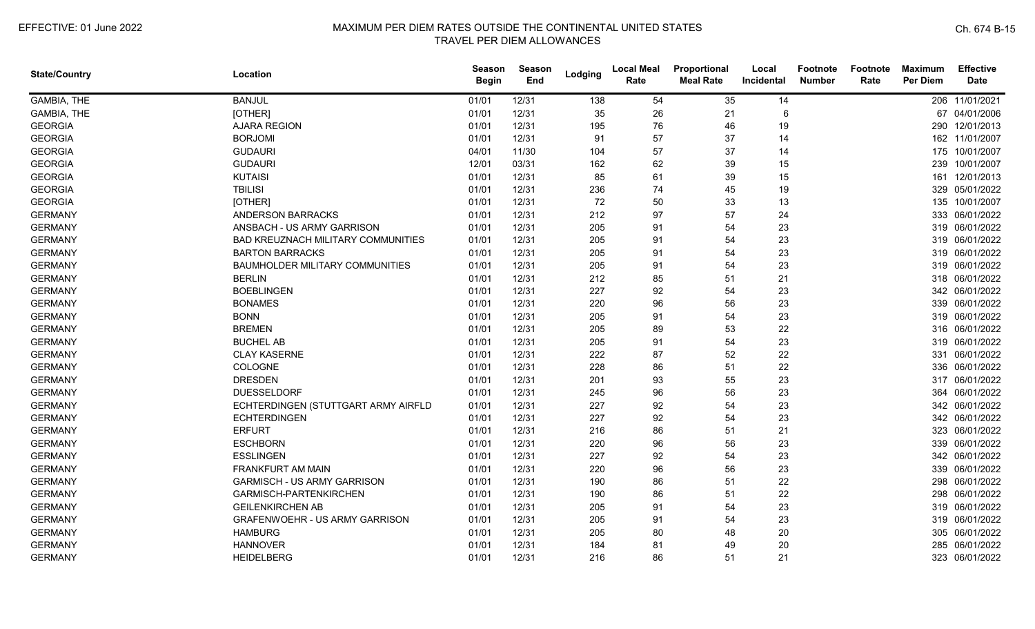| State/Country | Location | Season Begin | Season End | Lodging | Local Meal Rate | Proportional Meal Rate | Local Incidental | Footnote Number | Footnote Rate | Maximum Per Diem | Effective Date |
|---|---|---|---|---|---|---|---|---|---|---|---|
| GAMBIA, THE | BANJUL | 01/01 | 12/31 | 138 | 54 | 35 | 14 | | | 206 | 11/01/2021 |
| GAMBIA, THE | [OTHER] | 01/01 | 12/31 | 35 | 26 | 21 | 6 | | | 67 | 04/01/2006 |
| GEORGIA | AJARA REGION | 01/01 | 12/31 | 195 | 76 | 46 | 19 | | | 290 | 12/01/2013 |
| GEORGIA | BORJOMI | 01/01 | 12/31 | 91 | 57 | 37 | 14 | | | 162 | 11/01/2007 |
| GEORGIA | GUDAURI | 04/01 | 11/30 | 104 | 57 | 37 | 14 | | | 175 | 10/01/2007 |
| GEORGIA | GUDAURI | 12/01 | 03/31 | 162 | 62 | 39 | 15 | | | 239 | 10/01/2007 |
| GEORGIA | KUTAISI | 01/01 | 12/31 | 85 | 61 | 39 | 15 | | | 161 | 12/01/2013 |
| GEORGIA | TBILISI | 01/01 | 12/31 | 236 | 74 | 45 | 19 | | | 329 | 05/01/2022 |
| GEORGIA | [OTHER] | 01/01 | 12/31 | 72 | 50 | 33 | 13 | | | 135 | 10/01/2007 |
| GERMANY | ANDERSON BARRACKS | 01/01 | 12/31 | 212 | 97 | 57 | 24 | | | 333 | 06/01/2022 |
| GERMANY | ANSBACH - US ARMY GARRISON | 01/01 | 12/31 | 205 | 91 | 54 | 23 | | | 319 | 06/01/2022 |
| GERMANY | BAD KREUZNACH MILITARY COMMUNITIES | 01/01 | 12/31 | 205 | 91 | 54 | 23 | | | 319 | 06/01/2022 |
| GERMANY | BARTON BARRACKS | 01/01 | 12/31 | 205 | 91 | 54 | 23 | | | 319 | 06/01/2022 |
| GERMANY | BAUMHOLDER MILITARY COMMUNITIES | 01/01 | 12/31 | 205 | 91 | 54 | 23 | | | 319 | 06/01/2022 |
| GERMANY | BERLIN | 01/01 | 12/31 | 212 | 85 | 51 | 21 | | | 318 | 06/01/2022 |
| GERMANY | BOEBLINGEN | 01/01 | 12/31 | 227 | 92 | 54 | 23 | | | 342 | 06/01/2022 |
| GERMANY | BONAMES | 01/01 | 12/31 | 220 | 96 | 56 | 23 | | | 339 | 06/01/2022 |
| GERMANY | BONN | 01/01 | 12/31 | 205 | 91 | 54 | 23 | | | 319 | 06/01/2022 |
| GERMANY | BREMEN | 01/01 | 12/31 | 205 | 89 | 53 | 22 | | | 316 | 06/01/2022 |
| GERMANY | BUCHEL AB | 01/01 | 12/31 | 205 | 91 | 54 | 23 | | | 319 | 06/01/2022 |
| GERMANY | CLAY KASERNE | 01/01 | 12/31 | 222 | 87 | 52 | 22 | | | 331 | 06/01/2022 |
| GERMANY | COLOGNE | 01/01 | 12/31 | 228 | 86 | 51 | 22 | | | 336 | 06/01/2022 |
| GERMANY | DRESDEN | 01/01 | 12/31 | 201 | 93 | 55 | 23 | | | 317 | 06/01/2022 |
| GERMANY | DUESSELDORF | 01/01 | 12/31 | 245 | 96 | 56 | 23 | | | 364 | 06/01/2022 |
| GERMANY | ECHTERDINGEN (STUTTGART ARMY AIRFLD | 01/01 | 12/31 | 227 | 92 | 54 | 23 | | | 342 | 06/01/2022 |
| GERMANY | ECHTERDINGEN | 01/01 | 12/31 | 227 | 92 | 54 | 23 | | | 342 | 06/01/2022 |
| GERMANY | ERFURT | 01/01 | 12/31 | 216 | 86 | 51 | 21 | | | 323 | 06/01/2022 |
| GERMANY | ESCHBORN | 01/01 | 12/31 | 220 | 96 | 56 | 23 | | | 339 | 06/01/2022 |
| GERMANY | ESSLINGEN | 01/01 | 12/31 | 227 | 92 | 54 | 23 | | | 342 | 06/01/2022 |
| GERMANY | FRANKFURT AM MAIN | 01/01 | 12/31 | 220 | 96 | 56 | 23 | | | 339 | 06/01/2022 |
| GERMANY | GARMISCH - US ARMY GARRISON | 01/01 | 12/31 | 190 | 86 | 51 | 22 | | | 298 | 06/01/2022 |
| GERMANY | GARMISCH-PARTENKIRCHEN | 01/01 | 12/31 | 190 | 86 | 51 | 22 | | | 298 | 06/01/2022 |
| GERMANY | GEILENKIRCHEN AB | 01/01 | 12/31 | 205 | 91 | 54 | 23 | | | 319 | 06/01/2022 |
| GERMANY | GRAFENWOEHR - US ARMY GARRISON | 01/01 | 12/31 | 205 | 91 | 54 | 23 | | | 319 | 06/01/2022 |
| GERMANY | HAMBURG | 01/01 | 12/31 | 205 | 80 | 48 | 20 | | | 305 | 06/01/2022 |
| GERMANY | HANNOVER | 01/01 | 12/31 | 184 | 81 | 49 | 20 | | | 285 | 06/01/2022 |
| GERMANY | HEIDELBERG | 01/01 | 12/31 | 216 | 86 | 51 | 21 | | | 323 | 06/01/2022 |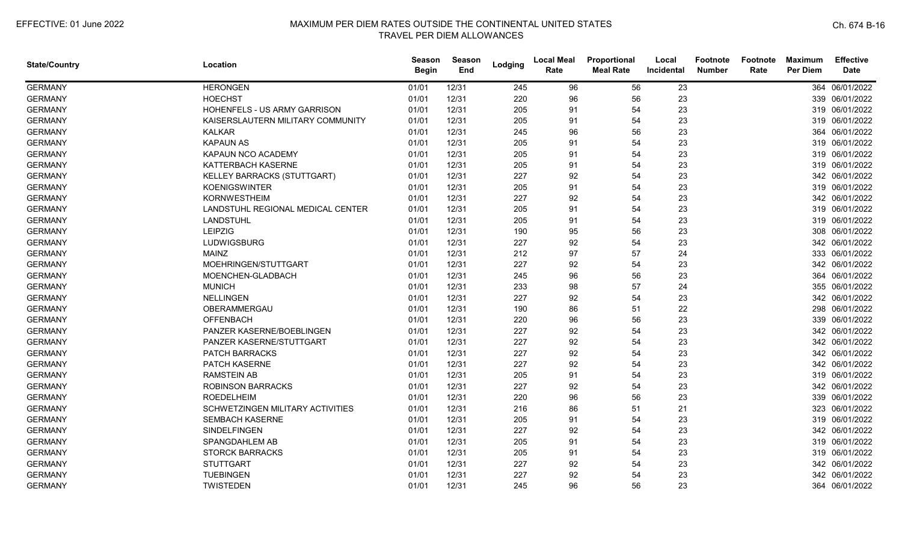| State/Country | Location | Season Begin | Season End | Lodging | Local Meal Rate | Proportional Meal Rate | Local Incidental | Footnote Number | Footnote Rate | Maximum Per Diem | Effective Date |
|---|---|---|---|---|---|---|---|---|---|---|---|
| GERMANY | HERONGEN | 01/01 | 12/31 | 245 | 96 | 56 | 23 | | | 364 | 06/01/2022 |
| GERMANY | HOECHST | 01/01 | 12/31 | 220 | 96 | 56 | 23 | | | 339 | 06/01/2022 |
| GERMANY | HOHENFELS - US ARMY GARRISON | 01/01 | 12/31 | 205 | 91 | 54 | 23 | | | 319 | 06/01/2022 |
| GERMANY | KAISERSLAUTERN MILITARY COMMUNITY | 01/01 | 12/31 | 205 | 91 | 54 | 23 | | | 319 | 06/01/2022 |
| GERMANY | KALKAR | 01/01 | 12/31 | 245 | 96 | 56 | 23 | | | 364 | 06/01/2022 |
| GERMANY | KAPAUN AS | 01/01 | 12/31 | 205 | 91 | 54 | 23 | | | 319 | 06/01/2022 |
| GERMANY | KAPAUN NCO ACADEMY | 01/01 | 12/31 | 205 | 91 | 54 | 23 | | | 319 | 06/01/2022 |
| GERMANY | KATTERBACH KASERNE | 01/01 | 12/31 | 205 | 91 | 54 | 23 | | | 319 | 06/01/2022 |
| GERMANY | KELLEY BARRACKS (STUTTGART) | 01/01 | 12/31 | 227 | 92 | 54 | 23 | | | 342 | 06/01/2022 |
| GERMANY | KOENIGSWINTER | 01/01 | 12/31 | 205 | 91 | 54 | 23 | | | 319 | 06/01/2022 |
| GERMANY | KORNWESTHEIM | 01/01 | 12/31 | 227 | 92 | 54 | 23 | | | 342 | 06/01/2022 |
| GERMANY | LANDSTUHL REGIONAL MEDICAL CENTER | 01/01 | 12/31 | 205 | 91 | 54 | 23 | | | 319 | 06/01/2022 |
| GERMANY | LANDSTUHL | 01/01 | 12/31 | 205 | 91 | 54 | 23 | | | 319 | 06/01/2022 |
| GERMANY | LEIPZIG | 01/01 | 12/31 | 190 | 95 | 56 | 23 | | | 308 | 06/01/2022 |
| GERMANY | LUDWIGSBURG | 01/01 | 12/31 | 227 | 92 | 54 | 23 | | | 342 | 06/01/2022 |
| GERMANY | MAINZ | 01/01 | 12/31 | 212 | 97 | 57 | 24 | | | 333 | 06/01/2022 |
| GERMANY | MOEHRINGEN/STUTTGART | 01/01 | 12/31 | 227 | 92 | 54 | 23 | | | 342 | 06/01/2022 |
| GERMANY | MOENCHEN-GLADBACH | 01/01 | 12/31 | 245 | 96 | 56 | 23 | | | 364 | 06/01/2022 |
| GERMANY | MUNICH | 01/01 | 12/31 | 233 | 98 | 57 | 24 | | | 355 | 06/01/2022 |
| GERMANY | NELLINGEN | 01/01 | 12/31 | 227 | 92 | 54 | 23 | | | 342 | 06/01/2022 |
| GERMANY | OBERAMMERGAU | 01/01 | 12/31 | 190 | 86 | 51 | 22 | | | 298 | 06/01/2022 |
| GERMANY | OFFENBACH | 01/01 | 12/31 | 220 | 96 | 56 | 23 | | | 339 | 06/01/2022 |
| GERMANY | PANZER KASERNE/BOEBLINGEN | 01/01 | 12/31 | 227 | 92 | 54 | 23 | | | 342 | 06/01/2022 |
| GERMANY | PANZER KASERNE/STUTTGART | 01/01 | 12/31 | 227 | 92 | 54 | 23 | | | 342 | 06/01/2022 |
| GERMANY | PATCH BARRACKS | 01/01 | 12/31 | 227 | 92 | 54 | 23 | | | 342 | 06/01/2022 |
| GERMANY | PATCH KASERNE | 01/01 | 12/31 | 227 | 92 | 54 | 23 | | | 342 | 06/01/2022 |
| GERMANY | RAMSTEIN AB | 01/01 | 12/31 | 205 | 91 | 54 | 23 | | | 319 | 06/01/2022 |
| GERMANY | ROBINSON BARRACKS | 01/01 | 12/31 | 227 | 92 | 54 | 23 | | | 342 | 06/01/2022 |
| GERMANY | ROEDELHEIM | 01/01 | 12/31 | 220 | 96 | 56 | 23 | | | 339 | 06/01/2022 |
| GERMANY | SCHWETZINGEN MILITARY ACTIVITIES | 01/01 | 12/31 | 216 | 86 | 51 | 21 | | | 323 | 06/01/2022 |
| GERMANY | SEMBACH KASERNE | 01/01 | 12/31 | 205 | 91 | 54 | 23 | | | 319 | 06/01/2022 |
| GERMANY | SINDELFINGEN | 01/01 | 12/31 | 227 | 92 | 54 | 23 | | | 342 | 06/01/2022 |
| GERMANY | SPANGDAHLEM AB | 01/01 | 12/31 | 205 | 91 | 54 | 23 | | | 319 | 06/01/2022 |
| GERMANY | STORCK BARRACKS | 01/01 | 12/31 | 205 | 91 | 54 | 23 | | | 319 | 06/01/2022 |
| GERMANY | STUTTGART | 01/01 | 12/31 | 227 | 92 | 54 | 23 | | | 342 | 06/01/2022 |
| GERMANY | TUEBINGEN | 01/01 | 12/31 | 227 | 92 | 54 | 23 | | | 342 | 06/01/2022 |
| GERMANY | TWISTEDEN | 01/01 | 12/31 | 245 | 96 | 56 | 23 | | | 364 | 06/01/2022 |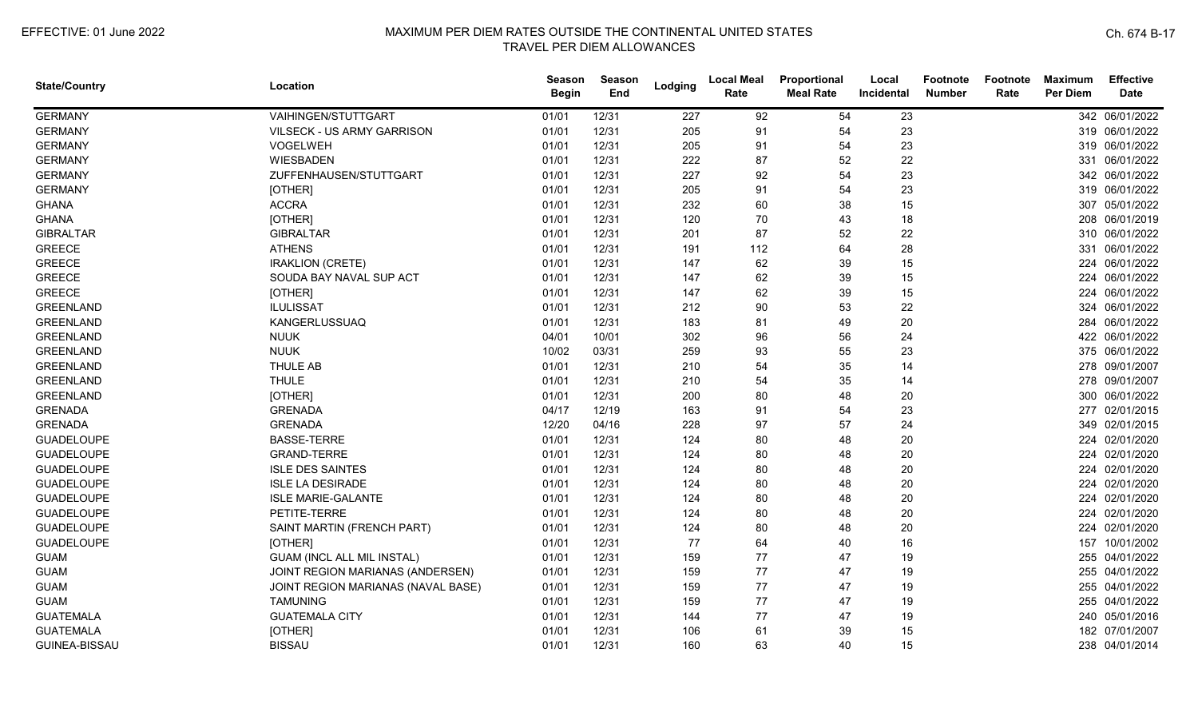| State/Country | Location | Season Begin | Season End | Lodging | Local Meal Rate | Proportional Meal Rate | Local Incidental | Footnote Number | Footnote Rate | Maximum Per Diem | Effective Date |
|---|---|---|---|---|---|---|---|---|---|---|---|
| GERMANY | VAIHINGEN/STUTTGART | 01/01 | 12/31 | 227 | 92 | 54 | 23 | | | 342 | 06/01/2022 |
| GERMANY | VILSECK - US ARMY GARRISON | 01/01 | 12/31 | 205 | 91 | 54 | 23 | | | 319 | 06/01/2022 |
| GERMANY | VOGELWEH | 01/01 | 12/31 | 205 | 91 | 54 | 23 | | | 319 | 06/01/2022 |
| GERMANY | WIESBADEN | 01/01 | 12/31 | 222 | 87 | 52 | 22 | | | 331 | 06/01/2022 |
| GERMANY | ZUFFENHAUSEN/STUTTGART | 01/01 | 12/31 | 227 | 92 | 54 | 23 | | | 342 | 06/01/2022 |
| GERMANY | [OTHER] | 01/01 | 12/31 | 205 | 91 | 54 | 23 | | | 319 | 06/01/2022 |
| GHANA | ACCRA | 01/01 | 12/31 | 232 | 60 | 38 | 15 | | | 307 | 05/01/2022 |
| GHANA | [OTHER] | 01/01 | 12/31 | 120 | 70 | 43 | 18 | | | 208 | 06/01/2019 |
| GIBRALTAR | GIBRALTAR | 01/01 | 12/31 | 201 | 87 | 52 | 22 | | | 310 | 06/01/2022 |
| GREECE | ATHENS | 01/01 | 12/31 | 191 | 112 | 64 | 28 | | | 331 | 06/01/2022 |
| GREECE | IRAKLION (CRETE) | 01/01 | 12/31 | 147 | 62 | 39 | 15 | | | 224 | 06/01/2022 |
| GREECE | SOUDA BAY NAVAL SUP ACT | 01/01 | 12/31 | 147 | 62 | 39 | 15 | | | 224 | 06/01/2022 |
| GREECE | [OTHER] | 01/01 | 12/31 | 147 | 62 | 39 | 15 | | | 224 | 06/01/2022 |
| GREENLAND | ILULISSAT | 01/01 | 12/31 | 212 | 90 | 53 | 22 | | | 324 | 06/01/2022 |
| GREENLAND | KANGERLUSSUAQ | 01/01 | 12/31 | 183 | 81 | 49 | 20 | | | 284 | 06/01/2022 |
| GREENLAND | NUUK | 04/01 | 10/01 | 302 | 96 | 56 | 24 | | | 422 | 06/01/2022 |
| GREENLAND | NUUK | 10/02 | 03/31 | 259 | 93 | 55 | 23 | | | 375 | 06/01/2022 |
| GREENLAND | THULE AB | 01/01 | 12/31 | 210 | 54 | 35 | 14 | | | 278 | 09/01/2007 |
| GREENLAND | THULE | 01/01 | 12/31 | 210 | 54 | 35 | 14 | | | 278 | 09/01/2007 |
| GREENLAND | [OTHER] | 01/01 | 12/31 | 200 | 80 | 48 | 20 | | | 300 | 06/01/2022 |
| GRENADA | GRENADA | 04/17 | 12/19 | 163 | 91 | 54 | 23 | | | 277 | 02/01/2015 |
| GRENADA | GRENADA | 12/20 | 04/16 | 228 | 97 | 57 | 24 | | | 349 | 02/01/2015 |
| GUADELOUPE | BASSE-TERRE | 01/01 | 12/31 | 124 | 80 | 48 | 20 | | | 224 | 02/01/2020 |
| GUADELOUPE | GRAND-TERRE | 01/01 | 12/31 | 124 | 80 | 48 | 20 | | | 224 | 02/01/2020 |
| GUADELOUPE | ISLE DES SAINTES | 01/01 | 12/31 | 124 | 80 | 48 | 20 | | | 224 | 02/01/2020 |
| GUADELOUPE | ISLE LA DESIRADE | 01/01 | 12/31 | 124 | 80 | 48 | 20 | | | 224 | 02/01/2020 |
| GUADELOUPE | ISLE MARIE-GALANTE | 01/01 | 12/31 | 124 | 80 | 48 | 20 | | | 224 | 02/01/2020 |
| GUADELOUPE | PETITE-TERRE | 01/01 | 12/31 | 124 | 80 | 48 | 20 | | | 224 | 02/01/2020 |
| GUADELOUPE | SAINT MARTIN (FRENCH PART) | 01/01 | 12/31 | 124 | 80 | 48 | 20 | | | 224 | 02/01/2020 |
| GUADELOUPE | [OTHER] | 01/01 | 12/31 | 77 | 64 | 40 | 16 | | | 157 | 10/01/2002 |
| GUAM | GUAM (INCL ALL MIL INSTAL) | 01/01 | 12/31 | 159 | 77 | 47 | 19 | | | 255 | 04/01/2022 |
| GUAM | JOINT REGION MARIANAS (ANDERSEN) | 01/01 | 12/31 | 159 | 77 | 47 | 19 | | | 255 | 04/01/2022 |
| GUAM | JOINT REGION MARIANAS (NAVAL BASE) | 01/01 | 12/31 | 159 | 77 | 47 | 19 | | | 255 | 04/01/2022 |
| GUAM | TAMUNING | 01/01 | 12/31 | 159 | 77 | 47 | 19 | | | 255 | 04/01/2022 |
| GUATEMALA | GUATEMALA CITY | 01/01 | 12/31 | 144 | 77 | 47 | 19 | | | 240 | 05/01/2016 |
| GUATEMALA | [OTHER] | 01/01 | 12/31 | 106 | 61 | 39 | 15 | | | 182 | 07/01/2007 |
| GUINEA-BISSAU | BISSAU | 01/01 | 12/31 | 160 | 63 | 40 | 15 | | | 238 | 04/01/2014 |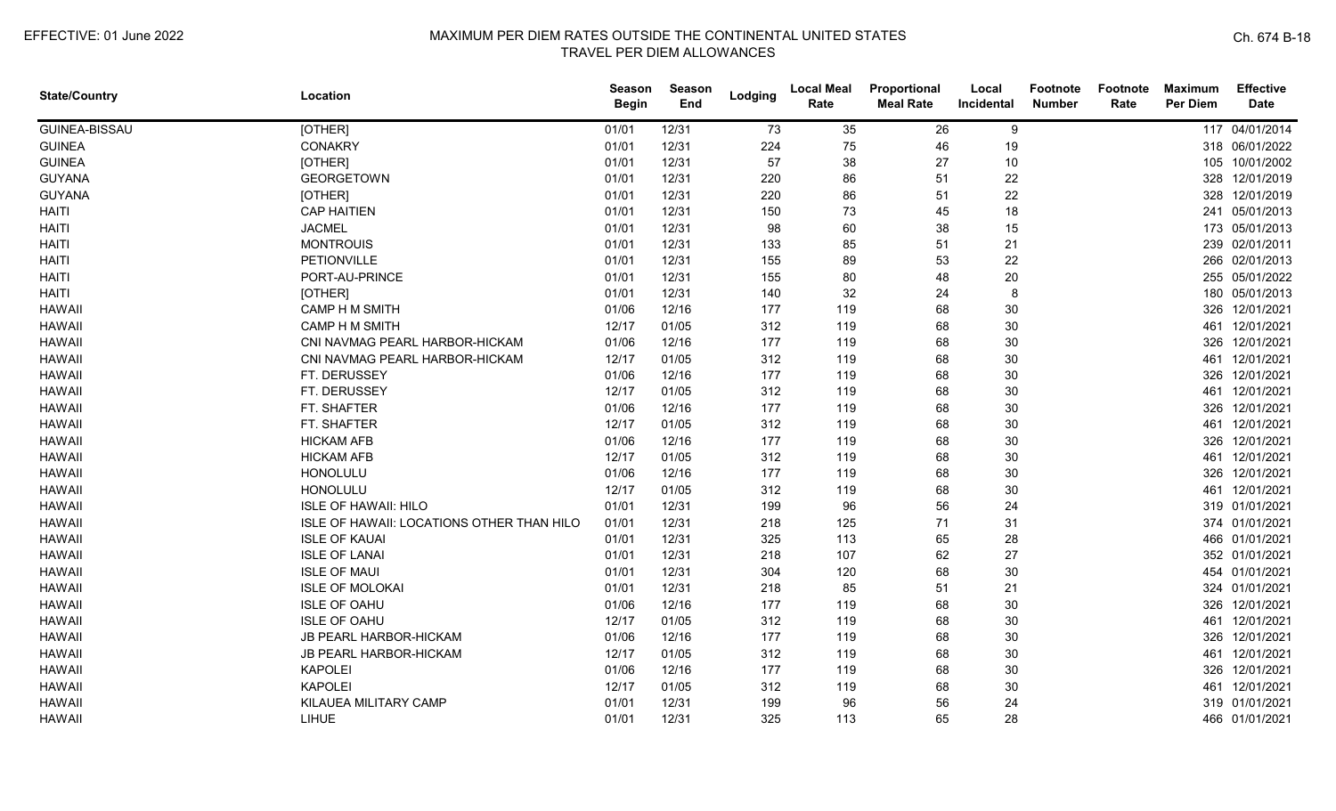| State/Country | Location | Season Begin | Season End | Lodging | Local Meal Rate | Proportional Meal Rate | Local Incidental | Footnote Number | Footnote Rate | Maximum Per Diem | Effective Date |
|---|---|---|---|---|---|---|---|---|---|---|---|
| GUINEA-BISSAU | [OTHER] | 01/01 | 12/31 | 73 | 35 | 26 | 9 | | | 117 | 04/01/2014 |
| GUINEA | CONAKRY | 01/01 | 12/31 | 224 | 75 | 46 | 19 | | | 318 | 06/01/2022 |
| GUINEA | [OTHER] | 01/01 | 12/31 | 57 | 38 | 27 | 10 | | | 105 | 10/01/2002 |
| GUYANA | GEORGETOWN | 01/01 | 12/31 | 220 | 86 | 51 | 22 | | | 328 | 12/01/2019 |
| GUYANA | [OTHER] | 01/01 | 12/31 | 220 | 86 | 51 | 22 | | | 328 | 12/01/2019 |
| HAITI | CAP HAITIEN | 01/01 | 12/31 | 150 | 73 | 45 | 18 | | | 241 | 05/01/2013 |
| HAITI | JACMEL | 01/01 | 12/31 | 98 | 60 | 38 | 15 | | | 173 | 05/01/2013 |
| HAITI | MONTROUIS | 01/01 | 12/31 | 133 | 85 | 51 | 21 | | | 239 | 02/01/2011 |
| HAITI | PETIONVILLE | 01/01 | 12/31 | 155 | 89 | 53 | 22 | | | 266 | 02/01/2013 |
| HAITI | PORT-AU-PRINCE | 01/01 | 12/31 | 155 | 80 | 48 | 20 | | | 255 | 05/01/2022 |
| HAITI | [OTHER] | 01/01 | 12/31 | 140 | 32 | 24 | 8 | | | 180 | 05/01/2013 |
| HAWAII | CAMP H M SMITH | 01/06 | 12/16 | 177 | 119 | 68 | 30 | | | 326 | 12/01/2021 |
| HAWAII | CAMP H M SMITH | 12/17 | 01/05 | 312 | 119 | 68 | 30 | | | 461 | 12/01/2021 |
| HAWAII | CNI NAVMAG PEARL HARBOR-HICKAM | 01/06 | 12/16 | 177 | 119 | 68 | 30 | | | 326 | 12/01/2021 |
| HAWAII | CNI NAVMAG PEARL HARBOR-HICKAM | 12/17 | 01/05 | 312 | 119 | 68 | 30 | | | 461 | 12/01/2021 |
| HAWAII | FT. DERUSSEY | 01/06 | 12/16 | 177 | 119 | 68 | 30 | | | 326 | 12/01/2021 |
| HAWAII | FT. DERUSSEY | 12/17 | 01/05 | 312 | 119 | 68 | 30 | | | 461 | 12/01/2021 |
| HAWAII | FT. SHAFTER | 01/06 | 12/16 | 177 | 119 | 68 | 30 | | | 326 | 12/01/2021 |
| HAWAII | FT. SHAFTER | 12/17 | 01/05 | 312 | 119 | 68 | 30 | | | 461 | 12/01/2021 |
| HAWAII | HICKAM AFB | 01/06 | 12/16 | 177 | 119 | 68 | 30 | | | 326 | 12/01/2021 |
| HAWAII | HICKAM AFB | 12/17 | 01/05 | 312 | 119 | 68 | 30 | | | 461 | 12/01/2021 |
| HAWAII | HONOLULU | 01/06 | 12/16 | 177 | 119 | 68 | 30 | | | 326 | 12/01/2021 |
| HAWAII | HONOLULU | 12/17 | 01/05 | 312 | 119 | 68 | 30 | | | 461 | 12/01/2021 |
| HAWAII | ISLE OF HAWAII: HILO | 01/01 | 12/31 | 199 | 96 | 56 | 24 | | | 319 | 01/01/2021 |
| HAWAII | ISLE OF HAWAII: LOCATIONS OTHER THAN HILO | 01/01 | 12/31 | 218 | 125 | 71 | 31 | | | 374 | 01/01/2021 |
| HAWAII | ISLE OF KAUAI | 01/01 | 12/31 | 325 | 113 | 65 | 28 | | | 466 | 01/01/2021 |
| HAWAII | ISLE OF LANAI | 01/01 | 12/31 | 218 | 107 | 62 | 27 | | | 352 | 01/01/2021 |
| HAWAII | ISLE OF MAUI | 01/01 | 12/31 | 304 | 120 | 68 | 30 | | | 454 | 01/01/2021 |
| HAWAII | ISLE OF MOLOKAI | 01/01 | 12/31 | 218 | 85 | 51 | 21 | | | 324 | 01/01/2021 |
| HAWAII | ISLE OF OAHU | 01/06 | 12/16 | 177 | 119 | 68 | 30 | | | 326 | 12/01/2021 |
| HAWAII | ISLE OF OAHU | 12/17 | 01/05 | 312 | 119 | 68 | 30 | | | 461 | 12/01/2021 |
| HAWAII | JB PEARL HARBOR-HICKAM | 01/06 | 12/16 | 177 | 119 | 68 | 30 | | | 326 | 12/01/2021 |
| HAWAII | JB PEARL HARBOR-HICKAM | 12/17 | 01/05 | 312 | 119 | 68 | 30 | | | 461 | 12/01/2021 |
| HAWAII | KAPOLEI | 01/06 | 12/16 | 177 | 119 | 68 | 30 | | | 326 | 12/01/2021 |
| HAWAII | KAPOLEI | 12/17 | 01/05 | 312 | 119 | 68 | 30 | | | 461 | 12/01/2021 |
| HAWAII | KILAUEA MILITARY CAMP | 01/01 | 12/31 | 199 | 96 | 56 | 24 | | | 319 | 01/01/2021 |
| HAWAII | LIHUE | 01/01 | 12/31 | 325 | 113 | 65 | 28 | | | 466 | 01/01/2021 |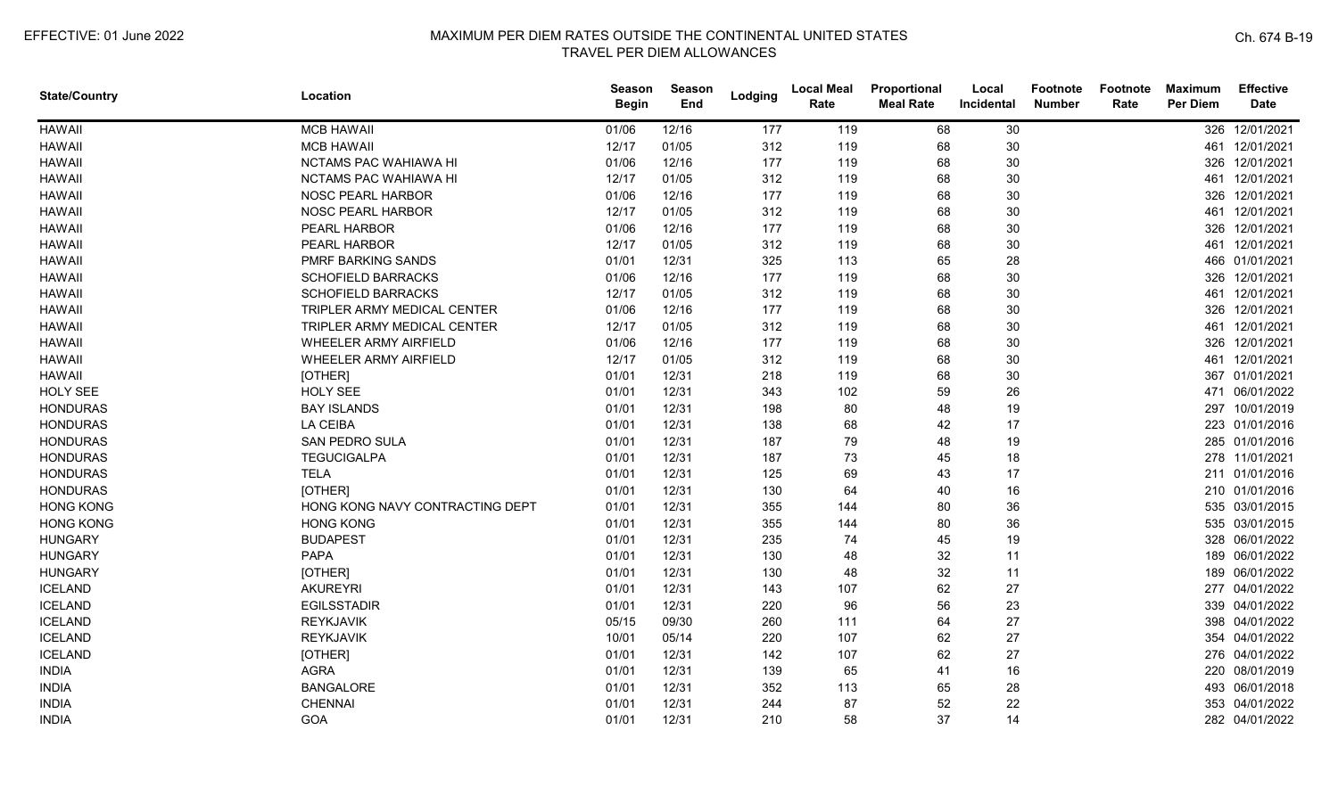| State/Country | Location | Season Begin | Season End | Lodging | Local Meal Rate | Proportional Meal Rate | Local Incidental | Footnote Number | Footnote Rate | Maximum Per Diem | Effective Date |
|---|---|---|---|---|---|---|---|---|---|---|---|
| HAWAII | MCB HAWAII | 01/06 | 12/16 | 177 | 119 | 68 | 30 | | | 326 | 12/01/2021 |
| HAWAII | MCB HAWAII | 12/17 | 01/05 | 312 | 119 | 68 | 30 | | | 461 | 12/01/2021 |
| HAWAII | NCTAMS PAC WAHIAWA HI | 01/06 | 12/16 | 177 | 119 | 68 | 30 | | | 326 | 12/01/2021 |
| HAWAII | NCTAMS PAC WAHIAWA HI | 12/17 | 01/05 | 312 | 119 | 68 | 30 | | | 461 | 12/01/2021 |
| HAWAII | NOSC PEARL HARBOR | 01/06 | 12/16 | 177 | 119 | 68 | 30 | | | 326 | 12/01/2021 |
| HAWAII | NOSC PEARL HARBOR | 12/17 | 01/05 | 312 | 119 | 68 | 30 | | | 461 | 12/01/2021 |
| HAWAII | PEARL HARBOR | 01/06 | 12/16 | 177 | 119 | 68 | 30 | | | 326 | 12/01/2021 |
| HAWAII | PEARL HARBOR | 12/17 | 01/05 | 312 | 119 | 68 | 30 | | | 461 | 12/01/2021 |
| HAWAII | PMRF BARKING SANDS | 01/01 | 12/31 | 325 | 113 | 65 | 28 | | | 466 | 01/01/2021 |
| HAWAII | SCHOFIELD BARRACKS | 01/06 | 12/16 | 177 | 119 | 68 | 30 | | | 326 | 12/01/2021 |
| HAWAII | SCHOFIELD BARRACKS | 12/17 | 01/05 | 312 | 119 | 68 | 30 | | | 461 | 12/01/2021 |
| HAWAII | TRIPLER ARMY MEDICAL CENTER | 01/06 | 12/16 | 177 | 119 | 68 | 30 | | | 326 | 12/01/2021 |
| HAWAII | TRIPLER ARMY MEDICAL CENTER | 12/17 | 01/05 | 312 | 119 | 68 | 30 | | | 461 | 12/01/2021 |
| HAWAII | WHEELER ARMY AIRFIELD | 01/06 | 12/16 | 177 | 119 | 68 | 30 | | | 326 | 12/01/2021 |
| HAWAII | WHEELER ARMY AIRFIELD | 12/17 | 01/05 | 312 | 119 | 68 | 30 | | | 461 | 12/01/2021 |
| HAWAII | [OTHER] | 01/01 | 12/31 | 218 | 119 | 68 | 30 | | | 367 | 01/01/2021 |
| HOLY SEE | HOLY SEE | 01/01 | 12/31 | 343 | 102 | 59 | 26 | | | 471 | 06/01/2022 |
| HONDURAS | BAY ISLANDS | 01/01 | 12/31 | 198 | 80 | 48 | 19 | | | 297 | 10/01/2019 |
| HONDURAS | LA CEIBA | 01/01 | 12/31 | 138 | 68 | 42 | 17 | | | 223 | 01/01/2016 |
| HONDURAS | SAN PEDRO SULA | 01/01 | 12/31 | 187 | 79 | 48 | 19 | | | 285 | 01/01/2016 |
| HONDURAS | TEGUCIGALPA | 01/01 | 12/31 | 187 | 73 | 45 | 18 | | | 278 | 11/01/2021 |
| HONDURAS | TELA | 01/01 | 12/31 | 125 | 69 | 43 | 17 | | | 211 | 01/01/2016 |
| HONDURAS | [OTHER] | 01/01 | 12/31 | 130 | 64 | 40 | 16 | | | 210 | 01/01/2016 |
| HONG KONG | HONG KONG NAVY CONTRACTING DEPT | 01/01 | 12/31 | 355 | 144 | 80 | 36 | | | 535 | 03/01/2015 |
| HONG KONG | HONG KONG | 01/01 | 12/31 | 355 | 144 | 80 | 36 | | | 535 | 03/01/2015 |
| HUNGARY | BUDAPEST | 01/01 | 12/31 | 235 | 74 | 45 | 19 | | | 328 | 06/01/2022 |
| HUNGARY | PAPA | 01/01 | 12/31 | 130 | 48 | 32 | 11 | | | 189 | 06/01/2022 |
| HUNGARY | [OTHER] | 01/01 | 12/31 | 130 | 48 | 32 | 11 | | | 189 | 06/01/2022 |
| ICELAND | AKUREYRI | 01/01 | 12/31 | 143 | 107 | 62 | 27 | | | 277 | 04/01/2022 |
| ICELAND | EGILSSTADIR | 01/01 | 12/31 | 220 | 96 | 56 | 23 | | | 339 | 04/01/2022 |
| ICELAND | REYKJAVIK | 05/15 | 09/30 | 260 | 111 | 64 | 27 | | | 398 | 04/01/2022 |
| ICELAND | REYKJAVIK | 10/01 | 05/14 | 220 | 107 | 62 | 27 | | | 354 | 04/01/2022 |
| ICELAND | [OTHER] | 01/01 | 12/31 | 142 | 107 | 62 | 27 | | | 276 | 04/01/2022 |
| INDIA | AGRA | 01/01 | 12/31 | 139 | 65 | 41 | 16 | | | 220 | 08/01/2019 |
| INDIA | BANGALORE | 01/01 | 12/31 | 352 | 113 | 65 | 28 | | | 493 | 06/01/2018 |
| INDIA | CHENNAI | 01/01 | 12/31 | 244 | 87 | 52 | 22 | | | 353 | 04/01/2022 |
| INDIA | GOA | 01/01 | 12/31 | 210 | 58 | 37 | 14 | | | 282 | 04/01/2022 |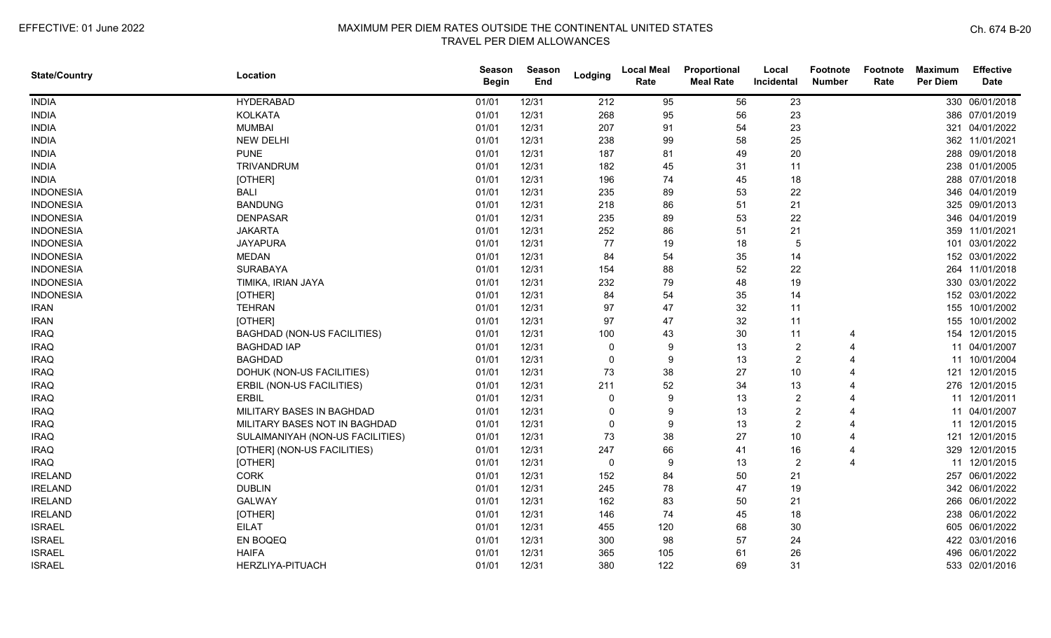| State/Country | Location | Season Begin | Season End | Lodging | Local Meal Rate | Proportional Meal Rate | Local Incidental | Footnote Number | Footnote Rate | Maximum Per Diem | Effective Date |
|---|---|---|---|---|---|---|---|---|---|---|---|
| INDIA | HYDERABAD | 01/01 | 12/31 | 212 | 95 | 56 | 23 | | | 330 | 06/01/2018 |
| INDIA | KOLKATA | 01/01 | 12/31 | 268 | 95 | 56 | 23 | | | 386 | 07/01/2019 |
| INDIA | MUMBAI | 01/01 | 12/31 | 207 | 91 | 54 | 23 | | | 321 | 04/01/2022 |
| INDIA | NEW DELHI | 01/01 | 12/31 | 238 | 99 | 58 | 25 | | | 362 | 11/01/2021 |
| INDIA | PUNE | 01/01 | 12/31 | 187 | 81 | 49 | 20 | | | 288 | 09/01/2018 |
| INDIA | TRIVANDRUM | 01/01 | 12/31 | 182 | 45 | 31 | 11 | | | 238 | 01/01/2005 |
| INDIA | [OTHER] | 01/01 | 12/31 | 196 | 74 | 45 | 18 | | | 288 | 07/01/2018 |
| INDONESIA | BALI | 01/01 | 12/31 | 235 | 89 | 53 | 22 | | | 346 | 04/01/2019 |
| INDONESIA | BANDUNG | 01/01 | 12/31 | 218 | 86 | 51 | 21 | | | 325 | 09/01/2013 |
| INDONESIA | DENPASAR | 01/01 | 12/31 | 235 | 89 | 53 | 22 | | | 346 | 04/01/2019 |
| INDONESIA | JAKARTA | 01/01 | 12/31 | 252 | 86 | 51 | 21 | | | 359 | 11/01/2021 |
| INDONESIA | JAYAPURA | 01/01 | 12/31 | 77 | 19 | 18 | 5 | | | 101 | 03/01/2022 |
| INDONESIA | MEDAN | 01/01 | 12/31 | 84 | 54 | 35 | 14 | | | 152 | 03/01/2022 |
| INDONESIA | SURABAYA | 01/01 | 12/31 | 154 | 88 | 52 | 22 | | | 264 | 11/01/2018 |
| INDONESIA | TIMIKA, IRIAN JAYA | 01/01 | 12/31 | 232 | 79 | 48 | 19 | | | 330 | 03/01/2022 |
| INDONESIA | [OTHER] | 01/01 | 12/31 | 84 | 54 | 35 | 14 | | | 152 | 03/01/2022 |
| IRAN | TEHRAN | 01/01 | 12/31 | 97 | 47 | 32 | 11 | | | 155 | 10/01/2002 |
| IRAN | [OTHER] | 01/01 | 12/31 | 97 | 47 | 32 | 11 | | | 155 | 10/01/2002 |
| IRAQ | BAGHDAD (NON-US FACILITIES) | 01/01 | 12/31 | 100 | 43 | 30 | 11 | 4 | | 154 | 12/01/2015 |
| IRAQ | BAGHDAD IAP | 01/01 | 12/31 | 0 | 9 | 13 | 2 | 4 | | 11 | 04/01/2007 |
| IRAQ | BAGHDAD | 01/01 | 12/31 | 0 | 9 | 13 | 2 | 4 | | 11 | 10/01/2004 |
| IRAQ | DOHUK (NON-US FACILITIES) | 01/01 | 12/31 | 73 | 38 | 27 | 10 | 4 | | 121 | 12/01/2015 |
| IRAQ | ERBIL (NON-US FACILITIES) | 01/01 | 12/31 | 211 | 52 | 34 | 13 | 4 | | 276 | 12/01/2015 |
| IRAQ | ERBIL | 01/01 | 12/31 | 0 | 9 | 13 | 2 | 4 | | 11 | 12/01/2011 |
| IRAQ | MILITARY BASES IN BAGHDAD | 01/01 | 12/31 | 0 | 9 | 13 | 2 | 4 | | 11 | 04/01/2007 |
| IRAQ | MILITARY BASES NOT IN BAGHDAD | 01/01 | 12/31 | 0 | 9 | 13 | 2 | 4 | | 11 | 12/01/2015 |
| IRAQ | SULAIMANIYAH (NON-US FACILITIES) | 01/01 | 12/31 | 73 | 38 | 27 | 10 | 4 | | 121 | 12/01/2015 |
| IRAQ | [OTHER] (NON-US FACILITIES) | 01/01 | 12/31 | 247 | 66 | 41 | 16 | 4 | | 329 | 12/01/2015 |
| IRAQ | [OTHER] | 01/01 | 12/31 | 0 | 9 | 13 | 2 | 4 | | 11 | 12/01/2015 |
| IRELAND | CORK | 01/01 | 12/31 | 152 | 84 | 50 | 21 | | | 257 | 06/01/2022 |
| IRELAND | DUBLIN | 01/01 | 12/31 | 245 | 78 | 47 | 19 | | | 342 | 06/01/2022 |
| IRELAND | GALWAY | 01/01 | 12/31 | 162 | 83 | 50 | 21 | | | 266 | 06/01/2022 |
| IRELAND | [OTHER] | 01/01 | 12/31 | 146 | 74 | 45 | 18 | | | 238 | 06/01/2022 |
| ISRAEL | EILAT | 01/01 | 12/31 | 455 | 120 | 68 | 30 | | | 605 | 06/01/2022 |
| ISRAEL | EN BOQEQ | 01/01 | 12/31 | 300 | 98 | 57 | 24 | | | 422 | 03/01/2016 |
| ISRAEL | HAIFA | 01/01 | 12/31 | 365 | 105 | 61 | 26 | | | 496 | 06/01/2022 |
| ISRAEL | HERZLIYA-PITUACH | 01/01 | 12/31 | 380 | 122 | 69 | 31 | | | 533 | 02/01/2016 |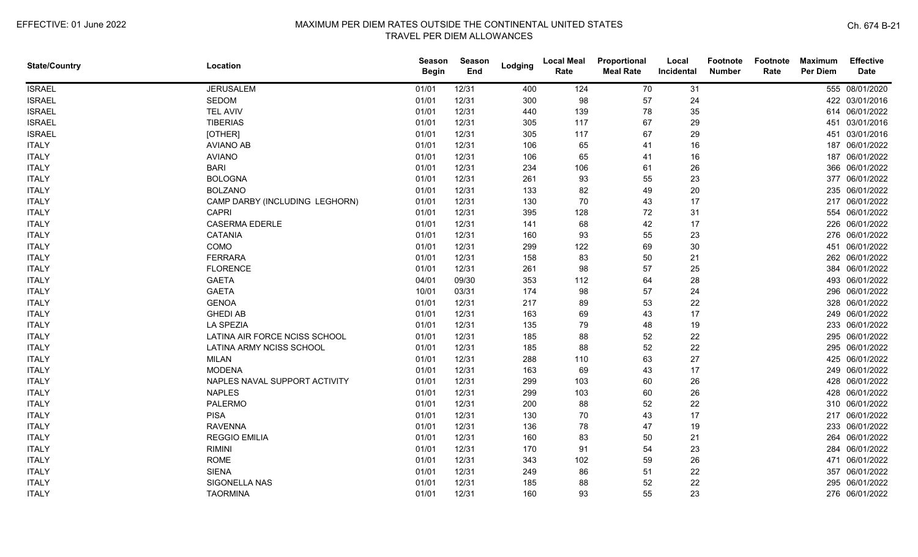| State/Country | Location | Season Begin | Season End | Lodging | Local Meal Rate | Proportional Meal Rate | Local Incidental | Footnote Number | Footnote Rate | Maximum Per Diem | Effective Date |
|---|---|---|---|---|---|---|---|---|---|---|---|
| ISRAEL | JERUSALEM | 01/01 | 12/31 | 400 | 124 | 70 | 31 | | | 555 | 08/01/2020 |
| ISRAEL | SEDOM | 01/01 | 12/31 | 300 | 98 | 57 | 24 | | | 422 | 03/01/2016 |
| ISRAEL | TEL AVIV | 01/01 | 12/31 | 440 | 139 | 78 | 35 | | | 614 | 06/01/2022 |
| ISRAEL | TIBERIAS | 01/01 | 12/31 | 305 | 117 | 67 | 29 | | | 451 | 03/01/2016 |
| ISRAEL | [OTHER] | 01/01 | 12/31 | 305 | 117 | 67 | 29 | | | 451 | 03/01/2016 |
| ITALY | AVIANO AB | 01/01 | 12/31 | 106 | 65 | 41 | 16 | | | 187 | 06/01/2022 |
| ITALY | AVIANO | 01/01 | 12/31 | 106 | 65 | 41 | 16 | | | 187 | 06/01/2022 |
| ITALY | BARI | 01/01 | 12/31 | 234 | 106 | 61 | 26 | | | 366 | 06/01/2022 |
| ITALY | BOLOGNA | 01/01 | 12/31 | 261 | 93 | 55 | 23 | | | 377 | 06/01/2022 |
| ITALY | BOLZANO | 01/01 | 12/31 | 133 | 82 | 49 | 20 | | | 235 | 06/01/2022 |
| ITALY | CAMP DARBY (INCLUDING LEGHORN) | 01/01 | 12/31 | 130 | 70 | 43 | 17 | | | 217 | 06/01/2022 |
| ITALY | CAPRI | 01/01 | 12/31 | 395 | 128 | 72 | 31 | | | 554 | 06/01/2022 |
| ITALY | CASERMA EDERLE | 01/01 | 12/31 | 141 | 68 | 42 | 17 | | | 226 | 06/01/2022 |
| ITALY | CATANIA | 01/01 | 12/31 | 160 | 93 | 55 | 23 | | | 276 | 06/01/2022 |
| ITALY | COMO | 01/01 | 12/31 | 299 | 122 | 69 | 30 | | | 451 | 06/01/2022 |
| ITALY | FERRARA | 01/01 | 12/31 | 158 | 83 | 50 | 21 | | | 262 | 06/01/2022 |
| ITALY | FLORENCE | 01/01 | 12/31 | 261 | 98 | 57 | 25 | | | 384 | 06/01/2022 |
| ITALY | GAETA | 04/01 | 09/30 | 353 | 112 | 64 | 28 | | | 493 | 06/01/2022 |
| ITALY | GAETA | 10/01 | 03/31 | 174 | 98 | 57 | 24 | | | 296 | 06/01/2022 |
| ITALY | GENOA | 01/01 | 12/31 | 217 | 89 | 53 | 22 | | | 328 | 06/01/2022 |
| ITALY | GHEDI AB | 01/01 | 12/31 | 163 | 69 | 43 | 17 | | | 249 | 06/01/2022 |
| ITALY | LA SPEZIA | 01/01 | 12/31 | 135 | 79 | 48 | 19 | | | 233 | 06/01/2022 |
| ITALY | LATINA AIR FORCE NCISS SCHOOL | 01/01 | 12/31 | 185 | 88 | 52 | 22 | | | 295 | 06/01/2022 |
| ITALY | LATINA ARMY NCISS SCHOOL | 01/01 | 12/31 | 185 | 88 | 52 | 22 | | | 295 | 06/01/2022 |
| ITALY | MILAN | 01/01 | 12/31 | 288 | 110 | 63 | 27 | | | 425 | 06/01/2022 |
| ITALY | MODENA | 01/01 | 12/31 | 163 | 69 | 43 | 17 | | | 249 | 06/01/2022 |
| ITALY | NAPLES NAVAL SUPPORT ACTIVITY | 01/01 | 12/31 | 299 | 103 | 60 | 26 | | | 428 | 06/01/2022 |
| ITALY | NAPLES | 01/01 | 12/31 | 299 | 103 | 60 | 26 | | | 428 | 06/01/2022 |
| ITALY | PALERMO | 01/01 | 12/31 | 200 | 88 | 52 | 22 | | | 310 | 06/01/2022 |
| ITALY | PISA | 01/01 | 12/31 | 130 | 70 | 43 | 17 | | | 217 | 06/01/2022 |
| ITALY | RAVENNA | 01/01 | 12/31 | 136 | 78 | 47 | 19 | | | 233 | 06/01/2022 |
| ITALY | REGGIO EMILIA | 01/01 | 12/31 | 160 | 83 | 50 | 21 | | | 264 | 06/01/2022 |
| ITALY | RIMINI | 01/01 | 12/31 | 170 | 91 | 54 | 23 | | | 284 | 06/01/2022 |
| ITALY | ROME | 01/01 | 12/31 | 343 | 102 | 59 | 26 | | | 471 | 06/01/2022 |
| ITALY | SIENA | 01/01 | 12/31 | 249 | 86 | 51 | 22 | | | 357 | 06/01/2022 |
| ITALY | SIGONELLA NAS | 01/01 | 12/31 | 185 | 88 | 52 | 22 | | | 295 | 06/01/2022 |
| ITALY | TAORMINA | 01/01 | 12/31 | 160 | 93 | 55 | 23 | | | 276 | 06/01/2022 |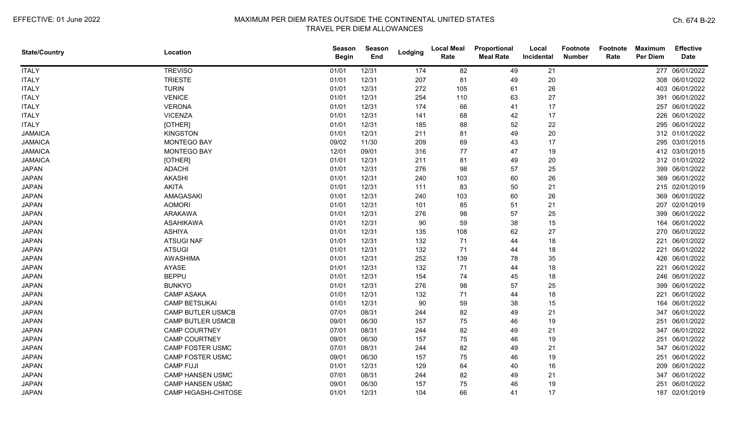| State/Country | Location | Season Begin | Season End | Lodging | Local Meal Rate | Proportional Meal Rate | Local Incidental | Footnote Number | Footnote Rate | Maximum Per Diem | Effective Date |
|---|---|---|---|---|---|---|---|---|---|---|---|
| ITALY | TREVISO | 01/01 | 12/31 | 174 | 82 | 49 | 21 | | | 277 | 06/01/2022 |
| ITALY | TRIESTE | 01/01 | 12/31 | 207 | 81 | 49 | 20 | | | 308 | 06/01/2022 |
| ITALY | TURIN | 01/01 | 12/31 | 272 | 105 | 61 | 26 | | | 403 | 06/01/2022 |
| ITALY | VENICE | 01/01 | 12/31 | 254 | 110 | 63 | 27 | | | 391 | 06/01/2022 |
| ITALY | VERONA | 01/01 | 12/31 | 174 | 66 | 41 | 17 | | | 257 | 06/01/2022 |
| ITALY | VICENZA | 01/01 | 12/31 | 141 | 68 | 42 | 17 | | | 226 | 06/01/2022 |
| ITALY | [OTHER] | 01/01 | 12/31 | 185 | 88 | 52 | 22 | | | 295 | 06/01/2022 |
| JAMAICA | KINGSTON | 01/01 | 12/31 | 211 | 81 | 49 | 20 | | | 312 | 01/01/2022 |
| JAMAICA | MONTEGO BAY | 09/02 | 11/30 | 209 | 69 | 43 | 17 | | | 295 | 03/01/2015 |
| JAMAICA | MONTEGO BAY | 12/01 | 09/01 | 316 | 77 | 47 | 19 | | | 412 | 03/01/2015 |
| JAMAICA | [OTHER] | 01/01 | 12/31 | 211 | 81 | 49 | 20 | | | 312 | 01/01/2022 |
| JAPAN | ADACHI | 01/01 | 12/31 | 276 | 98 | 57 | 25 | | | 399 | 06/01/2022 |
| JAPAN | AKASHI | 01/01 | 12/31 | 240 | 103 | 60 | 26 | | | 369 | 06/01/2022 |
| JAPAN | AKITA | 01/01 | 12/31 | 111 | 83 | 50 | 21 | | | 215 | 02/01/2019 |
| JAPAN | AMAGASAKI | 01/01 | 12/31 | 240 | 103 | 60 | 26 | | | 369 | 06/01/2022 |
| JAPAN | AOMORI | 01/01 | 12/31 | 101 | 85 | 51 | 21 | | | 207 | 02/01/2019 |
| JAPAN | ARAKAWA | 01/01 | 12/31 | 276 | 98 | 57 | 25 | | | 399 | 06/01/2022 |
| JAPAN | ASAHIKAWA | 01/01 | 12/31 | 90 | 59 | 38 | 15 | | | 164 | 06/01/2022 |
| JAPAN | ASHIYA | 01/01 | 12/31 | 135 | 108 | 62 | 27 | | | 270 | 06/01/2022 |
| JAPAN | ATSUGI NAF | 01/01 | 12/31 | 132 | 71 | 44 | 18 | | | 221 | 06/01/2022 |
| JAPAN | ATSUGI | 01/01 | 12/31 | 132 | 71 | 44 | 18 | | | 221 | 06/01/2022 |
| JAPAN | AWASHIMA | 01/01 | 12/31 | 252 | 139 | 78 | 35 | | | 426 | 06/01/2022 |
| JAPAN | AYASE | 01/01 | 12/31 | 132 | 71 | 44 | 18 | | | 221 | 06/01/2022 |
| JAPAN | BEPPU | 01/01 | 12/31 | 154 | 74 | 45 | 18 | | | 246 | 06/01/2022 |
| JAPAN | BUNKYO | 01/01 | 12/31 | 276 | 98 | 57 | 25 | | | 399 | 06/01/2022 |
| JAPAN | CAMP ASAKA | 01/01 | 12/31 | 132 | 71 | 44 | 18 | | | 221 | 06/01/2022 |
| JAPAN | CAMP BETSUKAI | 01/01 | 12/31 | 90 | 59 | 38 | 15 | | | 164 | 06/01/2022 |
| JAPAN | CAMP BUTLER USMCB | 07/01 | 08/31 | 244 | 82 | 49 | 21 | | | 347 | 06/01/2022 |
| JAPAN | CAMP BUTLER USMCB | 09/01 | 06/30 | 157 | 75 | 46 | 19 | | | 251 | 06/01/2022 |
| JAPAN | CAMP COURTNEY | 07/01 | 08/31 | 244 | 82 | 49 | 21 | | | 347 | 06/01/2022 |
| JAPAN | CAMP COURTNEY | 09/01 | 06/30 | 157 | 75 | 46 | 19 | | | 251 | 06/01/2022 |
| JAPAN | CAMP FOSTER USMC | 07/01 | 08/31 | 244 | 82 | 49 | 21 | | | 347 | 06/01/2022 |
| JAPAN | CAMP FOSTER USMC | 09/01 | 06/30 | 157 | 75 | 46 | 19 | | | 251 | 06/01/2022 |
| JAPAN | CAMP FUJI | 01/01 | 12/31 | 129 | 64 | 40 | 16 | | | 209 | 06/01/2022 |
| JAPAN | CAMP HANSEN USMC | 07/01 | 08/31 | 244 | 82 | 49 | 21 | | | 347 | 06/01/2022 |
| JAPAN | CAMP HANSEN USMC | 09/01 | 06/30 | 157 | 75 | 46 | 19 | | | 251 | 06/01/2022 |
| JAPAN | CAMP HIGASHI-CHITOSE | 01/01 | 12/31 | 104 | 66 | 41 | 17 | | | 187 | 02/01/2019 |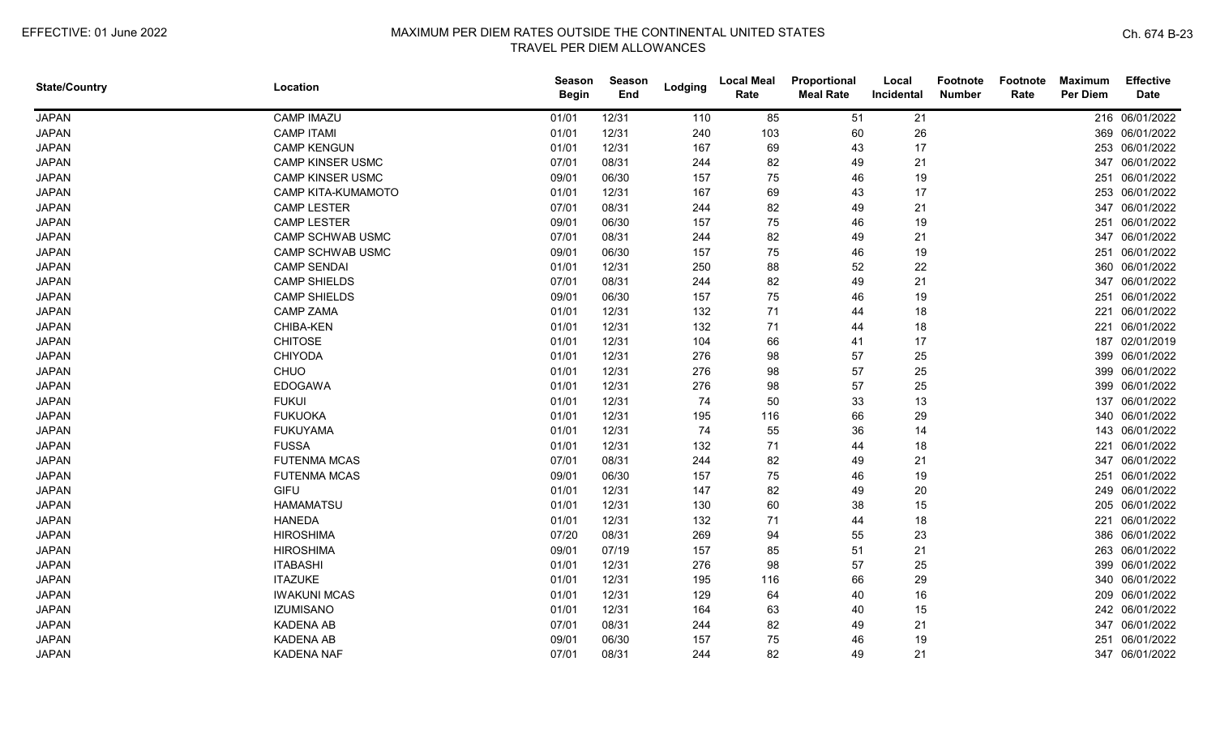| State/Country | Location | Season Begin | Season End | Lodging | Local Meal Rate | Proportional Meal Rate | Local Incidental | Footnote Number | Footnote Rate | Maximum Per Diem | Effective Date |
|---|---|---|---|---|---|---|---|---|---|---|---|
| JAPAN | CAMP IMAZU | 01/01 | 12/31 | 110 | 85 | 51 | 21 | | | 216 | 06/01/2022 |
| JAPAN | CAMP ITAMI | 01/01 | 12/31 | 240 | 103 | 60 | 26 | | | 369 | 06/01/2022 |
| JAPAN | CAMP KENGUN | 01/01 | 12/31 | 167 | 69 | 43 | 17 | | | 253 | 06/01/2022 |
| JAPAN | CAMP KINSER USMC | 07/01 | 08/31 | 244 | 82 | 49 | 21 | | | 347 | 06/01/2022 |
| JAPAN | CAMP KINSER USMC | 09/01 | 06/30 | 157 | 75 | 46 | 19 | | | 251 | 06/01/2022 |
| JAPAN | CAMP KITA-KUMAMOTO | 01/01 | 12/31 | 167 | 69 | 43 | 17 | | | 253 | 06/01/2022 |
| JAPAN | CAMP LESTER | 07/01 | 08/31 | 244 | 82 | 49 | 21 | | | 347 | 06/01/2022 |
| JAPAN | CAMP LESTER | 09/01 | 06/30 | 157 | 75 | 46 | 19 | | | 251 | 06/01/2022 |
| JAPAN | CAMP SCHWAB USMC | 07/01 | 08/31 | 244 | 82 | 49 | 21 | | | 347 | 06/01/2022 |
| JAPAN | CAMP SCHWAB USMC | 09/01 | 06/30 | 157 | 75 | 46 | 19 | | | 251 | 06/01/2022 |
| JAPAN | CAMP SENDAI | 01/01 | 12/31 | 250 | 88 | 52 | 22 | | | 360 | 06/01/2022 |
| JAPAN | CAMP SHIELDS | 07/01 | 08/31 | 244 | 82 | 49 | 21 | | | 347 | 06/01/2022 |
| JAPAN | CAMP SHIELDS | 09/01 | 06/30 | 157 | 75 | 46 | 19 | | | 251 | 06/01/2022 |
| JAPAN | CAMP ZAMA | 01/01 | 12/31 | 132 | 71 | 44 | 18 | | | 221 | 06/01/2022 |
| JAPAN | CHIBA-KEN | 01/01 | 12/31 | 132 | 71 | 44 | 18 | | | 221 | 06/01/2022 |
| JAPAN | CHITOSE | 01/01 | 12/31 | 104 | 66 | 41 | 17 | | | 187 | 02/01/2019 |
| JAPAN | CHIYODA | 01/01 | 12/31 | 276 | 98 | 57 | 25 | | | 399 | 06/01/2022 |
| JAPAN | CHUO | 01/01 | 12/31 | 276 | 98 | 57 | 25 | | | 399 | 06/01/2022 |
| JAPAN | EDOGAWA | 01/01 | 12/31 | 276 | 98 | 57 | 25 | | | 399 | 06/01/2022 |
| JAPAN | FUKUI | 01/01 | 12/31 | 74 | 50 | 33 | 13 | | | 137 | 06/01/2022 |
| JAPAN | FUKUOKA | 01/01 | 12/31 | 195 | 116 | 66 | 29 | | | 340 | 06/01/2022 |
| JAPAN | FUKUYAMA | 01/01 | 12/31 | 74 | 55 | 36 | 14 | | | 143 | 06/01/2022 |
| JAPAN | FUSSA | 01/01 | 12/31 | 132 | 71 | 44 | 18 | | | 221 | 06/01/2022 |
| JAPAN | FUTENMA MCAS | 07/01 | 08/31 | 244 | 82 | 49 | 21 | | | 347 | 06/01/2022 |
| JAPAN | FUTENMA MCAS | 09/01 | 06/30 | 157 | 75 | 46 | 19 | | | 251 | 06/01/2022 |
| JAPAN | GIFU | 01/01 | 12/31 | 147 | 82 | 49 | 20 | | | 249 | 06/01/2022 |
| JAPAN | HAMAMATSU | 01/01 | 12/31 | 130 | 60 | 38 | 15 | | | 205 | 06/01/2022 |
| JAPAN | HANEDA | 01/01 | 12/31 | 132 | 71 | 44 | 18 | | | 221 | 06/01/2022 |
| JAPAN | HIROSHIMA | 07/20 | 08/31 | 269 | 94 | 55 | 23 | | | 386 | 06/01/2022 |
| JAPAN | HIROSHIMA | 09/01 | 07/19 | 157 | 85 | 51 | 21 | | | 263 | 06/01/2022 |
| JAPAN | ITABASHI | 01/01 | 12/31 | 276 | 98 | 57 | 25 | | | 399 | 06/01/2022 |
| JAPAN | ITAZUKE | 01/01 | 12/31 | 195 | 116 | 66 | 29 | | | 340 | 06/01/2022 |
| JAPAN | IWAKUNI MCAS | 01/01 | 12/31 | 129 | 64 | 40 | 16 | | | 209 | 06/01/2022 |
| JAPAN | IZUMISANO | 01/01 | 12/31 | 164 | 63 | 40 | 15 | | | 242 | 06/01/2022 |
| JAPAN | KADENA AB | 07/01 | 08/31 | 244 | 82 | 49 | 21 | | | 347 | 06/01/2022 |
| JAPAN | KADENA AB | 09/01 | 06/30 | 157 | 75 | 46 | 19 | | | 251 | 06/01/2022 |
| JAPAN | KADENA NAF | 07/01 | 08/31 | 244 | 82 | 49 | 21 | | | 347 | 06/01/2022 |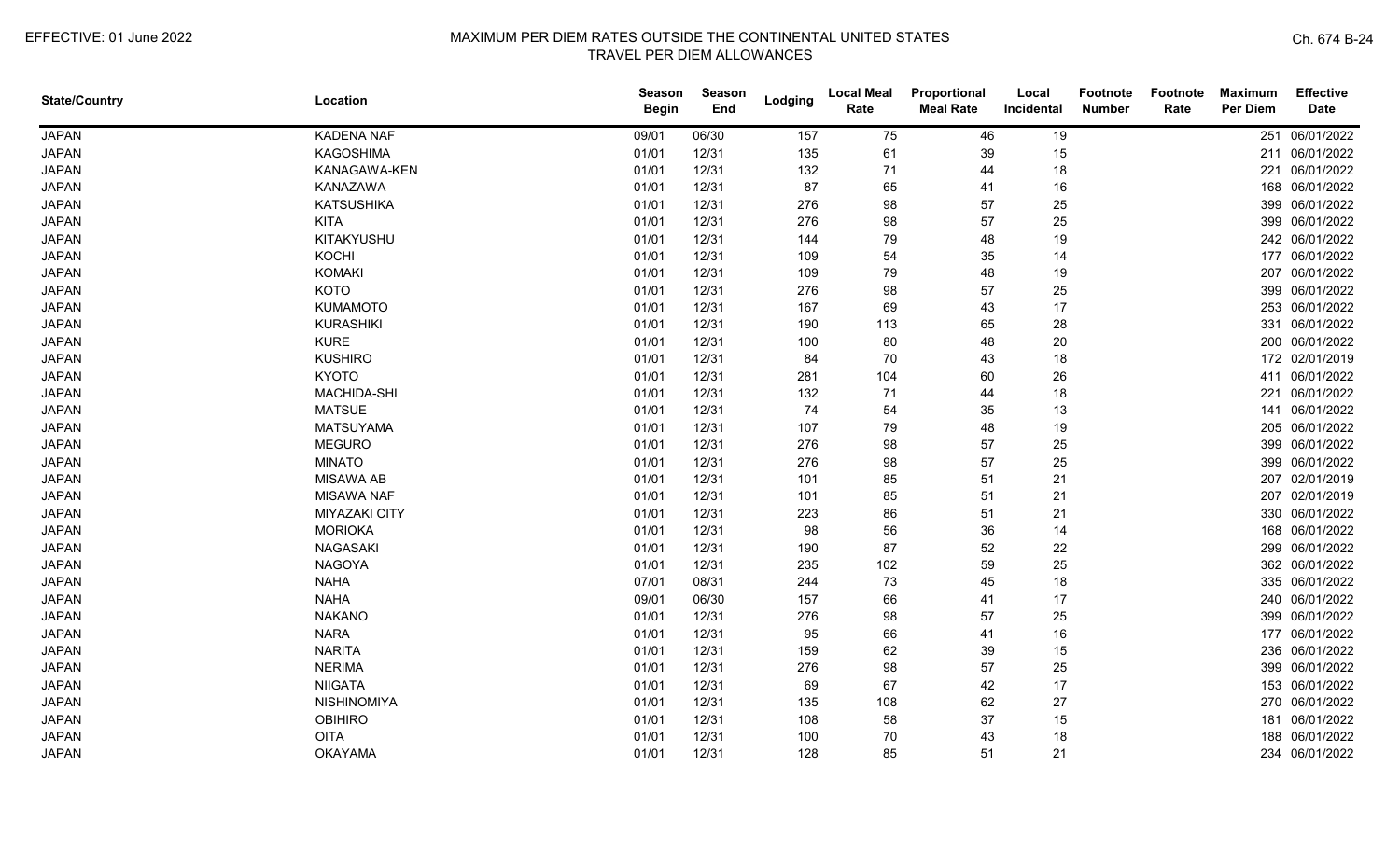| State/Country | Location | Season Begin | Season End | Lodging | Local Meal Rate | Proportional Meal Rate | Local Incidental | Footnote Number | Footnote Rate | Maximum Per Diem | Effective Date |
|---|---|---|---|---|---|---|---|---|---|---|---|
| JAPAN | KADENA NAF | 09/01 | 06/30 | 157 | 75 | 46 | 19 | | | 251 | 06/01/2022 |
| JAPAN | KAGOSHIMA | 01/01 | 12/31 | 135 | 61 | 39 | 15 | | | 211 | 06/01/2022 |
| JAPAN | KANAGAWA-KEN | 01/01 | 12/31 | 132 | 71 | 44 | 18 | | | 221 | 06/01/2022 |
| JAPAN | KANAZAWA | 01/01 | 12/31 | 87 | 65 | 41 | 16 | | | 168 | 06/01/2022 |
| JAPAN | KATSUSHIKA | 01/01 | 12/31 | 276 | 98 | 57 | 25 | | | 399 | 06/01/2022 |
| JAPAN | KITA | 01/01 | 12/31 | 276 | 98 | 57 | 25 | | | 399 | 06/01/2022 |
| JAPAN | KITAKYUSHU | 01/01 | 12/31 | 144 | 79 | 48 | 19 | | | 242 | 06/01/2022 |
| JAPAN | KOCHI | 01/01 | 12/31 | 109 | 54 | 35 | 14 | | | 177 | 06/01/2022 |
| JAPAN | KOMAKI | 01/01 | 12/31 | 109 | 79 | 48 | 19 | | | 207 | 06/01/2022 |
| JAPAN | KOTO | 01/01 | 12/31 | 276 | 98 | 57 | 25 | | | 399 | 06/01/2022 |
| JAPAN | KUMAMOTO | 01/01 | 12/31 | 167 | 69 | 43 | 17 | | | 253 | 06/01/2022 |
| JAPAN | KURASHIKI | 01/01 | 12/31 | 190 | 113 | 65 | 28 | | | 331 | 06/01/2022 |
| JAPAN | KURE | 01/01 | 12/31 | 100 | 80 | 48 | 20 | | | 200 | 06/01/2022 |
| JAPAN | KUSHIRO | 01/01 | 12/31 | 84 | 70 | 43 | 18 | | | 172 | 02/01/2019 |
| JAPAN | KYOTO | 01/01 | 12/31 | 281 | 104 | 60 | 26 | | | 411 | 06/01/2022 |
| JAPAN | MACHIDA-SHI | 01/01 | 12/31 | 132 | 71 | 44 | 18 | | | 221 | 06/01/2022 |
| JAPAN | MATSUE | 01/01 | 12/31 | 74 | 54 | 35 | 13 | | | 141 | 06/01/2022 |
| JAPAN | MATSUYAMA | 01/01 | 12/31 | 107 | 79 | 48 | 19 | | | 205 | 06/01/2022 |
| JAPAN | MEGURO | 01/01 | 12/31 | 276 | 98 | 57 | 25 | | | 399 | 06/01/2022 |
| JAPAN | MINATO | 01/01 | 12/31 | 276 | 98 | 57 | 25 | | | 399 | 06/01/2022 |
| JAPAN | MISAWA AB | 01/01 | 12/31 | 101 | 85 | 51 | 21 | | | 207 | 02/01/2019 |
| JAPAN | MISAWA NAF | 01/01 | 12/31 | 101 | 85 | 51 | 21 | | | 207 | 02/01/2019 |
| JAPAN | MIYAZAKI CITY | 01/01 | 12/31 | 223 | 86 | 51 | 21 | | | 330 | 06/01/2022 |
| JAPAN | MORIOKA | 01/01 | 12/31 | 98 | 56 | 36 | 14 | | | 168 | 06/01/2022 |
| JAPAN | NAGASAKI | 01/01 | 12/31 | 190 | 87 | 52 | 22 | | | 299 | 06/01/2022 |
| JAPAN | NAGOYA | 01/01 | 12/31 | 235 | 102 | 59 | 25 | | | 362 | 06/01/2022 |
| JAPAN | NAHA | 07/01 | 08/31 | 244 | 73 | 45 | 18 | | | 335 | 06/01/2022 |
| JAPAN | NAHA | 09/01 | 06/30 | 157 | 66 | 41 | 17 | | | 240 | 06/01/2022 |
| JAPAN | NAKANO | 01/01 | 12/31 | 276 | 98 | 57 | 25 | | | 399 | 06/01/2022 |
| JAPAN | NARA | 01/01 | 12/31 | 95 | 66 | 41 | 16 | | | 177 | 06/01/2022 |
| JAPAN | NARITA | 01/01 | 12/31 | 159 | 62 | 39 | 15 | | | 236 | 06/01/2022 |
| JAPAN | NERIMA | 01/01 | 12/31 | 276 | 98 | 57 | 25 | | | 399 | 06/01/2022 |
| JAPAN | NIIGATA | 01/01 | 12/31 | 69 | 67 | 42 | 17 | | | 153 | 06/01/2022 |
| JAPAN | NISHINOMIYA | 01/01 | 12/31 | 135 | 108 | 62 | 27 | | | 270 | 06/01/2022 |
| JAPAN | OBIHIRO | 01/01 | 12/31 | 108 | 58 | 37 | 15 | | | 181 | 06/01/2022 |
| JAPAN | OITA | 01/01 | 12/31 | 100 | 70 | 43 | 18 | | | 188 | 06/01/2022 |
| JAPAN | OKAYAMA | 01/01 | 12/31 | 128 | 85 | 51 | 21 | | | 234 | 06/01/2022 |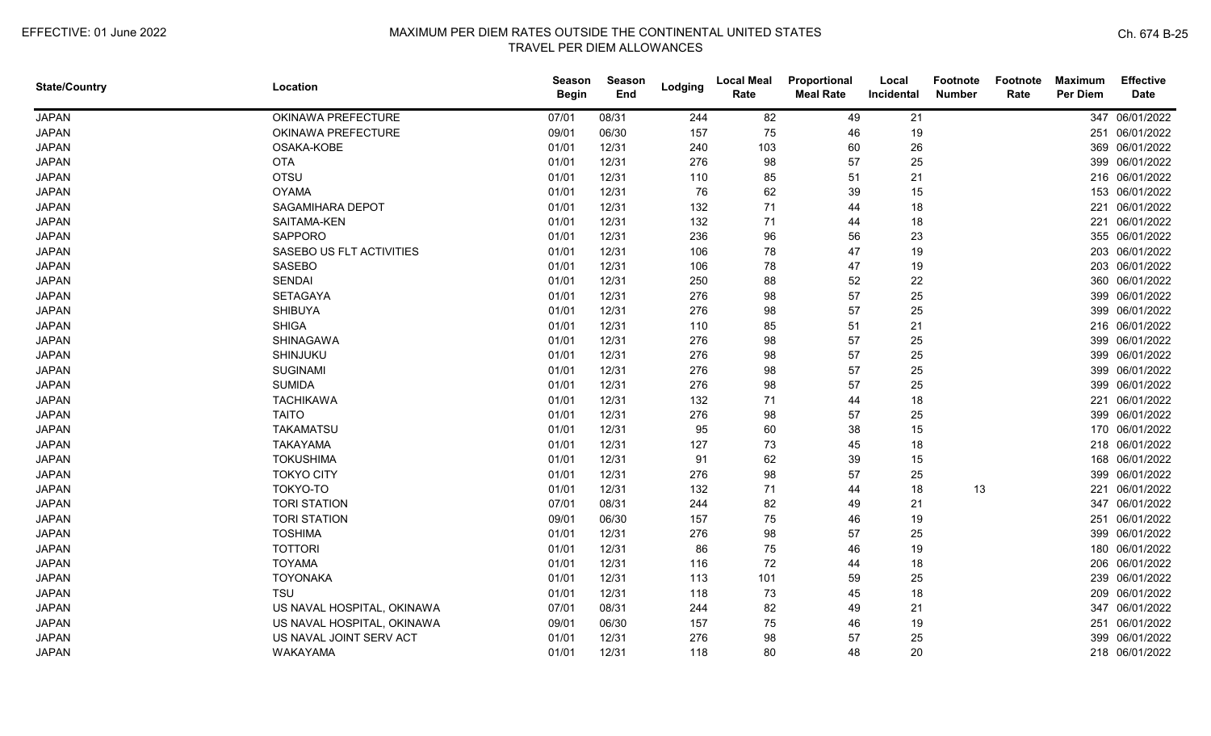| State/Country | Location | Season Begin | Season End | Lodging | Local Meal Rate | Proportional Meal Rate | Local Incidental | Footnote Number | Footnote Rate | Maximum Per Diem | Effective Date |
|---|---|---|---|---|---|---|---|---|---|---|---|
| JAPAN | OKINAWA PREFECTURE | 07/01 | 08/31 | 244 | 82 | 49 | 21 | | | 347 | 06/01/2022 |
| JAPAN | OKINAWA PREFECTURE | 09/01 | 06/30 | 157 | 75 | 46 | 19 | | | 251 | 06/01/2022 |
| JAPAN | OSAKA-KOBE | 01/01 | 12/31 | 240 | 103 | 60 | 26 | | | 369 | 06/01/2022 |
| JAPAN | OTA | 01/01 | 12/31 | 276 | 98 | 57 | 25 | | | 399 | 06/01/2022 |
| JAPAN | OTSU | 01/01 | 12/31 | 110 | 85 | 51 | 21 | | | 216 | 06/01/2022 |
| JAPAN | OYAMA | 01/01 | 12/31 | 76 | 62 | 39 | 15 | | | 153 | 06/01/2022 |
| JAPAN | SAGAMIHARA DEPOT | 01/01 | 12/31 | 132 | 71 | 44 | 18 | | | 221 | 06/01/2022 |
| JAPAN | SAITAMA-KEN | 01/01 | 12/31 | 132 | 71 | 44 | 18 | | | 221 | 06/01/2022 |
| JAPAN | SAPPORO | 01/01 | 12/31 | 236 | 96 | 56 | 23 | | | 355 | 06/01/2022 |
| JAPAN | SASEBO US FLT ACTIVITIES | 01/01 | 12/31 | 106 | 78 | 47 | 19 | | | 203 | 06/01/2022 |
| JAPAN | SASEBO | 01/01 | 12/31 | 106 | 78 | 47 | 19 | | | 203 | 06/01/2022 |
| JAPAN | SENDAI | 01/01 | 12/31 | 250 | 88 | 52 | 22 | | | 360 | 06/01/2022 |
| JAPAN | SETAGAYA | 01/01 | 12/31 | 276 | 98 | 57 | 25 | | | 399 | 06/01/2022 |
| JAPAN | SHIBUYA | 01/01 | 12/31 | 276 | 98 | 57 | 25 | | | 399 | 06/01/2022 |
| JAPAN | SHIGA | 01/01 | 12/31 | 110 | 85 | 51 | 21 | | | 216 | 06/01/2022 |
| JAPAN | SHINAGAWA | 01/01 | 12/31 | 276 | 98 | 57 | 25 | | | 399 | 06/01/2022 |
| JAPAN | SHINJUKU | 01/01 | 12/31 | 276 | 98 | 57 | 25 | | | 399 | 06/01/2022 |
| JAPAN | SUGINAMI | 01/01 | 12/31 | 276 | 98 | 57 | 25 | | | 399 | 06/01/2022 |
| JAPAN | SUMIDA | 01/01 | 12/31 | 276 | 98 | 57 | 25 | | | 399 | 06/01/2022 |
| JAPAN | TACHIKAWA | 01/01 | 12/31 | 132 | 71 | 44 | 18 | | | 221 | 06/01/2022 |
| JAPAN | TAITO | 01/01 | 12/31 | 276 | 98 | 57 | 25 | | | 399 | 06/01/2022 |
| JAPAN | TAKAMATSU | 01/01 | 12/31 | 95 | 60 | 38 | 15 | | | 170 | 06/01/2022 |
| JAPAN | TAKAYAMA | 01/01 | 12/31 | 127 | 73 | 45 | 18 | | | 218 | 06/01/2022 |
| JAPAN | TOKUSHIMA | 01/01 | 12/31 | 91 | 62 | 39 | 15 | | | 168 | 06/01/2022 |
| JAPAN | TOKYO CITY | 01/01 | 12/31 | 276 | 98 | 57 | 25 | | | 399 | 06/01/2022 |
| JAPAN | TOKYO-TO | 01/01 | 12/31 | 132 | 71 | 44 | 18 | 13 | | 221 | 06/01/2022 |
| JAPAN | TORI STATION | 07/01 | 08/31 | 244 | 82 | 49 | 21 | | | 347 | 06/01/2022 |
| JAPAN | TORI STATION | 09/01 | 06/30 | 157 | 75 | 46 | 19 | | | 251 | 06/01/2022 |
| JAPAN | TOSHIMA | 01/01 | 12/31 | 276 | 98 | 57 | 25 | | | 399 | 06/01/2022 |
| JAPAN | TOTTORI | 01/01 | 12/31 | 86 | 75 | 46 | 19 | | | 180 | 06/01/2022 |
| JAPAN | TOYAMA | 01/01 | 12/31 | 116 | 72 | 44 | 18 | | | 206 | 06/01/2022 |
| JAPAN | TOYONAKA | 01/01 | 12/31 | 113 | 101 | 59 | 25 | | | 239 | 06/01/2022 |
| JAPAN | TSU | 01/01 | 12/31 | 118 | 73 | 45 | 18 | | | 209 | 06/01/2022 |
| JAPAN | US NAVAL HOSPITAL, OKINAWA | 07/01 | 08/31 | 244 | 82 | 49 | 21 | | | 347 | 06/01/2022 |
| JAPAN | US NAVAL HOSPITAL, OKINAWA | 09/01 | 06/30 | 157 | 75 | 46 | 19 | | | 251 | 06/01/2022 |
| JAPAN | US NAVAL JOINT SERV ACT | 01/01 | 12/31 | 276 | 98 | 57 | 25 | | | 399 | 06/01/2022 |
| JAPAN | WAKAYAMA | 01/01 | 12/31 | 118 | 80 | 48 | 20 | | | 218 | 06/01/2022 |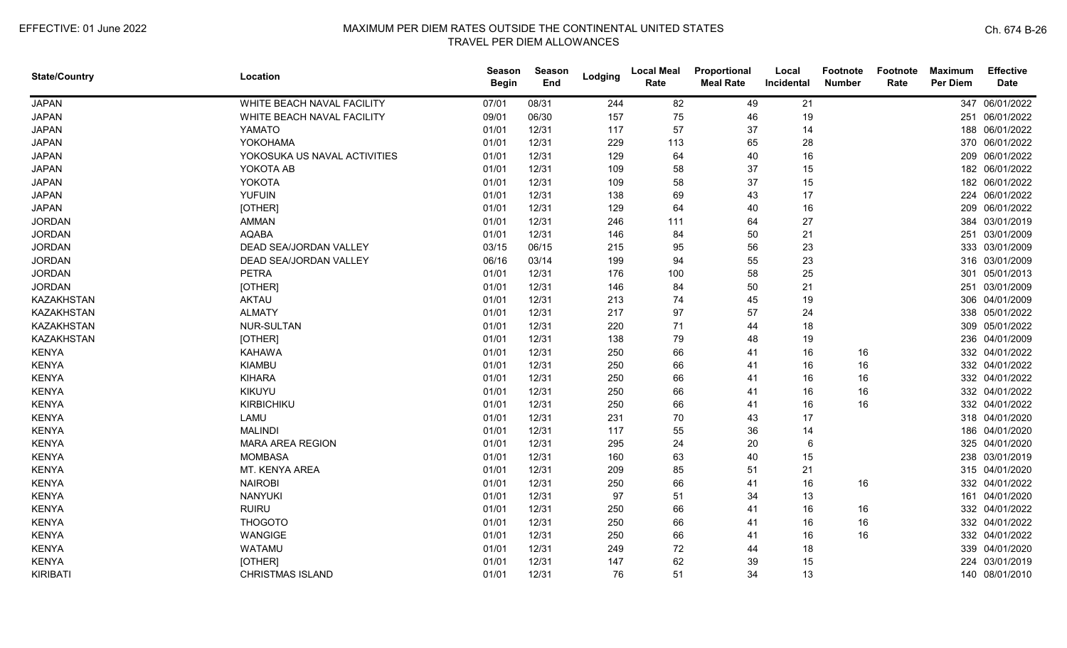| State/Country | Location | Season Begin | Season End | Lodging | Local Meal Rate | Proportional Meal Rate | Local Incidental | Footnote Number | Footnote Rate | Maximum Per Diem | Effective Date |
|---|---|---|---|---|---|---|---|---|---|---|---|
| JAPAN | WHITE BEACH NAVAL FACILITY | 07/01 | 08/31 | 244 | 82 | 49 | 21 | | | 347 | 06/01/2022 |
| JAPAN | WHITE BEACH NAVAL FACILITY | 09/01 | 06/30 | 157 | 75 | 46 | 19 | | | 251 | 06/01/2022 |
| JAPAN | YAMATO | 01/01 | 12/31 | 117 | 57 | 37 | 14 | | | 188 | 06/01/2022 |
| JAPAN | YOKOHAMA | 01/01 | 12/31 | 229 | 113 | 65 | 28 | | | 370 | 06/01/2022 |
| JAPAN | YOKOSUKA US NAVAL ACTIVITIES | 01/01 | 12/31 | 129 | 64 | 40 | 16 | | | 209 | 06/01/2022 |
| JAPAN | YOKOTA AB | 01/01 | 12/31 | 109 | 58 | 37 | 15 | | | 182 | 06/01/2022 |
| JAPAN | YOKOTA | 01/01 | 12/31 | 109 | 58 | 37 | 15 | | | 182 | 06/01/2022 |
| JAPAN | YUFUIN | 01/01 | 12/31 | 138 | 69 | 43 | 17 | | | 224 | 06/01/2022 |
| JAPAN | [OTHER] | 01/01 | 12/31 | 129 | 64 | 40 | 16 | | | 209 | 06/01/2022 |
| JORDAN | AMMAN | 01/01 | 12/31 | 246 | 111 | 64 | 27 | | | 384 | 03/01/2019 |
| JORDAN | AQABA | 01/01 | 12/31 | 146 | 84 | 50 | 21 | | | 251 | 03/01/2009 |
| JORDAN | DEAD SEA/JORDAN VALLEY | 03/15 | 06/15 | 215 | 95 | 56 | 23 | | | 333 | 03/01/2009 |
| JORDAN | DEAD SEA/JORDAN VALLEY | 06/16 | 03/14 | 199 | 94 | 55 | 23 | | | 316 | 03/01/2009 |
| JORDAN | PETRA | 01/01 | 12/31 | 176 | 100 | 58 | 25 | | | 301 | 05/01/2013 |
| JORDAN | [OTHER] | 01/01 | 12/31 | 146 | 84 | 50 | 21 | | | 251 | 03/01/2009 |
| KAZAKHSTAN | AKTAU | 01/01 | 12/31 | 213 | 74 | 45 | 19 | | | 306 | 04/01/2009 |
| KAZAKHSTAN | ALMATY | 01/01 | 12/31 | 217 | 97 | 57 | 24 | | | 338 | 05/01/2022 |
| KAZAKHSTAN | NUR-SULTAN | 01/01 | 12/31 | 220 | 71 | 44 | 18 | | | 309 | 05/01/2022 |
| KAZAKHSTAN | [OTHER] | 01/01 | 12/31 | 138 | 79 | 48 | 19 | | | 236 | 04/01/2009 |
| KENYA | KAHAWA | 01/01 | 12/31 | 250 | 66 | 41 | 16 | 16 | | 332 | 04/01/2022 |
| KENYA | KIAMBU | 01/01 | 12/31 | 250 | 66 | 41 | 16 | 16 | | 332 | 04/01/2022 |
| KENYA | KIHARA | 01/01 | 12/31 | 250 | 66 | 41 | 16 | 16 | | 332 | 04/01/2022 |
| KENYA | KIKUYU | 01/01 | 12/31 | 250 | 66 | 41 | 16 | 16 | | 332 | 04/01/2022 |
| KENYA | KIRBICHIKU | 01/01 | 12/31 | 250 | 66 | 41 | 16 | 16 | | 332 | 04/01/2022 |
| KENYA | LAMU | 01/01 | 12/31 | 231 | 70 | 43 | 17 | | | 318 | 04/01/2020 |
| KENYA | MALINDI | 01/01 | 12/31 | 117 | 55 | 36 | 14 | | | 186 | 04/01/2020 |
| KENYA | MARA AREA REGION | 01/01 | 12/31 | 295 | 24 | 20 | 6 | | | 325 | 04/01/2020 |
| KENYA | MOMBASA | 01/01 | 12/31 | 160 | 63 | 40 | 15 | | | 238 | 03/01/2019 |
| KENYA | MT. KENYA AREA | 01/01 | 12/31 | 209 | 85 | 51 | 21 | | | 315 | 04/01/2020 |
| KENYA | NAIROBI | 01/01 | 12/31 | 250 | 66 | 41 | 16 | 16 | | 332 | 04/01/2022 |
| KENYA | NANYUKI | 01/01 | 12/31 | 97 | 51 | 34 | 13 | | | 161 | 04/01/2020 |
| KENYA | RUIRU | 01/01 | 12/31 | 250 | 66 | 41 | 16 | 16 | | 332 | 04/01/2022 |
| KENYA | THOGOTO | 01/01 | 12/31 | 250 | 66 | 41 | 16 | 16 | | 332 | 04/01/2022 |
| KENYA | WANGIGE | 01/01 | 12/31 | 250 | 66 | 41 | 16 | 16 | | 332 | 04/01/2022 |
| KENYA | WATAMU | 01/01 | 12/31 | 249 | 72 | 44 | 18 | | | 339 | 04/01/2020 |
| KENYA | [OTHER] | 01/01 | 12/31 | 147 | 62 | 39 | 15 | | | 224 | 03/01/2019 |
| KIRIBATI | CHRISTMAS ISLAND | 01/01 | 12/31 | 76 | 51 | 34 | 13 | | | 140 | 08/01/2010 |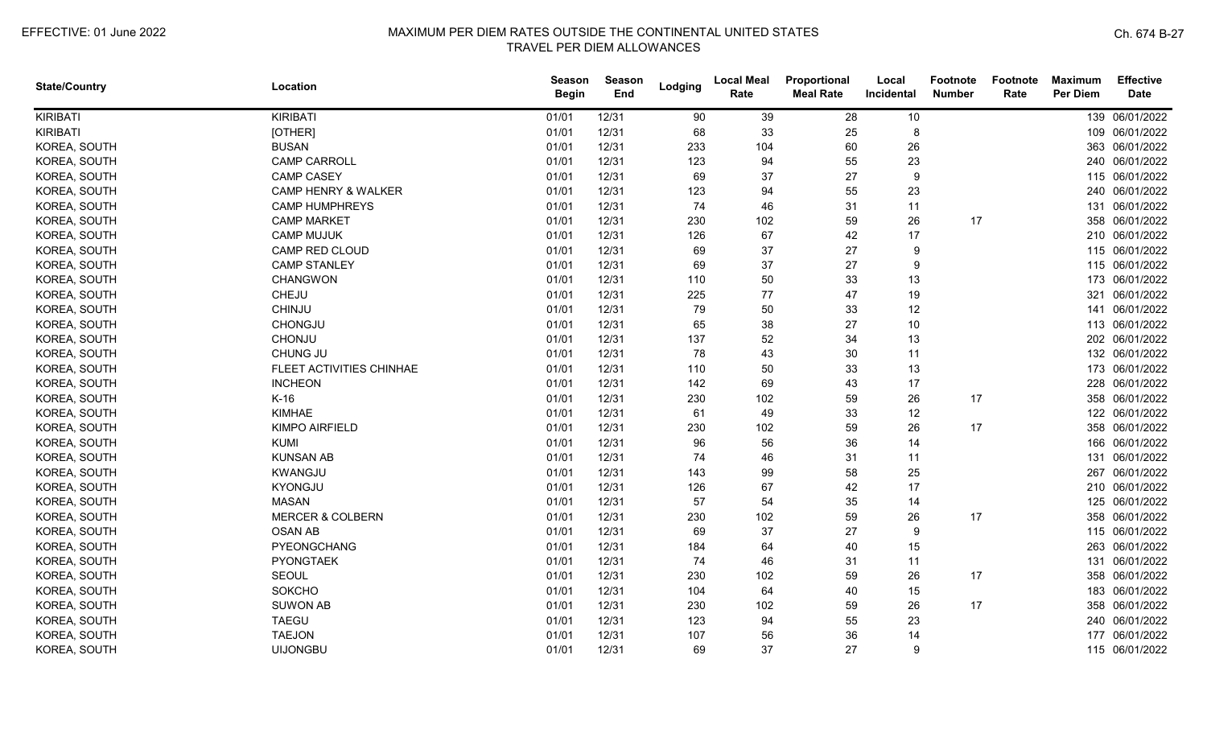| State/Country | Location | Season Begin | Season End | Lodging | Local Meal Rate | Proportional Meal Rate | Local Incidental | Footnote Number | Footnote Rate | Maximum Per Diem | Effective Date |
|---|---|---|---|---|---|---|---|---|---|---|---|
| KIRIBATI | KIRIBATI | 01/01 | 12/31 | 90 | 39 | 28 | 10 | | | 139 | 06/01/2022 |
| KIRIBATI | [OTHER] | 01/01 | 12/31 | 68 | 33 | 25 | 8 | | | 109 | 06/01/2022 |
| KOREA, SOUTH | BUSAN | 01/01 | 12/31 | 233 | 104 | 60 | 26 | | | 363 | 06/01/2022 |
| KOREA, SOUTH | CAMP CARROLL | 01/01 | 12/31 | 123 | 94 | 55 | 23 | | | 240 | 06/01/2022 |
| KOREA, SOUTH | CAMP CASEY | 01/01 | 12/31 | 69 | 37 | 27 | 9 | | | 115 | 06/01/2022 |
| KOREA, SOUTH | CAMP HENRY & WALKER | 01/01 | 12/31 | 123 | 94 | 55 | 23 | | | 240 | 06/01/2022 |
| KOREA, SOUTH | CAMP HUMPHREYS | 01/01 | 12/31 | 74 | 46 | 31 | 11 | | | 131 | 06/01/2022 |
| KOREA, SOUTH | CAMP MARKET | 01/01 | 12/31 | 230 | 102 | 59 | 26 | 17 | | 358 | 06/01/2022 |
| KOREA, SOUTH | CAMP MUJUK | 01/01 | 12/31 | 126 | 67 | 42 | 17 | | | 210 | 06/01/2022 |
| KOREA, SOUTH | CAMP RED CLOUD | 01/01 | 12/31 | 69 | 37 | 27 | 9 | | | 115 | 06/01/2022 |
| KOREA, SOUTH | CAMP STANLEY | 01/01 | 12/31 | 69 | 37 | 27 | 9 | | | 115 | 06/01/2022 |
| KOREA, SOUTH | CHANGWON | 01/01 | 12/31 | 110 | 50 | 33 | 13 | | | 173 | 06/01/2022 |
| KOREA, SOUTH | CHEJU | 01/01 | 12/31 | 225 | 77 | 47 | 19 | | | 321 | 06/01/2022 |
| KOREA, SOUTH | CHINJU | 01/01 | 12/31 | 79 | 50 | 33 | 12 | | | 141 | 06/01/2022 |
| KOREA, SOUTH | CHONGJU | 01/01 | 12/31 | 65 | 38 | 27 | 10 | | | 113 | 06/01/2022 |
| KOREA, SOUTH | CHONJU | 01/01 | 12/31 | 137 | 52 | 34 | 13 | | | 202 | 06/01/2022 |
| KOREA, SOUTH | CHUNG JU | 01/01 | 12/31 | 78 | 43 | 30 | 11 | | | 132 | 06/01/2022 |
| KOREA, SOUTH | FLEET ACTIVITIES CHINHAE | 01/01 | 12/31 | 110 | 50 | 33 | 13 | | | 173 | 06/01/2022 |
| KOREA, SOUTH | INCHEON | 01/01 | 12/31 | 142 | 69 | 43 | 17 | | | 228 | 06/01/2022 |
| KOREA, SOUTH | K-16 | 01/01 | 12/31 | 230 | 102 | 59 | 26 | 17 | | 358 | 06/01/2022 |
| KOREA, SOUTH | KIMHAE | 01/01 | 12/31 | 61 | 49 | 33 | 12 | | | 122 | 06/01/2022 |
| KOREA, SOUTH | KIMPO AIRFIELD | 01/01 | 12/31 | 230 | 102 | 59 | 26 | 17 | | 358 | 06/01/2022 |
| KOREA, SOUTH | KUMI | 01/01 | 12/31 | 96 | 56 | 36 | 14 | | | 166 | 06/01/2022 |
| KOREA, SOUTH | KUNSAN AB | 01/01 | 12/31 | 74 | 46 | 31 | 11 | | | 131 | 06/01/2022 |
| KOREA, SOUTH | KWANGJU | 01/01 | 12/31 | 143 | 99 | 58 | 25 | | | 267 | 06/01/2022 |
| KOREA, SOUTH | KYONGJU | 01/01 | 12/31 | 126 | 67 | 42 | 17 | | | 210 | 06/01/2022 |
| KOREA, SOUTH | MASAN | 01/01 | 12/31 | 57 | 54 | 35 | 14 | | | 125 | 06/01/2022 |
| KOREA, SOUTH | MERCER & COLBERN | 01/01 | 12/31 | 230 | 102 | 59 | 26 | 17 | | 358 | 06/01/2022 |
| KOREA, SOUTH | OSAN AB | 01/01 | 12/31 | 69 | 37 | 27 | 9 | | | 115 | 06/01/2022 |
| KOREA, SOUTH | PYEONGCHANG | 01/01 | 12/31 | 184 | 64 | 40 | 15 | | | 263 | 06/01/2022 |
| KOREA, SOUTH | PYONGTAEK | 01/01 | 12/31 | 74 | 46 | 31 | 11 | | | 131 | 06/01/2022 |
| KOREA, SOUTH | SEOUL | 01/01 | 12/31 | 230 | 102 | 59 | 26 | 17 | | 358 | 06/01/2022 |
| KOREA, SOUTH | SOKCHO | 01/01 | 12/31 | 104 | 64 | 40 | 15 | | | 183 | 06/01/2022 |
| KOREA, SOUTH | SUWON AB | 01/01 | 12/31 | 230 | 102 | 59 | 26 | 17 | | 358 | 06/01/2022 |
| KOREA, SOUTH | TAEGU | 01/01 | 12/31 | 123 | 94 | 55 | 23 | | | 240 | 06/01/2022 |
| KOREA, SOUTH | TAEJON | 01/01 | 12/31 | 107 | 56 | 36 | 14 | | | 177 | 06/01/2022 |
| KOREA, SOUTH | UIJONGBU | 01/01 | 12/31 | 69 | 37 | 27 | 9 | | | 115 | 06/01/2022 |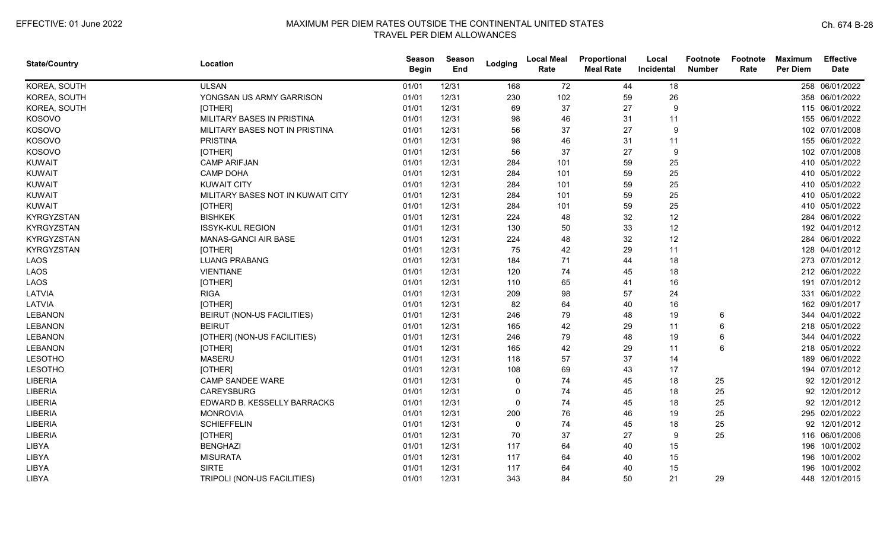| State/Country | Location | Season Begin | Season End | Lodging | Local Meal Rate | Proportional Meal Rate | Local Incidental | Footnote Number | Footnote Rate | Maximum Per Diem | Effective Date |
|---|---|---|---|---|---|---|---|---|---|---|---|
| KOREA, SOUTH | ULSAN | 01/01 | 12/31 | 168 | 72 | 44 | 18 | | | 258 | 06/01/2022 |
| KOREA, SOUTH | YONGSAN US ARMY GARRISON | 01/01 | 12/31 | 230 | 102 | 59 | 26 | | | 358 | 06/01/2022 |
| KOREA, SOUTH | [OTHER] | 01/01 | 12/31 | 69 | 37 | 27 | 9 | | | 115 | 06/01/2022 |
| KOSOVO | MILITARY BASES IN PRISTINA | 01/01 | 12/31 | 98 | 46 | 31 | 11 | | | 155 | 06/01/2022 |
| KOSOVO | MILITARY BASES NOT IN PRISTINA | 01/01 | 12/31 | 56 | 37 | 27 | 9 | | | 102 | 07/01/2008 |
| KOSOVO | PRISTINA | 01/01 | 12/31 | 98 | 46 | 31 | 11 | | | 155 | 06/01/2022 |
| KOSOVO | [OTHER] | 01/01 | 12/31 | 56 | 37 | 27 | 9 | | | 102 | 07/01/2008 |
| KUWAIT | CAMP ARIFJAN | 01/01 | 12/31 | 284 | 101 | 59 | 25 | | | 410 | 05/01/2022 |
| KUWAIT | CAMP DOHA | 01/01 | 12/31 | 284 | 101 | 59 | 25 | | | 410 | 05/01/2022 |
| KUWAIT | KUWAIT CITY | 01/01 | 12/31 | 284 | 101 | 59 | 25 | | | 410 | 05/01/2022 |
| KUWAIT | MILITARY BASES NOT IN KUWAIT CITY | 01/01 | 12/31 | 284 | 101 | 59 | 25 | | | 410 | 05/01/2022 |
| KUWAIT | [OTHER] | 01/01 | 12/31 | 284 | 101 | 59 | 25 | | | 410 | 05/01/2022 |
| KYRGYZSTAN | BISHKEK | 01/01 | 12/31 | 224 | 48 | 32 | 12 | | | 284 | 06/01/2022 |
| KYRGYZSTAN | ISSYK-KUL REGION | 01/01 | 12/31 | 130 | 50 | 33 | 12 | | | 192 | 04/01/2012 |
| KYRGYZSTAN | MANAS-GANCI AIR BASE | 01/01 | 12/31 | 224 | 48 | 32 | 12 | | | 284 | 06/01/2022 |
| KYRGYZSTAN | [OTHER] | 01/01 | 12/31 | 75 | 42 | 29 | 11 | | | 128 | 04/01/2012 |
| LAOS | LUANG PRABANG | 01/01 | 12/31 | 184 | 71 | 44 | 18 | | | 273 | 07/01/2012 |
| LAOS | VIENTIANE | 01/01 | 12/31 | 120 | 74 | 45 | 18 | | | 212 | 06/01/2022 |
| LAOS | [OTHER] | 01/01 | 12/31 | 110 | 65 | 41 | 16 | | | 191 | 07/01/2012 |
| LATVIA | RIGA | 01/01 | 12/31 | 209 | 98 | 57 | 24 | | | 331 | 06/01/2022 |
| LATVIA | [OTHER] | 01/01 | 12/31 | 82 | 64 | 40 | 16 | | | 162 | 09/01/2017 |
| LEBANON | BEIRUT (NON-US FACILITIES) | 01/01 | 12/31 | 246 | 79 | 48 | 19 | 6 | | 344 | 04/01/2022 |
| LEBANON | BEIRUT | 01/01 | 12/31 | 165 | 42 | 29 | 11 | 6 | | 218 | 05/01/2022 |
| LEBANON | [OTHER] (NON-US FACILITIES) | 01/01 | 12/31 | 246 | 79 | 48 | 19 | 6 | | 344 | 04/01/2022 |
| LEBANON | [OTHER] | 01/01 | 12/31 | 165 | 42 | 29 | 11 | 6 | | 218 | 05/01/2022 |
| LESOTHO | MASERU | 01/01 | 12/31 | 118 | 57 | 37 | 14 | | | 189 | 06/01/2022 |
| LESOTHO | [OTHER] | 01/01 | 12/31 | 108 | 69 | 43 | 17 | | | 194 | 07/01/2012 |
| LIBERIA | CAMP SANDEE WARE | 01/01 | 12/31 | 0 | 74 | 45 | 18 | 25 | | 92 | 12/01/2012 |
| LIBERIA | CAREYSBURG | 01/01 | 12/31 | 0 | 74 | 45 | 18 | 25 | | 92 | 12/01/2012 |
| LIBERIA | EDWARD B. KESSELLY BARRACKS | 01/01 | 12/31 | 0 | 74 | 45 | 18 | 25 | | 92 | 12/01/2012 |
| LIBERIA | MONROVIA | 01/01 | 12/31 | 200 | 76 | 46 | 19 | 25 | | 295 | 02/01/2022 |
| LIBERIA | SCHIEFFELIN | 01/01 | 12/31 | 0 | 74 | 45 | 18 | 25 | | 92 | 12/01/2012 |
| LIBERIA | [OTHER] | 01/01 | 12/31 | 70 | 37 | 27 | 9 | 25 | | 116 | 06/01/2006 |
| LIBYA | BENGHAZI | 01/01 | 12/31 | 117 | 64 | 40 | 15 | | | 196 | 10/01/2002 |
| LIBYA | MISURATA | 01/01 | 12/31 | 117 | 64 | 40 | 15 | | | 196 | 10/01/2002 |
| LIBYA | SIRTE | 01/01 | 12/31 | 117 | 64 | 40 | 15 | | | 196 | 10/01/2002 |
| LIBYA | TRIPOLI (NON-US FACILITIES) | 01/01 | 12/31 | 343 | 84 | 50 | 21 | 29 | | 448 | 12/01/2015 |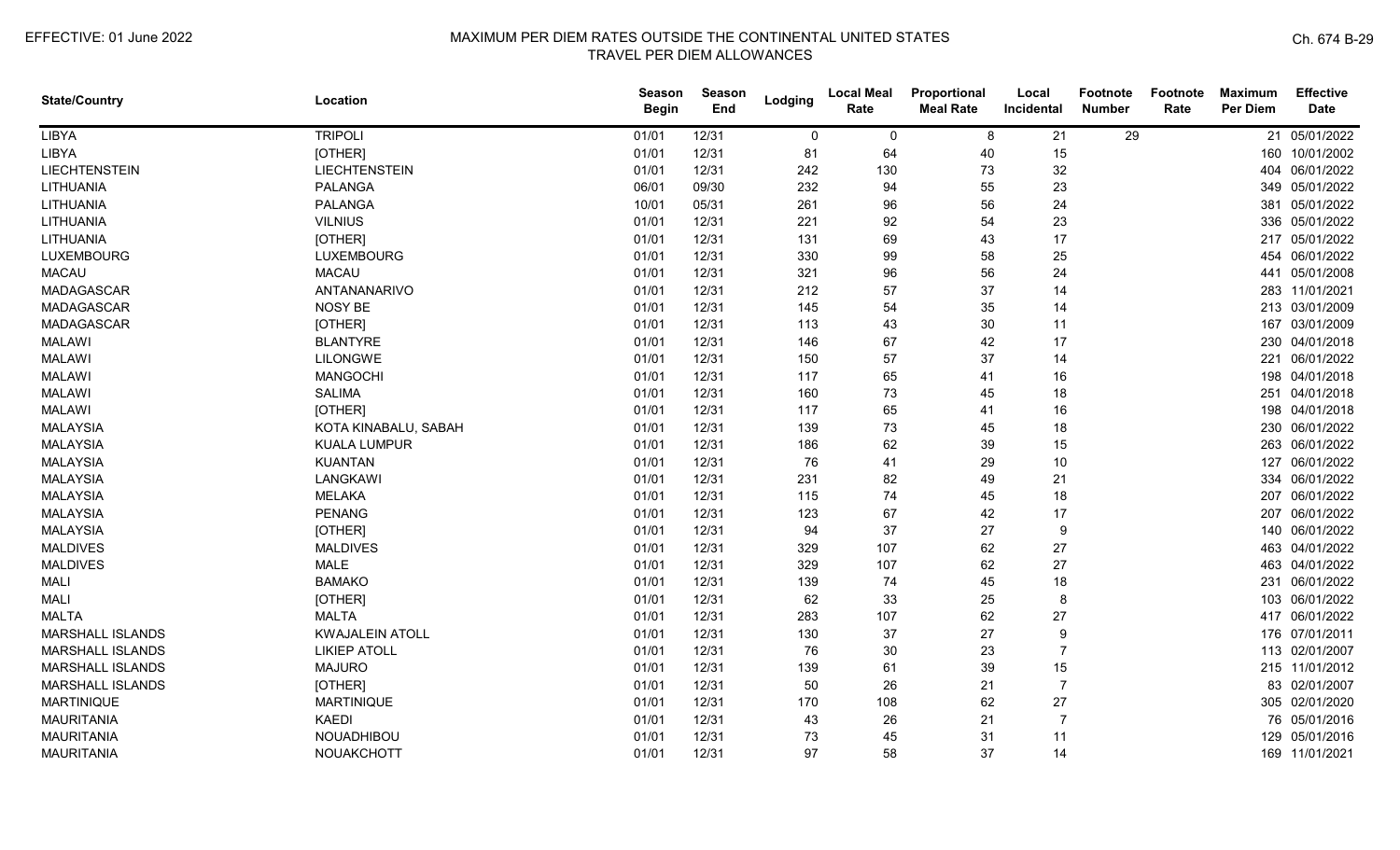| State/Country | Location | Season Begin | Season End | Lodging | Local Meal Rate | Proportional Meal Rate | Local Incidental | Footnote Number | Footnote Rate | Maximum Per Diem | Effective Date |
|---|---|---|---|---|---|---|---|---|---|---|---|
| LIBYA | TRIPOLI | 01/01 | 12/31 | 0 | 0 | 8 | 21 | 29 | | 21 | 05/01/2022 |
| LIBYA | [OTHER] | 01/01 | 12/31 | 81 | 64 | 40 | 15 | | | 160 | 10/01/2002 |
| LIECHTENSTEIN | LIECHTENSTEIN | 01/01 | 12/31 | 242 | 130 | 73 | 32 | | | 404 | 06/01/2022 |
| LITHUANIA | PALANGA | 06/01 | 09/30 | 232 | 94 | 55 | 23 | | | 349 | 05/01/2022 |
| LITHUANIA | PALANGA | 10/01 | 05/31 | 261 | 96 | 56 | 24 | | | 381 | 05/01/2022 |
| LITHUANIA | VILNIUS | 01/01 | 12/31 | 221 | 92 | 54 | 23 | | | 336 | 05/01/2022 |
| LITHUANIA | [OTHER] | 01/01 | 12/31 | 131 | 69 | 43 | 17 | | | 217 | 05/01/2022 |
| LUXEMBOURG | LUXEMBOURG | 01/01 | 12/31 | 330 | 99 | 58 | 25 | | | 454 | 06/01/2022 |
| MACAU | MACAU | 01/01 | 12/31 | 321 | 96 | 56 | 24 | | | 441 | 05/01/2008 |
| MADAGASCAR | ANTANANARIVO | 01/01 | 12/31 | 212 | 57 | 37 | 14 | | | 283 | 11/01/2021 |
| MADAGASCAR | NOSY BE | 01/01 | 12/31 | 145 | 54 | 35 | 14 | | | 213 | 03/01/2009 |
| MADAGASCAR | [OTHER] | 01/01 | 12/31 | 113 | 43 | 30 | 11 | | | 167 | 03/01/2009 |
| MALAWI | BLANTYRE | 01/01 | 12/31 | 146 | 67 | 42 | 17 | | | 230 | 04/01/2018 |
| MALAWI | LILONGWE | 01/01 | 12/31 | 150 | 57 | 37 | 14 | | | 221 | 06/01/2022 |
| MALAWI | MANGOCHI | 01/01 | 12/31 | 117 | 65 | 41 | 16 | | | 198 | 04/01/2018 |
| MALAWI | SALIMA | 01/01 | 12/31 | 160 | 73 | 45 | 18 | | | 251 | 04/01/2018 |
| MALAWI | [OTHER] | 01/01 | 12/31 | 117 | 65 | 41 | 16 | | | 198 | 04/01/2018 |
| MALAYSIA | KOTA KINABALU, SABAH | 01/01 | 12/31 | 139 | 73 | 45 | 18 | | | 230 | 06/01/2022 |
| MALAYSIA | KUALA LUMPUR | 01/01 | 12/31 | 186 | 62 | 39 | 15 | | | 263 | 06/01/2022 |
| MALAYSIA | KUANTAN | 01/01 | 12/31 | 76 | 41 | 29 | 10 | | | 127 | 06/01/2022 |
| MALAYSIA | LANGKAWI | 01/01 | 12/31 | 231 | 82 | 49 | 21 | | | 334 | 06/01/2022 |
| MALAYSIA | MELAKA | 01/01 | 12/31 | 115 | 74 | 45 | 18 | | | 207 | 06/01/2022 |
| MALAYSIA | PENANG | 01/01 | 12/31 | 123 | 67 | 42 | 17 | | | 207 | 06/01/2022 |
| MALAYSIA | [OTHER] | 01/01 | 12/31 | 94 | 37 | 27 | 9 | | | 140 | 06/01/2022 |
| MALDIVES | MALDIVES | 01/01 | 12/31 | 329 | 107 | 62 | 27 | | | 463 | 04/01/2022 |
| MALDIVES | MALE | 01/01 | 12/31 | 329 | 107 | 62 | 27 | | | 463 | 04/01/2022 |
| MALI | BAMAKO | 01/01 | 12/31 | 139 | 74 | 45 | 18 | | | 231 | 06/01/2022 |
| MALI | [OTHER] | 01/01 | 12/31 | 62 | 33 | 25 | 8 | | | 103 | 06/01/2022 |
| MALTA | MALTA | 01/01 | 12/31 | 283 | 107 | 62 | 27 | | | 417 | 06/01/2022 |
| MARSHALL ISLANDS | KWAJALEIN ATOLL | 01/01 | 12/31 | 130 | 37 | 27 | 9 | | | 176 | 07/01/2011 |
| MARSHALL ISLANDS | LIKIEP ATOLL | 01/01 | 12/31 | 76 | 30 | 23 | 7 | | | 113 | 02/01/2007 |
| MARSHALL ISLANDS | MAJURO | 01/01 | 12/31 | 139 | 61 | 39 | 15 | | | 215 | 11/01/2012 |
| MARSHALL ISLANDS | [OTHER] | 01/01 | 12/31 | 50 | 26 | 21 | 7 | | | 83 | 02/01/2007 |
| MARTINIQUE | MARTINIQUE | 01/01 | 12/31 | 170 | 108 | 62 | 27 | | | 305 | 02/01/2020 |
| MAURITANIA | KAEDI | 01/01 | 12/31 | 43 | 26 | 21 | 7 | | | 76 | 05/01/2016 |
| MAURITANIA | NOUADHIBOU | 01/01 | 12/31 | 73 | 45 | 31 | 11 | | | 129 | 05/01/2016 |
| MAURITANIA | NOUAKCHOTT | 01/01 | 12/31 | 97 | 58 | 37 | 14 | | | 169 | 11/01/2021 |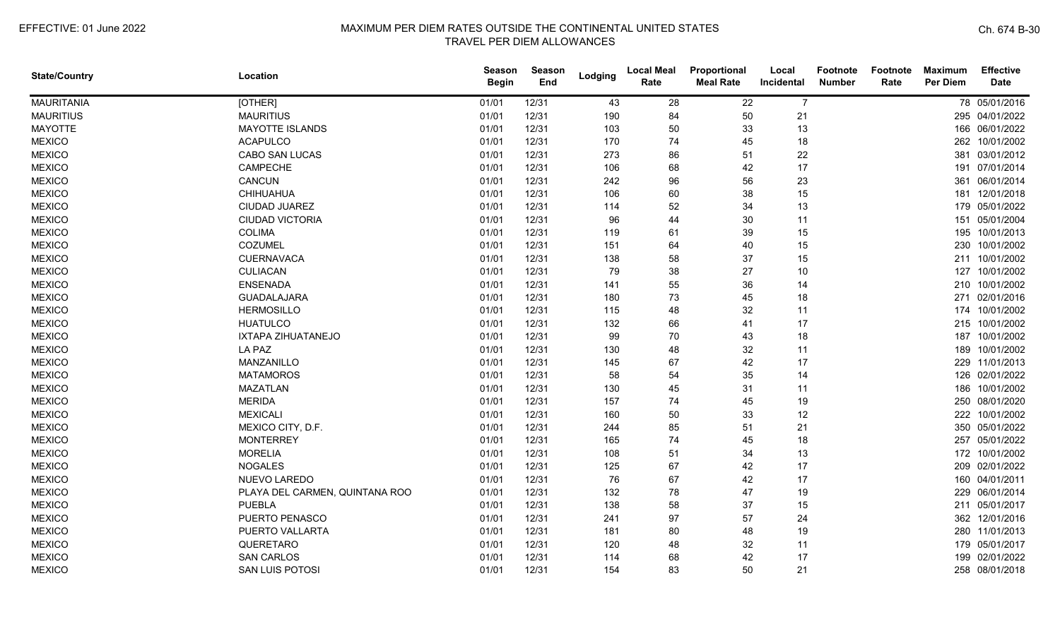| State/Country | Location | Season Begin | Season End | Lodging | Local Meal Rate | Proportional Meal Rate | Local Incidental | Footnote Number | Footnote Rate | Maximum Per Diem | Effective Date |
|---|---|---|---|---|---|---|---|---|---|---|---|
| MAURITANIA | [OTHER] | 01/01 | 12/31 | 43 | 28 | 22 | 7 | | | 78 | 05/01/2016 |
| MAURITIUS | MAURITIUS | 01/01 | 12/31 | 190 | 84 | 50 | 21 | | | 295 | 04/01/2022 |
| MAYOTTE | MAYOTTE ISLANDS | 01/01 | 12/31 | 103 | 50 | 33 | 13 | | | 166 | 06/01/2022 |
| MEXICO | ACAPULCO | 01/01 | 12/31 | 170 | 74 | 45 | 18 | | | 262 | 10/01/2002 |
| MEXICO | CABO SAN LUCAS | 01/01 | 12/31 | 273 | 86 | 51 | 22 | | | 381 | 03/01/2012 |
| MEXICO | CAMPECHE | 01/01 | 12/31 | 106 | 68 | 42 | 17 | | | 191 | 07/01/2014 |
| MEXICO | CANCUN | 01/01 | 12/31 | 242 | 96 | 56 | 23 | | | 361 | 06/01/2014 |
| MEXICO | CHIHUAHUA | 01/01 | 12/31 | 106 | 60 | 38 | 15 | | | 181 | 12/01/2018 |
| MEXICO | CIUDAD JUAREZ | 01/01 | 12/31 | 114 | 52 | 34 | 13 | | | 179 | 05/01/2022 |
| MEXICO | CIUDAD VICTORIA | 01/01 | 12/31 | 96 | 44 | 30 | 11 | | | 151 | 05/01/2004 |
| MEXICO | COLIMA | 01/01 | 12/31 | 119 | 61 | 39 | 15 | | | 195 | 10/01/2013 |
| MEXICO | COZUMEL | 01/01 | 12/31 | 151 | 64 | 40 | 15 | | | 230 | 10/01/2002 |
| MEXICO | CUERNAVACA | 01/01 | 12/31 | 138 | 58 | 37 | 15 | | | 211 | 10/01/2002 |
| MEXICO | CULIACAN | 01/01 | 12/31 | 79 | 38 | 27 | 10 | | | 127 | 10/01/2002 |
| MEXICO | ENSENADA | 01/01 | 12/31 | 141 | 55 | 36 | 14 | | | 210 | 10/01/2002 |
| MEXICO | GUADALAJARA | 01/01 | 12/31 | 180 | 73 | 45 | 18 | | | 271 | 02/01/2016 |
| MEXICO | HERMOSILLO | 01/01 | 12/31 | 115 | 48 | 32 | 11 | | | 174 | 10/01/2002 |
| MEXICO | HUATULCO | 01/01 | 12/31 | 132 | 66 | 41 | 17 | | | 215 | 10/01/2002 |
| MEXICO | IXTAPA ZIHUATANEJO | 01/01 | 12/31 | 99 | 70 | 43 | 18 | | | 187 | 10/01/2002 |
| MEXICO | LA PAZ | 01/01 | 12/31 | 130 | 48 | 32 | 11 | | | 189 | 10/01/2002 |
| MEXICO | MANZANILLO | 01/01 | 12/31 | 145 | 67 | 42 | 17 | | | 229 | 11/01/2013 |
| MEXICO | MATAMOROS | 01/01 | 12/31 | 58 | 54 | 35 | 14 | | | 126 | 02/01/2022 |
| MEXICO | MAZATLAN | 01/01 | 12/31 | 130 | 45 | 31 | 11 | | | 186 | 10/01/2002 |
| MEXICO | MERIDA | 01/01 | 12/31 | 157 | 74 | 45 | 19 | | | 250 | 08/01/2020 |
| MEXICO | MEXICALI | 01/01 | 12/31 | 160 | 50 | 33 | 12 | | | 222 | 10/01/2002 |
| MEXICO | MEXICO CITY, D.F. | 01/01 | 12/31 | 244 | 85 | 51 | 21 | | | 350 | 05/01/2022 |
| MEXICO | MONTERREY | 01/01 | 12/31 | 165 | 74 | 45 | 18 | | | 257 | 05/01/2022 |
| MEXICO | MORELIA | 01/01 | 12/31 | 108 | 51 | 34 | 13 | | | 172 | 10/01/2002 |
| MEXICO | NOGALES | 01/01 | 12/31 | 125 | 67 | 42 | 17 | | | 209 | 02/01/2022 |
| MEXICO | NUEVO LAREDO | 01/01 | 12/31 | 76 | 67 | 42 | 17 | | | 160 | 04/01/2011 |
| MEXICO | PLAYA DEL CARMEN, QUINTANA ROO | 01/01 | 12/31 | 132 | 78 | 47 | 19 | | | 229 | 06/01/2014 |
| MEXICO | PUEBLA | 01/01 | 12/31 | 138 | 58 | 37 | 15 | | | 211 | 05/01/2017 |
| MEXICO | PUERTO PENASCO | 01/01 | 12/31 | 241 | 97 | 57 | 24 | | | 362 | 12/01/2016 |
| MEXICO | PUERTO VALLARTA | 01/01 | 12/31 | 181 | 80 | 48 | 19 | | | 280 | 11/01/2013 |
| MEXICO | QUERETARO | 01/01 | 12/31 | 120 | 48 | 32 | 11 | | | 179 | 05/01/2017 |
| MEXICO | SAN CARLOS | 01/01 | 12/31 | 114 | 68 | 42 | 17 | | | 199 | 02/01/2022 |
| MEXICO | SAN LUIS POTOSI | 01/01 | 12/31 | 154 | 83 | 50 | 21 | | | 258 | 08/01/2018 |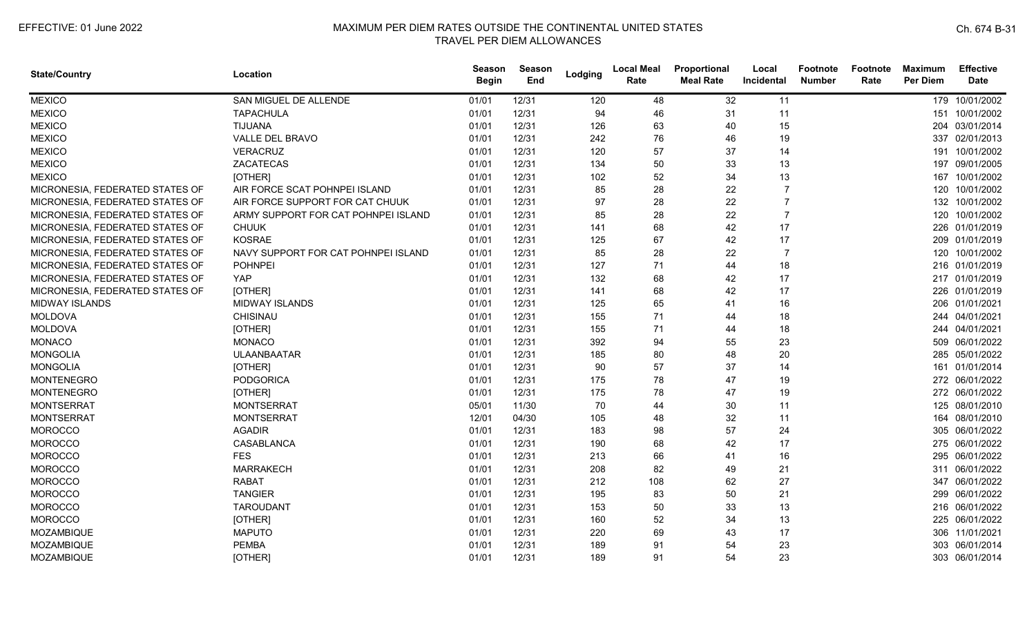| State/Country | Location | Season Begin | Season End | Lodging | Local Meal Rate | Proportional Meal Rate | Local Incidental | Footnote Number | Footnote Rate | Maximum Per Diem | Effective Date |
|---|---|---|---|---|---|---|---|---|---|---|---|
| MEXICO | SAN MIGUEL DE ALLENDE | 01/01 | 12/31 | 120 | 48 | 32 | 11 | | | 179 | 10/01/2002 |
| MEXICO | TAPACHULA | 01/01 | 12/31 | 94 | 46 | 31 | 11 | | | 151 | 10/01/2002 |
| MEXICO | TIJUANA | 01/01 | 12/31 | 126 | 63 | 40 | 15 | | | 204 | 03/01/2014 |
| MEXICO | VALLE DEL BRAVO | 01/01 | 12/31 | 242 | 76 | 46 | 19 | | | 337 | 02/01/2013 |
| MEXICO | VERACRUZ | 01/01 | 12/31 | 120 | 57 | 37 | 14 | | | 191 | 10/01/2002 |
| MEXICO | ZACATECAS | 01/01 | 12/31 | 134 | 50 | 33 | 13 | | | 197 | 09/01/2005 |
| MEXICO | [OTHER] | 01/01 | 12/31 | 102 | 52 | 34 | 13 | | | 167 | 10/01/2002 |
| MICRONESIA, FEDERATED STATES OF | AIR FORCE SCAT POHNPEI ISLAND | 01/01 | 12/31 | 85 | 28 | 22 | 7 | | | 120 | 10/01/2002 |
| MICRONESIA, FEDERATED STATES OF | AIR FORCE SUPPORT FOR CAT CHUUK | 01/01 | 12/31 | 97 | 28 | 22 | 7 | | | 132 | 10/01/2002 |
| MICRONESIA, FEDERATED STATES OF | ARMY SUPPORT FOR CAT POHNPEI ISLAND | 01/01 | 12/31 | 85 | 28 | 22 | 7 | | | 120 | 10/01/2002 |
| MICRONESIA, FEDERATED STATES OF | CHUUK | 01/01 | 12/31 | 141 | 68 | 42 | 17 | | | 226 | 01/01/2019 |
| MICRONESIA, FEDERATED STATES OF | KOSRAE | 01/01 | 12/31 | 125 | 67 | 42 | 17 | | | 209 | 01/01/2019 |
| MICRONESIA, FEDERATED STATES OF | NAVY SUPPORT FOR CAT POHNPEI ISLAND | 01/01 | 12/31 | 85 | 28 | 22 | 7 | | | 120 | 10/01/2002 |
| MICRONESIA, FEDERATED STATES OF | POHNPEI | 01/01 | 12/31 | 127 | 71 | 44 | 18 | | | 216 | 01/01/2019 |
| MICRONESIA, FEDERATED STATES OF | YAP | 01/01 | 12/31 | 132 | 68 | 42 | 17 | | | 217 | 01/01/2019 |
| MICRONESIA, FEDERATED STATES OF | [OTHER] | 01/01 | 12/31 | 141 | 68 | 42 | 17 | | | 226 | 01/01/2019 |
| MIDWAY ISLANDS | MIDWAY ISLANDS | 01/01 | 12/31 | 125 | 65 | 41 | 16 | | | 206 | 01/01/2021 |
| MOLDOVA | CHISINAU | 01/01 | 12/31 | 155 | 71 | 44 | 18 | | | 244 | 04/01/2021 |
| MOLDOVA | [OTHER] | 01/01 | 12/31 | 155 | 71 | 44 | 18 | | | 244 | 04/01/2021 |
| MONACO | MONACO | 01/01 | 12/31 | 392 | 94 | 55 | 23 | | | 509 | 06/01/2022 |
| MONGOLIA | ULAANBAATAR | 01/01 | 12/31 | 185 | 80 | 48 | 20 | | | 285 | 05/01/2022 |
| MONGOLIA | [OTHER] | 01/01 | 12/31 | 90 | 57 | 37 | 14 | | | 161 | 01/01/2014 |
| MONTENEGRO | PODGORICA | 01/01 | 12/31 | 175 | 78 | 47 | 19 | | | 272 | 06/01/2022 |
| MONTENEGRO | [OTHER] | 01/01 | 12/31 | 175 | 78 | 47 | 19 | | | 272 | 06/01/2022 |
| MONTSERRAT | MONTSERRAT | 05/01 | 11/30 | 70 | 44 | 30 | 11 | | | 125 | 08/01/2010 |
| MONTSERRAT | MONTSERRAT | 12/01 | 04/30 | 105 | 48 | 32 | 11 | | | 164 | 08/01/2010 |
| MOROCCO | AGADIR | 01/01 | 12/31 | 183 | 98 | 57 | 24 | | | 305 | 06/01/2022 |
| MOROCCO | CASABLANCA | 01/01 | 12/31 | 190 | 68 | 42 | 17 | | | 275 | 06/01/2022 |
| MOROCCO | FES | 01/01 | 12/31 | 213 | 66 | 41 | 16 | | | 295 | 06/01/2022 |
| MOROCCO | MARRAKECH | 01/01 | 12/31 | 208 | 82 | 49 | 21 | | | 311 | 06/01/2022 |
| MOROCCO | RABAT | 01/01 | 12/31 | 212 | 108 | 62 | 27 | | | 347 | 06/01/2022 |
| MOROCCO | TANGIER | 01/01 | 12/31 | 195 | 83 | 50 | 21 | | | 299 | 06/01/2022 |
| MOROCCO | TAROUDANT | 01/01 | 12/31 | 153 | 50 | 33 | 13 | | | 216 | 06/01/2022 |
| MOROCCO | [OTHER] | 01/01 | 12/31 | 160 | 52 | 34 | 13 | | | 225 | 06/01/2022 |
| MOZAMBIQUE | MAPUTO | 01/01 | 12/31 | 220 | 69 | 43 | 17 | | | 306 | 11/01/2021 |
| MOZAMBIQUE | PEMBA | 01/01 | 12/31 | 189 | 91 | 54 | 23 | | | 303 | 06/01/2014 |
| MOZAMBIQUE | [OTHER] | 01/01 | 12/31 | 189 | 91 | 54 | 23 | | | 303 | 06/01/2014 |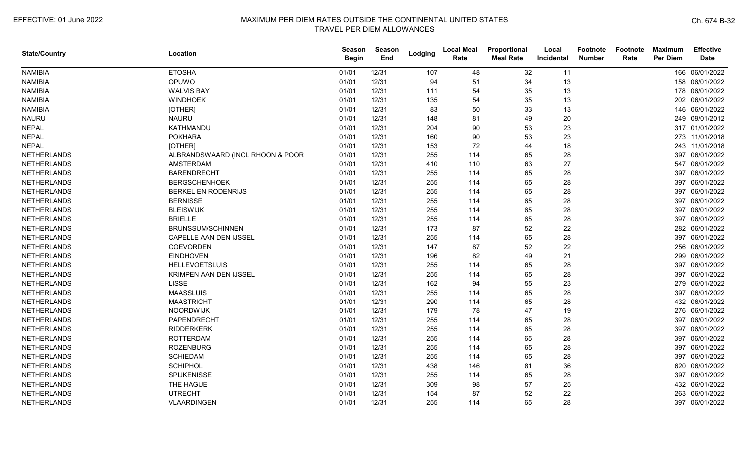| State/Country | Location | Season Begin | Season End | Lodging | Local Meal Rate | Proportional Meal Rate | Local Incidental | Footnote Number | Footnote Rate | Maximum Per Diem | Effective Date |
|---|---|---|---|---|---|---|---|---|---|---|---|
| NAMIBIA | ETOSHA | 01/01 | 12/31 | 107 | 48 | 32 | 11 | | | 166 | 06/01/2022 |
| NAMIBIA | OPUWO | 01/01 | 12/31 | 94 | 51 | 34 | 13 | | | 158 | 06/01/2022 |
| NAMIBIA | WALVIS BAY | 01/01 | 12/31 | 111 | 54 | 35 | 13 | | | 178 | 06/01/2022 |
| NAMIBIA | WINDHOEK | 01/01 | 12/31 | 135 | 54 | 35 | 13 | | | 202 | 06/01/2022 |
| NAMIBIA | [OTHER] | 01/01 | 12/31 | 83 | 50 | 33 | 13 | | | 146 | 06/01/2022 |
| NAURU | NAURU | 01/01 | 12/31 | 148 | 81 | 49 | 20 | | | 249 | 09/01/2012 |
| NEPAL | KATHMANDU | 01/01 | 12/31 | 204 | 90 | 53 | 23 | | | 317 | 01/01/2022 |
| NEPAL | POKHARA | 01/01 | 12/31 | 160 | 90 | 53 | 23 | | | 273 | 11/01/2018 |
| NEPAL | [OTHER] | 01/01 | 12/31 | 153 | 72 | 44 | 18 | | | 243 | 11/01/2018 |
| NETHERLANDS | ALBRANDSWAARD (INCL RHOON & POOR | 01/01 | 12/31 | 255 | 114 | 65 | 28 | | | 397 | 06/01/2022 |
| NETHERLANDS | AMSTERDAM | 01/01 | 12/31 | 410 | 110 | 63 | 27 | | | 547 | 06/01/2022 |
| NETHERLANDS | BARENDRECHT | 01/01 | 12/31 | 255 | 114 | 65 | 28 | | | 397 | 06/01/2022 |
| NETHERLANDS | BERGSCHENHOEK | 01/01 | 12/31 | 255 | 114 | 65 | 28 | | | 397 | 06/01/2022 |
| NETHERLANDS | BERKEL EN RODENRIJS | 01/01 | 12/31 | 255 | 114 | 65 | 28 | | | 397 | 06/01/2022 |
| NETHERLANDS | BERNISSE | 01/01 | 12/31 | 255 | 114 | 65 | 28 | | | 397 | 06/01/2022 |
| NETHERLANDS | BLEISWIJK | 01/01 | 12/31 | 255 | 114 | 65 | 28 | | | 397 | 06/01/2022 |
| NETHERLANDS | BRIELLE | 01/01 | 12/31 | 255 | 114 | 65 | 28 | | | 397 | 06/01/2022 |
| NETHERLANDS | BRUNSSUM/SCHINNEN | 01/01 | 12/31 | 173 | 87 | 52 | 22 | | | 282 | 06/01/2022 |
| NETHERLANDS | CAPELLE AAN DEN IJSSEL | 01/01 | 12/31 | 255 | 114 | 65 | 28 | | | 397 | 06/01/2022 |
| NETHERLANDS | COEVORDEN | 01/01 | 12/31 | 147 | 87 | 52 | 22 | | | 256 | 06/01/2022 |
| NETHERLANDS | EINDHOVEN | 01/01 | 12/31 | 196 | 82 | 49 | 21 | | | 299 | 06/01/2022 |
| NETHERLANDS | HELLEVOETSLUIS | 01/01 | 12/31 | 255 | 114 | 65 | 28 | | | 397 | 06/01/2022 |
| NETHERLANDS | KRIMPEN AAN DEN IJSSEL | 01/01 | 12/31 | 255 | 114 | 65 | 28 | | | 397 | 06/01/2022 |
| NETHERLANDS | LISSE | 01/01 | 12/31 | 162 | 94 | 55 | 23 | | | 279 | 06/01/2022 |
| NETHERLANDS | MAASSLUIS | 01/01 | 12/31 | 255 | 114 | 65 | 28 | | | 397 | 06/01/2022 |
| NETHERLANDS | MAASTRICHT | 01/01 | 12/31 | 290 | 114 | 65 | 28 | | | 432 | 06/01/2022 |
| NETHERLANDS | NOORDWIJK | 01/01 | 12/31 | 179 | 78 | 47 | 19 | | | 276 | 06/01/2022 |
| NETHERLANDS | PAPENDRECHT | 01/01 | 12/31 | 255 | 114 | 65 | 28 | | | 397 | 06/01/2022 |
| NETHERLANDS | RIDDERKERK | 01/01 | 12/31 | 255 | 114 | 65 | 28 | | | 397 | 06/01/2022 |
| NETHERLANDS | ROTTERDAM | 01/01 | 12/31 | 255 | 114 | 65 | 28 | | | 397 | 06/01/2022 |
| NETHERLANDS | ROZENBURG | 01/01 | 12/31 | 255 | 114 | 65 | 28 | | | 397 | 06/01/2022 |
| NETHERLANDS | SCHIEDAM | 01/01 | 12/31 | 255 | 114 | 65 | 28 | | | 397 | 06/01/2022 |
| NETHERLANDS | SCHIPHOL | 01/01 | 12/31 | 438 | 146 | 81 | 36 | | | 620 | 06/01/2022 |
| NETHERLANDS | SPIJKENISSE | 01/01 | 12/31 | 255 | 114 | 65 | 28 | | | 397 | 06/01/2022 |
| NETHERLANDS | THE HAGUE | 01/01 | 12/31 | 309 | 98 | 57 | 25 | | | 432 | 06/01/2022 |
| NETHERLANDS | UTRECHT | 01/01 | 12/31 | 154 | 87 | 52 | 22 | | | 263 | 06/01/2022 |
| NETHERLANDS | VLAARDINGEN | 01/01 | 12/31 | 255 | 114 | 65 | 28 | | | 397 | 06/01/2022 |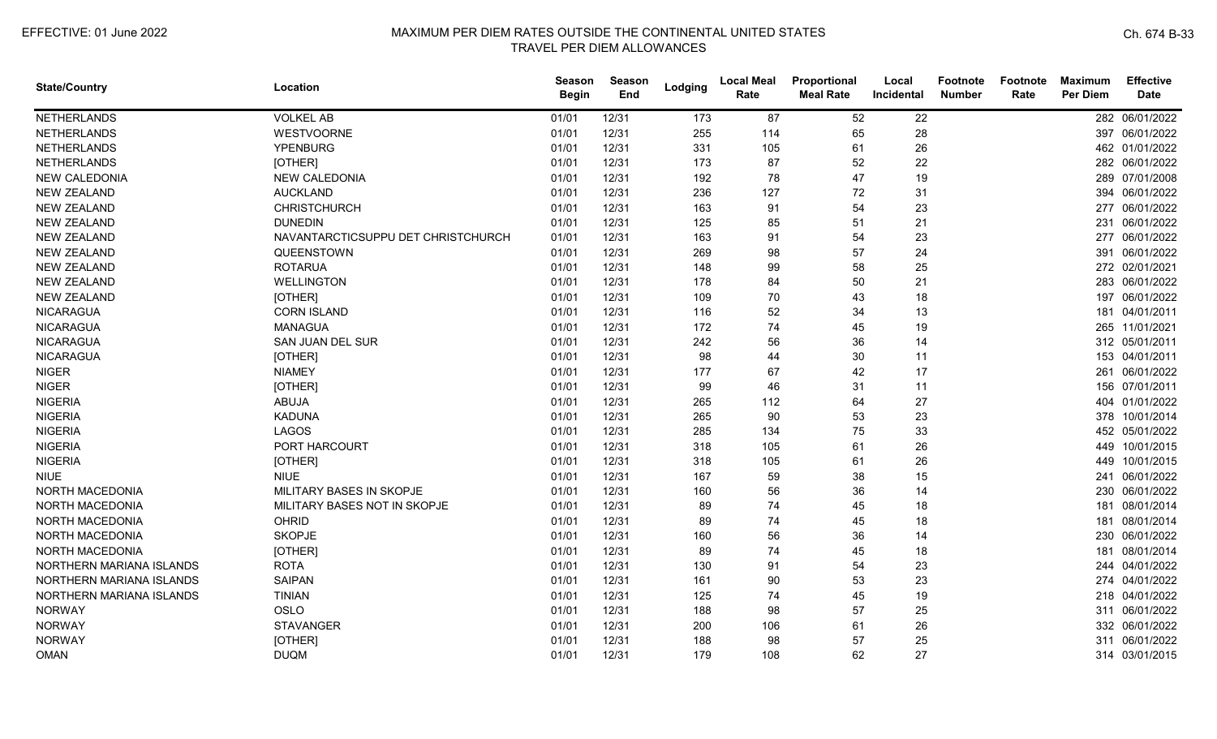| State/Country | Location | Season Begin | Season End | Lodging | Local Meal Rate | Proportional Meal Rate | Local Incidental | Footnote Number | Footnote Rate | Maximum Per Diem | Effective Date |
|---|---|---|---|---|---|---|---|---|---|---|---|
| NETHERLANDS | VOLKEL AB | 01/01 | 12/31 | 173 | 87 | 52 | 22 | | | 282 | 06/01/2022 |
| NETHERLANDS | WESTVOORNE | 01/01 | 12/31 | 255 | 114 | 65 | 28 | | | 397 | 06/01/2022 |
| NETHERLANDS | YPENBURG | 01/01 | 12/31 | 331 | 105 | 61 | 26 | | | 462 | 01/01/2022 |
| NETHERLANDS | [OTHER] | 01/01 | 12/31 | 173 | 87 | 52 | 22 | | | 282 | 06/01/2022 |
| NEW CALEDONIA | NEW CALEDONIA | 01/01 | 12/31 | 192 | 78 | 47 | 19 | | | 289 | 07/01/2008 |
| NEW ZEALAND | AUCKLAND | 01/01 | 12/31 | 236 | 127 | 72 | 31 | | | 394 | 06/01/2022 |
| NEW ZEALAND | CHRISTCHURCH | 01/01 | 12/31 | 163 | 91 | 54 | 23 | | | 277 | 06/01/2022 |
| NEW ZEALAND | DUNEDIN | 01/01 | 12/31 | 125 | 85 | 51 | 21 | | | 231 | 06/01/2022 |
| NEW ZEALAND | NAVANTARCTICSUPPU DET CHRISTCHURCH | 01/01 | 12/31 | 163 | 91 | 54 | 23 | | | 277 | 06/01/2022 |
| NEW ZEALAND | QUEENSTOWN | 01/01 | 12/31 | 269 | 98 | 57 | 24 | | | 391 | 06/01/2022 |
| NEW ZEALAND | ROTARUA | 01/01 | 12/31 | 148 | 99 | 58 | 25 | | | 272 | 02/01/2021 |
| NEW ZEALAND | WELLINGTON | 01/01 | 12/31 | 178 | 84 | 50 | 21 | | | 283 | 06/01/2022 |
| NEW ZEALAND | [OTHER] | 01/01 | 12/31 | 109 | 70 | 43 | 18 | | | 197 | 06/01/2022 |
| NICARAGUA | CORN ISLAND | 01/01 | 12/31 | 116 | 52 | 34 | 13 | | | 181 | 04/01/2011 |
| NICARAGUA | MANAGUA | 01/01 | 12/31 | 172 | 74 | 45 | 19 | | | 265 | 11/01/2021 |
| NICARAGUA | SAN JUAN DEL SUR | 01/01 | 12/31 | 242 | 56 | 36 | 14 | | | 312 | 05/01/2011 |
| NICARAGUA | [OTHER] | 01/01 | 12/31 | 98 | 44 | 30 | 11 | | | 153 | 04/01/2011 |
| NIGER | NIAMEY | 01/01 | 12/31 | 177 | 67 | 42 | 17 | | | 261 | 06/01/2022 |
| NIGER | [OTHER] | 01/01 | 12/31 | 99 | 46 | 31 | 11 | | | 156 | 07/01/2011 |
| NIGERIA | ABUJA | 01/01 | 12/31 | 265 | 112 | 64 | 27 | | | 404 | 01/01/2022 |
| NIGERIA | KADUNA | 01/01 | 12/31 | 265 | 90 | 53 | 23 | | | 378 | 10/01/2014 |
| NIGERIA | LAGOS | 01/01 | 12/31 | 285 | 134 | 75 | 33 | | | 452 | 05/01/2022 |
| NIGERIA | PORT HARCOURT | 01/01 | 12/31 | 318 | 105 | 61 | 26 | | | 449 | 10/01/2015 |
| NIGERIA | [OTHER] | 01/01 | 12/31 | 318 | 105 | 61 | 26 | | | 449 | 10/01/2015 |
| NIUE | NIUE | 01/01 | 12/31 | 167 | 59 | 38 | 15 | | | 241 | 06/01/2022 |
| NORTH MACEDONIA | MILITARY BASES IN SKOPJE | 01/01 | 12/31 | 160 | 56 | 36 | 14 | | | 230 | 06/01/2022 |
| NORTH MACEDONIA | MILITARY BASES NOT IN SKOPJE | 01/01 | 12/31 | 89 | 74 | 45 | 18 | | | 181 | 08/01/2014 |
| NORTH MACEDONIA | OHRID | 01/01 | 12/31 | 89 | 74 | 45 | 18 | | | 181 | 08/01/2014 |
| NORTH MACEDONIA | SKOPJE | 01/01 | 12/31 | 160 | 56 | 36 | 14 | | | 230 | 06/01/2022 |
| NORTH MACEDONIA | [OTHER] | 01/01 | 12/31 | 89 | 74 | 45 | 18 | | | 181 | 08/01/2014 |
| NORTHERN MARIANA ISLANDS | ROTA | 01/01 | 12/31 | 130 | 91 | 54 | 23 | | | 244 | 04/01/2022 |
| NORTHERN MARIANA ISLANDS | SAIPAN | 01/01 | 12/31 | 161 | 90 | 53 | 23 | | | 274 | 04/01/2022 |
| NORTHERN MARIANA ISLANDS | TINIAN | 01/01 | 12/31 | 125 | 74 | 45 | 19 | | | 218 | 04/01/2022 |
| NORWAY | OSLO | 01/01 | 12/31 | 188 | 98 | 57 | 25 | | | 311 | 06/01/2022 |
| NORWAY | STAVANGER | 01/01 | 12/31 | 200 | 106 | 61 | 26 | | | 332 | 06/01/2022 |
| NORWAY | [OTHER] | 01/01 | 12/31 | 188 | 98 | 57 | 25 | | | 311 | 06/01/2022 |
| OMAN | DUQM | 01/01 | 12/31 | 179 | 108 | 62 | 27 | | | 314 | 03/01/2015 |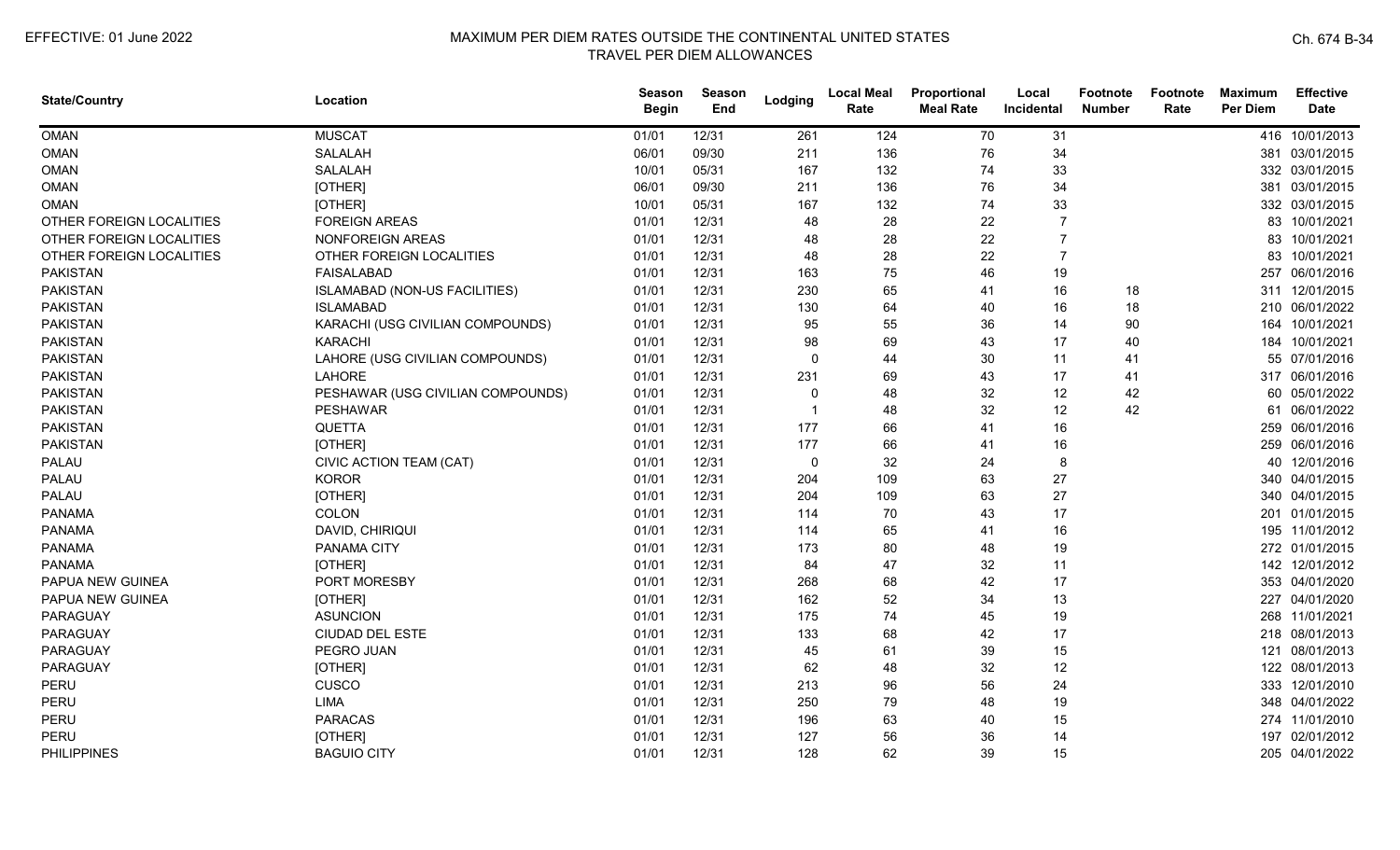# MAXIMUM PER DIEM RATES OUTSIDE THE CONTINENTAL UNITED STATES
## TRAVEL PER DIEM ALLOWANCES

EFFECTIVE: 01 June 2022

| State/Country | Location | Season Begin | Season End | Lodging | Local Meal Rate | Proportional Meal Rate | Local Incidental | Footnote Number | Footnote Rate | Maximum Per Diem | Effective Date |
|---|---|---|---|---|---|---|---|---|---|---|---|
| OMAN | MUSCAT | 01/01 | 12/31 | 261 | 124 | 70 | 31 | | | 416 | 10/01/2013 |
| OMAN | SALALAH | 06/01 | 09/30 | 211 | 136 | 76 | 34 | | | 381 | 03/01/2015 |
| OMAN | SALALAH | 10/01 | 05/31 | 167 | 132 | 74 | 33 | | | 332 | 03/01/2015 |
| OMAN | [OTHER] | 06/01 | 09/30 | 211 | 136 | 76 | 34 | | | 381 | 03/01/2015 |
| OMAN | [OTHER] | 10/01 | 05/31 | 167 | 132 | 74 | 33 | | | 332 | 03/01/2015 |
| OTHER FOREIGN LOCALITIES | FOREIGN AREAS | 01/01 | 12/31 | 48 | 28 | 22 | 7 | | | 83 | 10/01/2021 |
| OTHER FOREIGN LOCALITIES | NONFOREIGN AREAS | 01/01 | 12/31 | 48 | 28 | 22 | 7 | | | 83 | 10/01/2021 |
| OTHER FOREIGN LOCALITIES | OTHER FOREIGN LOCALITIES | 01/01 | 12/31 | 48 | 28 | 22 | 7 | | | 83 | 10/01/2021 |
| PAKISTAN | FAISALABAD | 01/01 | 12/31 | 163 | 75 | 46 | 19 | | | 257 | 06/01/2016 |
| PAKISTAN | ISLAMABAD (NON-US FACILITIES) | 01/01 | 12/31 | 230 | 65 | 41 | 16 | 18 | | 311 | 12/01/2015 |
| PAKISTAN | ISLAMABAD | 01/01 | 12/31 | 130 | 64 | 40 | 16 | 18 | | 210 | 06/01/2022 |
| PAKISTAN | KARACHI (USG CIVILIAN COMPOUNDS) | 01/01 | 12/31 | 95 | 55 | 36 | 14 | 90 | | 164 | 10/01/2021 |
| PAKISTAN | KARACHI | 01/01 | 12/31 | 98 | 69 | 43 | 17 | 40 | | 184 | 10/01/2021 |
| PAKISTAN | LAHORE (USG CIVILIAN COMPOUNDS) | 01/01 | 12/31 | 0 | 44 | 30 | 11 | 41 | | 55 | 07/01/2016 |
| PAKISTAN | LAHORE | 01/01 | 12/31 | 231 | 69 | 43 | 17 | 41 | | 317 | 06/01/2016 |
| PAKISTAN | PESHAWAR (USG CIVILIAN COMPOUNDS) | 01/01 | 12/31 | 0 | 48 | 32 | 12 | 42 | | 60 | 05/01/2022 |
| PAKISTAN | PESHAWAR | 01/01 | 12/31 | 1 | 48 | 32 | 12 | 42 | | 61 | 06/01/2022 |
| PAKISTAN | QUETTA | 01/01 | 12/31 | 177 | 66 | 41 | 16 | | | 259 | 06/01/2016 |
| PAKISTAN | [OTHER] | 01/01 | 12/31 | 177 | 66 | 41 | 16 | | | 259 | 06/01/2016 |
| PALAU | CIVIC ACTION TEAM (CAT) | 01/01 | 12/31 | 0 | 32 | 24 | 8 | | | 40 | 12/01/2016 |
| PALAU | KOROR | 01/01 | 12/31 | 204 | 109 | 63 | 27 | | | 340 | 04/01/2015 |
| PALAU | [OTHER] | 01/01 | 12/31 | 204 | 109 | 63 | 27 | | | 340 | 04/01/2015 |
| PANAMA | COLON | 01/01 | 12/31 | 114 | 70 | 43 | 17 | | | 201 | 01/01/2015 |
| PANAMA | DAVID, CHIRIQUI | 01/01 | 12/31 | 114 | 65 | 41 | 16 | | | 195 | 11/01/2012 |
| PANAMA | PANAMA CITY | 01/01 | 12/31 | 173 | 80 | 48 | 19 | | | 272 | 01/01/2015 |
| PANAMA | [OTHER] | 01/01 | 12/31 | 84 | 47 | 32 | 11 | | | 142 | 12/01/2012 |
| PAPUA NEW GUINEA | PORT MORESBY | 01/01 | 12/31 | 268 | 68 | 42 | 17 | | | 353 | 04/01/2020 |
| PAPUA NEW GUINEA | [OTHER] | 01/01 | 12/31 | 162 | 52 | 34 | 13 | | | 227 | 04/01/2020 |
| PARAGUAY | ASUNCION | 01/01 | 12/31 | 175 | 74 | 45 | 19 | | | 268 | 11/01/2021 |
| PARAGUAY | CIUDAD DEL ESTE | 01/01 | 12/31 | 133 | 68 | 42 | 17 | | | 218 | 08/01/2013 |
| PARAGUAY | PEGRO JUAN | 01/01 | 12/31 | 45 | 61 | 39 | 15 | | | 121 | 08/01/2013 |
| PARAGUAY | [OTHER] | 01/01 | 12/31 | 62 | 48 | 32 | 12 | | | 122 | 08/01/2013 |
| PERU | CUSCO | 01/01 | 12/31 | 213 | 96 | 56 | 24 | | | 333 | 12/01/2010 |
| PERU | LIMA | 01/01 | 12/31 | 250 | 79 | 48 | 19 | | | 348 | 04/01/2022 |
| PERU | PARACAS | 01/01 | 12/31 | 196 | 63 | 40 | 15 | | | 274 | 11/01/2010 |
| PERU | [OTHER] | 01/01 | 12/31 | 127 | 56 | 36 | 14 | | | 197 | 02/01/2012 |
| PHILIPPINES | BAGUIO CITY | 01/01 | 12/31 | 128 | 62 | 39 | 15 | | | 205 | 04/01/2022 |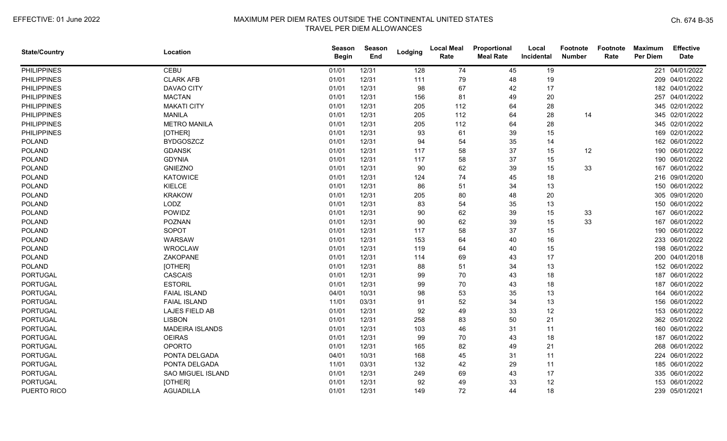| State/Country | Location | Season Begin | Season End | Lodging | Local Meal Rate | Proportional Meal Rate | Local Incidental | Footnote Number | Footnote Rate | Maximum Per Diem | Effective Date |
|---|---|---|---|---|---|---|---|---|---|---|---|
| PHILIPPINES | CEBU | 01/01 | 12/31 | 128 | 74 | 45 | 19 | | | 221 | 04/01/2022 |
| PHILIPPINES | CLARK AFB | 01/01 | 12/31 | 111 | 79 | 48 | 19 | | | 209 | 04/01/2022 |
| PHILIPPINES | DAVAO CITY | 01/01 | 12/31 | 98 | 67 | 42 | 17 | | | 182 | 04/01/2022 |
| PHILIPPINES | MACTAN | 01/01 | 12/31 | 156 | 81 | 49 | 20 | | | 257 | 04/01/2022 |
| PHILIPPINES | MAKATI CITY | 01/01 | 12/31 | 205 | 112 | 64 | 28 | | | 345 | 02/01/2022 |
| PHILIPPINES | MANILA | 01/01 | 12/31 | 205 | 112 | 64 | 28 | 14 | | 345 | 02/01/2022 |
| PHILIPPINES | METRO MANILA | 01/01 | 12/31 | 205 | 112 | 64 | 28 | | | 345 | 02/01/2022 |
| PHILIPPINES | [OTHER] | 01/01 | 12/31 | 93 | 61 | 39 | 15 | | | 169 | 02/01/2022 |
| POLAND | BYDGOSZCZ | 01/01 | 12/31 | 94 | 54 | 35 | 14 | | | 162 | 06/01/2022 |
| POLAND | GDANSK | 01/01 | 12/31 | 117 | 58 | 37 | 15 | 12 | | 190 | 06/01/2022 |
| POLAND | GDYNIA | 01/01 | 12/31 | 117 | 58 | 37 | 15 | | | 190 | 06/01/2022 |
| POLAND | GNIEZNO | 01/01 | 12/31 | 90 | 62 | 39 | 15 | 33 | | 167 | 06/01/2022 |
| POLAND | KATOWICE | 01/01 | 12/31 | 124 | 74 | 45 | 18 | | | 216 | 09/01/2020 |
| POLAND | KIELCE | 01/01 | 12/31 | 86 | 51 | 34 | 13 | | | 150 | 06/01/2022 |
| POLAND | KRAKOW | 01/01 | 12/31 | 205 | 80 | 48 | 20 | | | 305 | 09/01/2020 |
| POLAND | LODZ | 01/01 | 12/31 | 83 | 54 | 35 | 13 | | | 150 | 06/01/2022 |
| POLAND | POWIDZ | 01/01 | 12/31 | 90 | 62 | 39 | 15 | 33 | | 167 | 06/01/2022 |
| POLAND | POZNAN | 01/01 | 12/31 | 90 | 62 | 39 | 15 | 33 | | 167 | 06/01/2022 |
| POLAND | SOPOT | 01/01 | 12/31 | 117 | 58 | 37 | 15 | | | 190 | 06/01/2022 |
| POLAND | WARSAW | 01/01 | 12/31 | 153 | 64 | 40 | 16 | | | 233 | 06/01/2022 |
| POLAND | WROCLAW | 01/01 | 12/31 | 119 | 64 | 40 | 15 | | | 198 | 06/01/2022 |
| POLAND | ZAKOPANE | 01/01 | 12/31 | 114 | 69 | 43 | 17 | | | 200 | 04/01/2018 |
| POLAND | [OTHER] | 01/01 | 12/31 | 88 | 51 | 34 | 13 | | | 152 | 06/01/2022 |
| PORTUGAL | CASCAIS | 01/01 | 12/31 | 99 | 70 | 43 | 18 | | | 187 | 06/01/2022 |
| PORTUGAL | ESTORIL | 01/01 | 12/31 | 99 | 70 | 43 | 18 | | | 187 | 06/01/2022 |
| PORTUGAL | FAIAL ISLAND | 04/01 | 10/31 | 98 | 53 | 35 | 13 | | | 164 | 06/01/2022 |
| PORTUGAL | FAIAL ISLAND | 11/01 | 03/31 | 91 | 52 | 34 | 13 | | | 156 | 06/01/2022 |
| PORTUGAL | LAJES FIELD AB | 01/01 | 12/31 | 92 | 49 | 33 | 12 | | | 153 | 06/01/2022 |
| PORTUGAL | LISBON | 01/01 | 12/31 | 258 | 83 | 50 | 21 | | | 362 | 05/01/2022 |
| PORTUGAL | MADEIRA ISLANDS | 01/01 | 12/31 | 103 | 46 | 31 | 11 | | | 160 | 06/01/2022 |
| PORTUGAL | OEIRAS | 01/01 | 12/31 | 99 | 70 | 43 | 18 | | | 187 | 06/01/2022 |
| PORTUGAL | OPORTO | 01/01 | 12/31 | 165 | 82 | 49 | 21 | | | 268 | 06/01/2022 |
| PORTUGAL | PONTA DELGADA | 04/01 | 10/31 | 168 | 45 | 31 | 11 | | | 224 | 06/01/2022 |
| PORTUGAL | PONTA DELGADA | 11/01 | 03/31 | 132 | 42 | 29 | 11 | | | 185 | 06/01/2022 |
| PORTUGAL | SAO MIGUEL ISLAND | 01/01 | 12/31 | 249 | 69 | 43 | 17 | | | 335 | 06/01/2022 |
| PORTUGAL | [OTHER] | 01/01 | 12/31 | 92 | 49 | 33 | 12 | | | 153 | 06/01/2022 |
| PUERTO RICO | AGUADILLA | 01/01 | 12/31 | 149 | 72 | 44 | 18 | | | 239 | 05/01/2021 |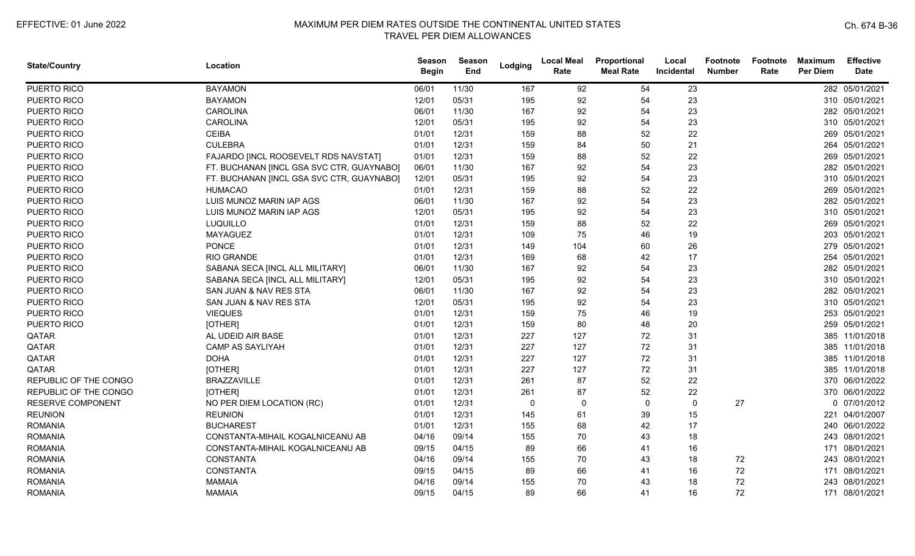| State/Country | Location | Season Begin | Season End | Lodging | Local Meal Rate | Proportional Meal Rate | Local Incidental | Footnote Number | Footnote Rate | Maximum Per Diem | Effective Date |
|---|---|---|---|---|---|---|---|---|---|---|---|
| PUERTO RICO | BAYAMON | 06/01 | 11/30 | 167 | 92 | 54 | 23 | | | 282 | 05/01/2021 |
| PUERTO RICO | BAYAMON | 12/01 | 05/31 | 195 | 92 | 54 | 23 | | | 310 | 05/01/2021 |
| PUERTO RICO | CAROLINA | 06/01 | 11/30 | 167 | 92 | 54 | 23 | | | 282 | 05/01/2021 |
| PUERTO RICO | CAROLINA | 12/01 | 05/31 | 195 | 92 | 54 | 23 | | | 310 | 05/01/2021 |
| PUERTO RICO | CEIBA | 01/01 | 12/31 | 159 | 88 | 52 | 22 | | | 269 | 05/01/2021 |
| PUERTO RICO | CULEBRA | 01/01 | 12/31 | 159 | 84 | 50 | 21 | | | 264 | 05/01/2021 |
| PUERTO RICO | FAJARDO [INCL ROOSEVELT RDS NAVSTAT] | 01/01 | 12/31 | 159 | 88 | 52 | 22 | | | 269 | 05/01/2021 |
| PUERTO RICO | FT. BUCHANAN [INCL GSA SVC CTR, GUAYNABO] | 06/01 | 11/30 | 167 | 92 | 54 | 23 | | | 282 | 05/01/2021 |
| PUERTO RICO | FT. BUCHANAN [INCL GSA SVC CTR, GUAYNABO] | 12/01 | 05/31 | 195 | 92 | 54 | 23 | | | 310 | 05/01/2021 |
| PUERTO RICO | HUMACAO | 01/01 | 12/31 | 159 | 88 | 52 | 22 | | | 269 | 05/01/2021 |
| PUERTO RICO | LUIS MUNOZ MARIN IAP AGS | 06/01 | 11/30 | 167 | 92 | 54 | 23 | | | 282 | 05/01/2021 |
| PUERTO RICO | LUIS MUNOZ MARIN IAP AGS | 12/01 | 05/31 | 195 | 92 | 54 | 23 | | | 310 | 05/01/2021 |
| PUERTO RICO | LUQUILLO | 01/01 | 12/31 | 159 | 88 | 52 | 22 | | | 269 | 05/01/2021 |
| PUERTO RICO | MAYAGUEZ | 01/01 | 12/31 | 109 | 75 | 46 | 19 | | | 203 | 05/01/2021 |
| PUERTO RICO | PONCE | 01/01 | 12/31 | 149 | 104 | 60 | 26 | | | 279 | 05/01/2021 |
| PUERTO RICO | RIO GRANDE | 01/01 | 12/31 | 169 | 68 | 42 | 17 | | | 254 | 05/01/2021 |
| PUERTO RICO | SABANA SECA [INCL ALL MILITARY] | 06/01 | 11/30 | 167 | 92 | 54 | 23 | | | 282 | 05/01/2021 |
| PUERTO RICO | SABANA SECA [INCL ALL MILITARY] | 12/01 | 05/31 | 195 | 92 | 54 | 23 | | | 310 | 05/01/2021 |
| PUERTO RICO | SAN JUAN & NAV RES STA | 06/01 | 11/30 | 167 | 92 | 54 | 23 | | | 282 | 05/01/2021 |
| PUERTO RICO | SAN JUAN & NAV RES STA | 12/01 | 05/31 | 195 | 92 | 54 | 23 | | | 310 | 05/01/2021 |
| PUERTO RICO | VIEQUES | 01/01 | 12/31 | 159 | 75 | 46 | 19 | | | 253 | 05/01/2021 |
| PUERTO RICO | [OTHER] | 01/01 | 12/31 | 159 | 80 | 48 | 20 | | | 259 | 05/01/2021 |
| QATAR | AL UDEID AIR BASE | 01/01 | 12/31 | 227 | 127 | 72 | 31 | | | 385 | 11/01/2018 |
| QATAR | CAMP AS SAYLIYAH | 01/01 | 12/31 | 227 | 127 | 72 | 31 | | | 385 | 11/01/2018 |
| QATAR | DOHA | 01/01 | 12/31 | 227 | 127 | 72 | 31 | | | 385 | 11/01/2018 |
| QATAR | [OTHER] | 01/01 | 12/31 | 227 | 127 | 72 | 31 | | | 385 | 11/01/2018 |
| REPUBLIC OF THE CONGO | BRAZZAVILLE | 01/01 | 12/31 | 261 | 87 | 52 | 22 | | | 370 | 06/01/2022 |
| REPUBLIC OF THE CONGO | [OTHER] | 01/01 | 12/31 | 261 | 87 | 52 | 22 | | | 370 | 06/01/2022 |
| RESERVE COMPONENT | NO PER DIEM LOCATION (RC) | 01/01 | 12/31 | 0 | 0 | 0 | 0 | 27 | | 0 | 07/01/2012 |
| REUNION | REUNION | 01/01 | 12/31 | 145 | 61 | 39 | 15 | | | 221 | 04/01/2007 |
| ROMANIA | BUCHAREST | 01/01 | 12/31 | 155 | 68 | 42 | 17 | | | 240 | 06/01/2022 |
| ROMANIA | CONSTANTA-MIHAIL KOGALNICEANU AB | 04/16 | 09/14 | 155 | 70 | 43 | 18 | | | 243 | 08/01/2021 |
| ROMANIA | CONSTANTA-MIHAIL KOGALNICEANU AB | 09/15 | 04/15 | 89 | 66 | 41 | 16 | | | 171 | 08/01/2021 |
| ROMANIA | CONSTANTA | 04/16 | 09/14 | 155 | 70 | 43 | 18 | 72 | | 243 | 08/01/2021 |
| ROMANIA | CONSTANTA | 09/15 | 04/15 | 89 | 66 | 41 | 16 | 72 | | 171 | 08/01/2021 |
| ROMANIA | MAMAIA | 04/16 | 09/14 | 155 | 70 | 43 | 18 | 72 | | 243 | 08/01/2021 |
| ROMANIA | MAMAIA | 09/15 | 04/15 | 89 | 66 | 41 | 16 | 72 | | 171 | 08/01/2021 |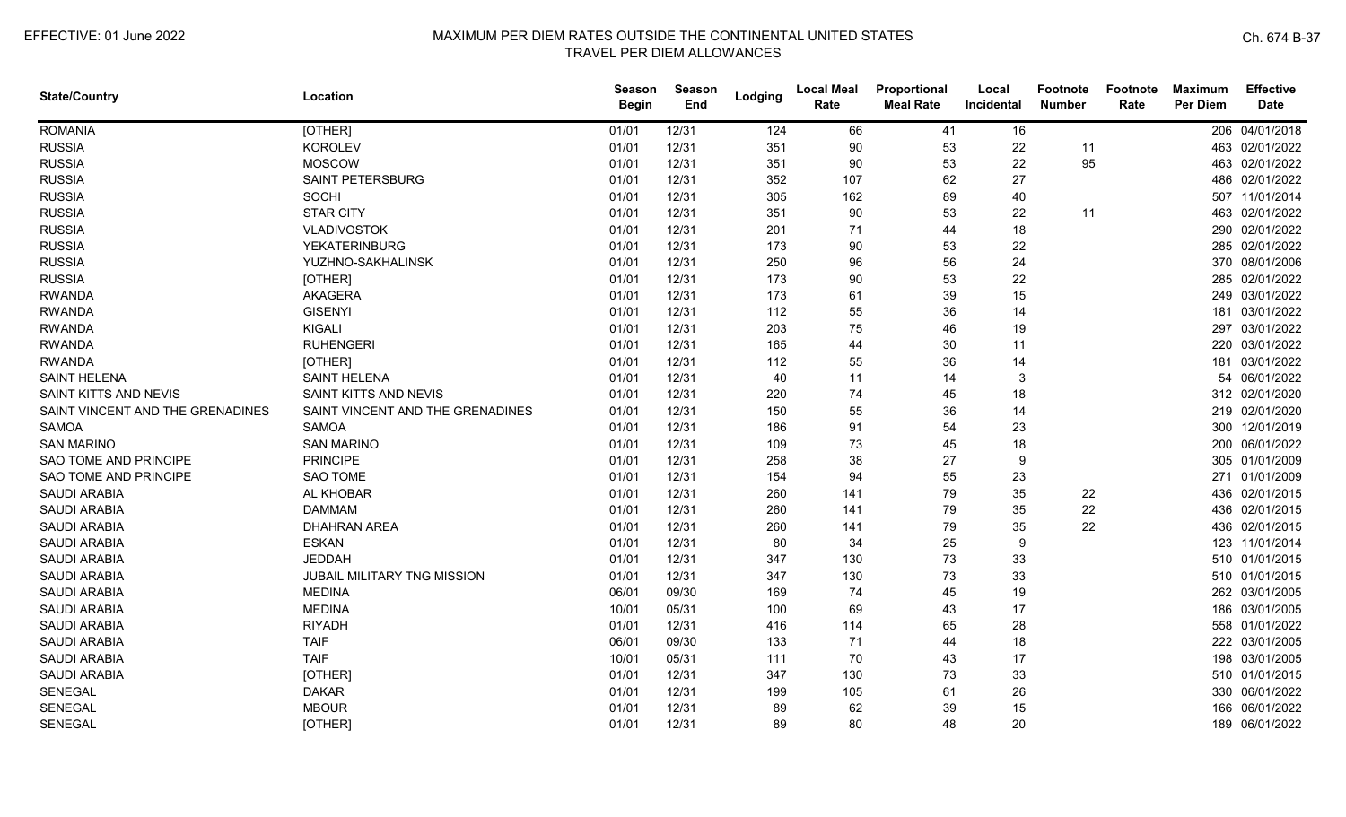| State/Country | Location | Season Begin | Season End | Lodging | Local Meal Rate | Proportional Meal Rate | Local Incidental | Footnote Number | Footnote Rate | Maximum Per Diem | Effective Date |
|---|---|---|---|---|---|---|---|---|---|---|---|
| ROMANIA | [OTHER] | 01/01 | 12/31 | 124 | 66 | 41 | 16 | | | 206 | 04/01/2018 |
| RUSSIA | KOROLEV | 01/01 | 12/31 | 351 | 90 | 53 | 22 | 11 | | 463 | 02/01/2022 |
| RUSSIA | MOSCOW | 01/01 | 12/31 | 351 | 90 | 53 | 22 | 95 | | 463 | 02/01/2022 |
| RUSSIA | SAINT PETERSBURG | 01/01 | 12/31 | 352 | 107 | 62 | 27 | | | 486 | 02/01/2022 |
| RUSSIA | SOCHI | 01/01 | 12/31 | 305 | 162 | 89 | 40 | | | 507 | 11/01/2014 |
| RUSSIA | STAR CITY | 01/01 | 12/31 | 351 | 90 | 53 | 22 | 11 | | 463 | 02/01/2022 |
| RUSSIA | VLADIVOSTOK | 01/01 | 12/31 | 201 | 71 | 44 | 18 | | | 290 | 02/01/2022 |
| RUSSIA | YEKATERINBURG | 01/01 | 12/31 | 173 | 90 | 53 | 22 | | | 285 | 02/01/2022 |
| RUSSIA | YUZHNO-SAKHALINSK | 01/01 | 12/31 | 250 | 96 | 56 | 24 | | | 370 | 08/01/2006 |
| RUSSIA | [OTHER] | 01/01 | 12/31 | 173 | 90 | 53 | 22 | | | 285 | 02/01/2022 |
| RWANDA | AKAGERA | 01/01 | 12/31 | 173 | 61 | 39 | 15 | | | 249 | 03/01/2022 |
| RWANDA | GISENYI | 01/01 | 12/31 | 112 | 55 | 36 | 14 | | | 181 | 03/01/2022 |
| RWANDA | KIGALI | 01/01 | 12/31 | 203 | 75 | 46 | 19 | | | 297 | 03/01/2022 |
| RWANDA | RUHENGERI | 01/01 | 12/31 | 165 | 44 | 30 | 11 | | | 220 | 03/01/2022 |
| RWANDA | [OTHER] | 01/01 | 12/31 | 112 | 55 | 36 | 14 | | | 181 | 03/01/2022 |
| SAINT HELENA | SAINT HELENA | 01/01 | 12/31 | 40 | 11 | 14 | 3 | | | 54 | 06/01/2022 |
| SAINT KITTS AND NEVIS | SAINT KITTS AND NEVIS | 01/01 | 12/31 | 220 | 74 | 45 | 18 | | | 312 | 02/01/2020 |
| SAINT VINCENT AND THE GRENADINES | SAINT VINCENT AND THE GRENADINES | 01/01 | 12/31 | 150 | 55 | 36 | 14 | | | 219 | 02/01/2020 |
| SAMOA | SAMOA | 01/01 | 12/31 | 186 | 91 | 54 | 23 | | | 300 | 12/01/2019 |
| SAN MARINO | SAN MARINO | 01/01 | 12/31 | 109 | 73 | 45 | 18 | | | 200 | 06/01/2022 |
| SAO TOME AND PRINCIPE | PRINCIPE | 01/01 | 12/31 | 258 | 38 | 27 | 9 | | | 305 | 01/01/2009 |
| SAO TOME AND PRINCIPE | SAO TOME | 01/01 | 12/31 | 154 | 94 | 55 | 23 | | | 271 | 01/01/2009 |
| SAUDI ARABIA | AL KHOBAR | 01/01 | 12/31 | 260 | 141 | 79 | 35 | 22 | | 436 | 02/01/2015 |
| SAUDI ARABIA | DAMMAM | 01/01 | 12/31 | 260 | 141 | 79 | 35 | 22 | | 436 | 02/01/2015 |
| SAUDI ARABIA | DHAHRAN AREA | 01/01 | 12/31 | 260 | 141 | 79 | 35 | 22 | | 436 | 02/01/2015 |
| SAUDI ARABIA | ESKAN | 01/01 | 12/31 | 80 | 34 | 25 | 9 | | | 123 | 11/01/2014 |
| SAUDI ARABIA | JEDDAH | 01/01 | 12/31 | 347 | 130 | 73 | 33 | | | 510 | 01/01/2015 |
| SAUDI ARABIA | JUBAIL MILITARY TNG MISSION | 01/01 | 12/31 | 347 | 130 | 73 | 33 | | | 510 | 01/01/2015 |
| SAUDI ARABIA | MEDINA | 06/01 | 09/30 | 169 | 74 | 45 | 19 | | | 262 | 03/01/2005 |
| SAUDI ARABIA | MEDINA | 10/01 | 05/31 | 100 | 69 | 43 | 17 | | | 186 | 03/01/2005 |
| SAUDI ARABIA | RIYADH | 01/01 | 12/31 | 416 | 114 | 65 | 28 | | | 558 | 01/01/2022 |
| SAUDI ARABIA | TAIF | 06/01 | 09/30 | 133 | 71 | 44 | 18 | | | 222 | 03/01/2005 |
| SAUDI ARABIA | TAIF | 10/01 | 05/31 | 111 | 70 | 43 | 17 | | | 198 | 03/01/2005 |
| SAUDI ARABIA | [OTHER] | 01/01 | 12/31 | 347 | 130 | 73 | 33 | | | 510 | 01/01/2015 |
| SENEGAL | DAKAR | 01/01 | 12/31 | 199 | 105 | 61 | 26 | | | 330 | 06/01/2022 |
| SENEGAL | MBOUR | 01/01 | 12/31 | 89 | 62 | 39 | 15 | | | 166 | 06/01/2022 |
| SENEGAL | [OTHER] | 01/01 | 12/31 | 89 | 80 | 48 | 20 | | | 189 | 06/01/2022 |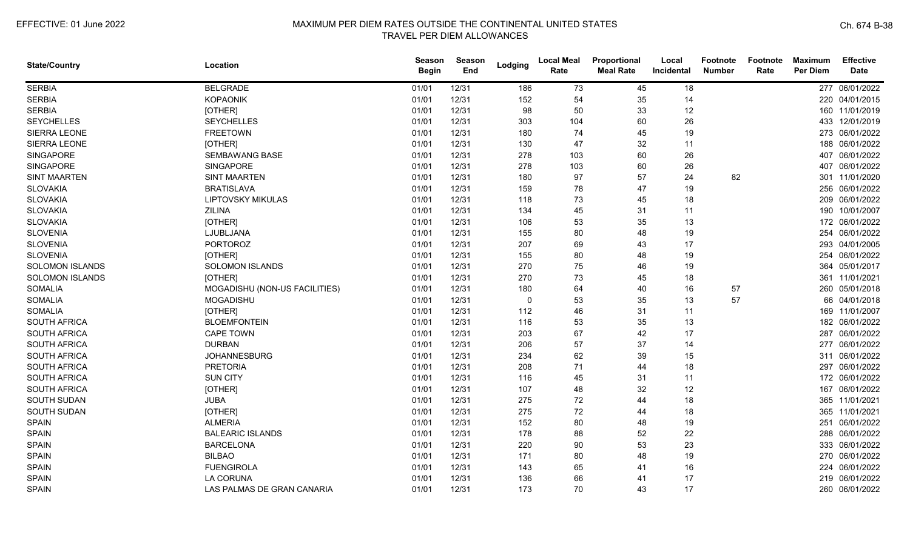| State/Country | Location | Season Begin | Season End | Lodging | Local Meal Rate | Proportional Meal Rate | Local Incidental | Footnote Number | Footnote Rate | Maximum Per Diem | Effective Date |
|---|---|---|---|---|---|---|---|---|---|---|---|
| SERBIA | BELGRADE | 01/01 | 12/31 | 186 | 73 | 45 | 18 | | | 277 | 06/01/2022 |
| SERBIA | KOPAONIK | 01/01 | 12/31 | 152 | 54 | 35 | 14 | | | 220 | 04/01/2015 |
| SERBIA | [OTHER] | 01/01 | 12/31 | 98 | 50 | 33 | 12 | | | 160 | 11/01/2019 |
| SEYCHELLES | SEYCHELLES | 01/01 | 12/31 | 303 | 104 | 60 | 26 | | | 433 | 12/01/2019 |
| SIERRA LEONE | FREETOWN | 01/01 | 12/31 | 180 | 74 | 45 | 19 | | | 273 | 06/01/2022 |
| SIERRA LEONE | [OTHER] | 01/01 | 12/31 | 130 | 47 | 32 | 11 | | | 188 | 06/01/2022 |
| SINGAPORE | SEMBAWANG BASE | 01/01 | 12/31 | 278 | 103 | 60 | 26 | | | 407 | 06/01/2022 |
| SINGAPORE | SINGAPORE | 01/01 | 12/31 | 278 | 103 | 60 | 26 | | | 407 | 06/01/2022 |
| SINT MAARTEN | SINT MAARTEN | 01/01 | 12/31 | 180 | 97 | 57 | 24 | 82 | | 301 | 11/01/2020 |
| SLOVAKIA | BRATISLAVA | 01/01 | 12/31 | 159 | 78 | 47 | 19 | | | 256 | 06/01/2022 |
| SLOVAKIA | LIPTOVSKY MIKULAS | 01/01 | 12/31 | 118 | 73 | 45 | 18 | | | 209 | 06/01/2022 |
| SLOVAKIA | ZILINA | 01/01 | 12/31 | 134 | 45 | 31 | 11 | | | 190 | 10/01/2007 |
| SLOVAKIA | [OTHER] | 01/01 | 12/31 | 106 | 53 | 35 | 13 | | | 172 | 06/01/2022 |
| SLOVENIA | LJUBLJANA | 01/01 | 12/31 | 155 | 80 | 48 | 19 | | | 254 | 06/01/2022 |
| SLOVENIA | PORTOROZ | 01/01 | 12/31 | 207 | 69 | 43 | 17 | | | 293 | 04/01/2005 |
| SLOVENIA | [OTHER] | 01/01 | 12/31 | 155 | 80 | 48 | 19 | | | 254 | 06/01/2022 |
| SOLOMON ISLANDS | SOLOMON ISLANDS | 01/01 | 12/31 | 270 | 75 | 46 | 19 | | | 364 | 05/01/2017 |
| SOLOMON ISLANDS | [OTHER] | 01/01 | 12/31 | 270 | 73 | 45 | 18 | | | 361 | 11/01/2021 |
| SOMALIA | MOGADISHU (NON-US FACILITIES) | 01/01 | 12/31 | 180 | 64 | 40 | 16 | 57 | | 260 | 05/01/2018 |
| SOMALIA | MOGADISHU | 01/01 | 12/31 | 0 | 53 | 35 | 13 | 57 | | 66 | 04/01/2018 |
| SOMALIA | [OTHER] | 01/01 | 12/31 | 112 | 46 | 31 | 11 | | | 169 | 11/01/2007 |
| SOUTH AFRICA | BLOEMFONTEIN | 01/01 | 12/31 | 116 | 53 | 35 | 13 | | | 182 | 06/01/2022 |
| SOUTH AFRICA | CAPE TOWN | 01/01 | 12/31 | 203 | 67 | 42 | 17 | | | 287 | 06/01/2022 |
| SOUTH AFRICA | DURBAN | 01/01 | 12/31 | 206 | 57 | 37 | 14 | | | 277 | 06/01/2022 |
| SOUTH AFRICA | JOHANNESBURG | 01/01 | 12/31 | 234 | 62 | 39 | 15 | | | 311 | 06/01/2022 |
| SOUTH AFRICA | PRETORIA | 01/01 | 12/31 | 208 | 71 | 44 | 18 | | | 297 | 06/01/2022 |
| SOUTH AFRICA | SUN CITY | 01/01 | 12/31 | 116 | 45 | 31 | 11 | | | 172 | 06/01/2022 |
| SOUTH AFRICA | [OTHER] | 01/01 | 12/31 | 107 | 48 | 32 | 12 | | | 167 | 06/01/2022 |
| SOUTH SUDAN | JUBA | 01/01 | 12/31 | 275 | 72 | 44 | 18 | | | 365 | 11/01/2021 |
| SOUTH SUDAN | [OTHER] | 01/01 | 12/31 | 275 | 72 | 44 | 18 | | | 365 | 11/01/2021 |
| SPAIN | ALMERIA | 01/01 | 12/31 | 152 | 80 | 48 | 19 | | | 251 | 06/01/2022 |
| SPAIN | BALEARIC ISLANDS | 01/01 | 12/31 | 178 | 88 | 52 | 22 | | | 288 | 06/01/2022 |
| SPAIN | BARCELONA | 01/01 | 12/31 | 220 | 90 | 53 | 23 | | | 333 | 06/01/2022 |
| SPAIN | BILBAO | 01/01 | 12/31 | 171 | 80 | 48 | 19 | | | 270 | 06/01/2022 |
| SPAIN | FUENGIROLA | 01/01 | 12/31 | 143 | 65 | 41 | 16 | | | 224 | 06/01/2022 |
| SPAIN | LA CORUNA | 01/01 | 12/31 | 136 | 66 | 41 | 17 | | | 219 | 06/01/2022 |
| SPAIN | LAS PALMAS DE GRAN CANARIA | 01/01 | 12/31 | 173 | 70 | 43 | 17 | | | 260 | 06/01/2022 |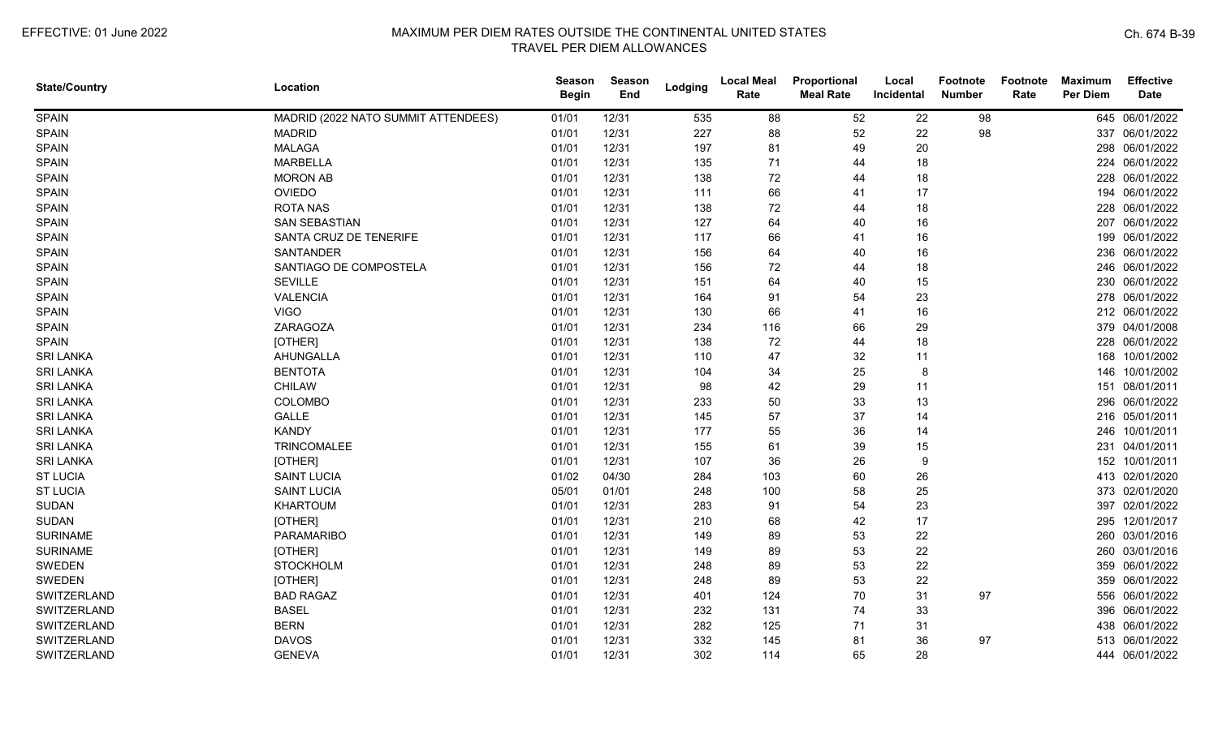| State/Country | Location | Season Begin | Season End | Lodging | Local Meal Rate | Proportional Meal Rate | Local Incidental | Footnote Number | Footnote Rate | Maximum Per Diem | Effective Date |
|---|---|---|---|---|---|---|---|---|---|---|---|
| SPAIN | MADRID (2022 NATO SUMMIT ATTENDEES) | 01/01 | 12/31 | 535 | 88 | 52 | 22 | 98 | | 645 | 06/01/2022 |
| SPAIN | MADRID | 01/01 | 12/31 | 227 | 88 | 52 | 22 | 98 | | 337 | 06/01/2022 |
| SPAIN | MALAGA | 01/01 | 12/31 | 197 | 81 | 49 | 20 | | | 298 | 06/01/2022 |
| SPAIN | MARBELLA | 01/01 | 12/31 | 135 | 71 | 44 | 18 | | | 224 | 06/01/2022 |
| SPAIN | MORON AB | 01/01 | 12/31 | 138 | 72 | 44 | 18 | | | 228 | 06/01/2022 |
| SPAIN | OVIEDO | 01/01 | 12/31 | 111 | 66 | 41 | 17 | | | 194 | 06/01/2022 |
| SPAIN | ROTA NAS | 01/01 | 12/31 | 138 | 72 | 44 | 18 | | | 228 | 06/01/2022 |
| SPAIN | SAN SEBASTIAN | 01/01 | 12/31 | 127 | 64 | 40 | 16 | | | 207 | 06/01/2022 |
| SPAIN | SANTA CRUZ DE TENERIFE | 01/01 | 12/31 | 117 | 66 | 41 | 16 | | | 199 | 06/01/2022 |
| SPAIN | SANTANDER | 01/01 | 12/31 | 156 | 64 | 40 | 16 | | | 236 | 06/01/2022 |
| SPAIN | SANTIAGO DE COMPOSTELA | 01/01 | 12/31 | 156 | 72 | 44 | 18 | | | 246 | 06/01/2022 |
| SPAIN | SEVILLE | 01/01 | 12/31 | 151 | 64 | 40 | 15 | | | 230 | 06/01/2022 |
| SPAIN | VALENCIA | 01/01 | 12/31 | 164 | 91 | 54 | 23 | | | 278 | 06/01/2022 |
| SPAIN | VIGO | 01/01 | 12/31 | 130 | 66 | 41 | 16 | | | 212 | 06/01/2022 |
| SPAIN | ZARAGOZA | 01/01 | 12/31 | 234 | 116 | 66 | 29 | | | 379 | 04/01/2008 |
| SPAIN | [OTHER] | 01/01 | 12/31 | 138 | 72 | 44 | 18 | | | 228 | 06/01/2022 |
| SRI LANKA | AHUNGALLA | 01/01 | 12/31 | 110 | 47 | 32 | 11 | | | 168 | 10/01/2002 |
| SRI LANKA | BENTOTA | 01/01 | 12/31 | 104 | 34 | 25 | 8 | | | 146 | 10/01/2002 |
| SRI LANKA | CHILAW | 01/01 | 12/31 | 98 | 42 | 29 | 11 | | | 151 | 08/01/2011 |
| SRI LANKA | COLOMBO | 01/01 | 12/31 | 233 | 50 | 33 | 13 | | | 296 | 06/01/2022 |
| SRI LANKA | GALLE | 01/01 | 12/31 | 145 | 57 | 37 | 14 | | | 216 | 05/01/2011 |
| SRI LANKA | KANDY | 01/01 | 12/31 | 177 | 55 | 36 | 14 | | | 246 | 10/01/2011 |
| SRI LANKA | TRINCOMALEE | 01/01 | 12/31 | 155 | 61 | 39 | 15 | | | 231 | 04/01/2011 |
| SRI LANKA | [OTHER] | 01/01 | 12/31 | 107 | 36 | 26 | 9 | | | 152 | 10/01/2011 |
| ST LUCIA | SAINT LUCIA | 01/02 | 04/30 | 284 | 103 | 60 | 26 | | | 413 | 02/01/2020 |
| ST LUCIA | SAINT LUCIA | 05/01 | 01/01 | 248 | 100 | 58 | 25 | | | 373 | 02/01/2020 |
| SUDAN | KHARTOUM | 01/01 | 12/31 | 283 | 91 | 54 | 23 | | | 397 | 02/01/2022 |
| SUDAN | [OTHER] | 01/01 | 12/31 | 210 | 68 | 42 | 17 | | | 295 | 12/01/2017 |
| SURINAME | PARAMARIBO | 01/01 | 12/31 | 149 | 89 | 53 | 22 | | | 260 | 03/01/2016 |
| SURINAME | [OTHER] | 01/01 | 12/31 | 149 | 89 | 53 | 22 | | | 260 | 03/01/2016 |
| SWEDEN | STOCKHOLM | 01/01 | 12/31 | 248 | 89 | 53 | 22 | | | 359 | 06/01/2022 |
| SWEDEN | [OTHER] | 01/01 | 12/31 | 248 | 89 | 53 | 22 | | | 359 | 06/01/2022 |
| SWITZERLAND | BAD RAGAZ | 01/01 | 12/31 | 401 | 124 | 70 | 31 | 97 | | 556 | 06/01/2022 |
| SWITZERLAND | BASEL | 01/01 | 12/31 | 232 | 131 | 74 | 33 | | | 396 | 06/01/2022 |
| SWITZERLAND | BERN | 01/01 | 12/31 | 282 | 125 | 71 | 31 | | | 438 | 06/01/2022 |
| SWITZERLAND | DAVOS | 01/01 | 12/31 | 332 | 145 | 81 | 36 | 97 | | 513 | 06/01/2022 |
| SWITZERLAND | GENEVA | 01/01 | 12/31 | 302 | 114 | 65 | 28 | | | 444 | 06/01/2022 |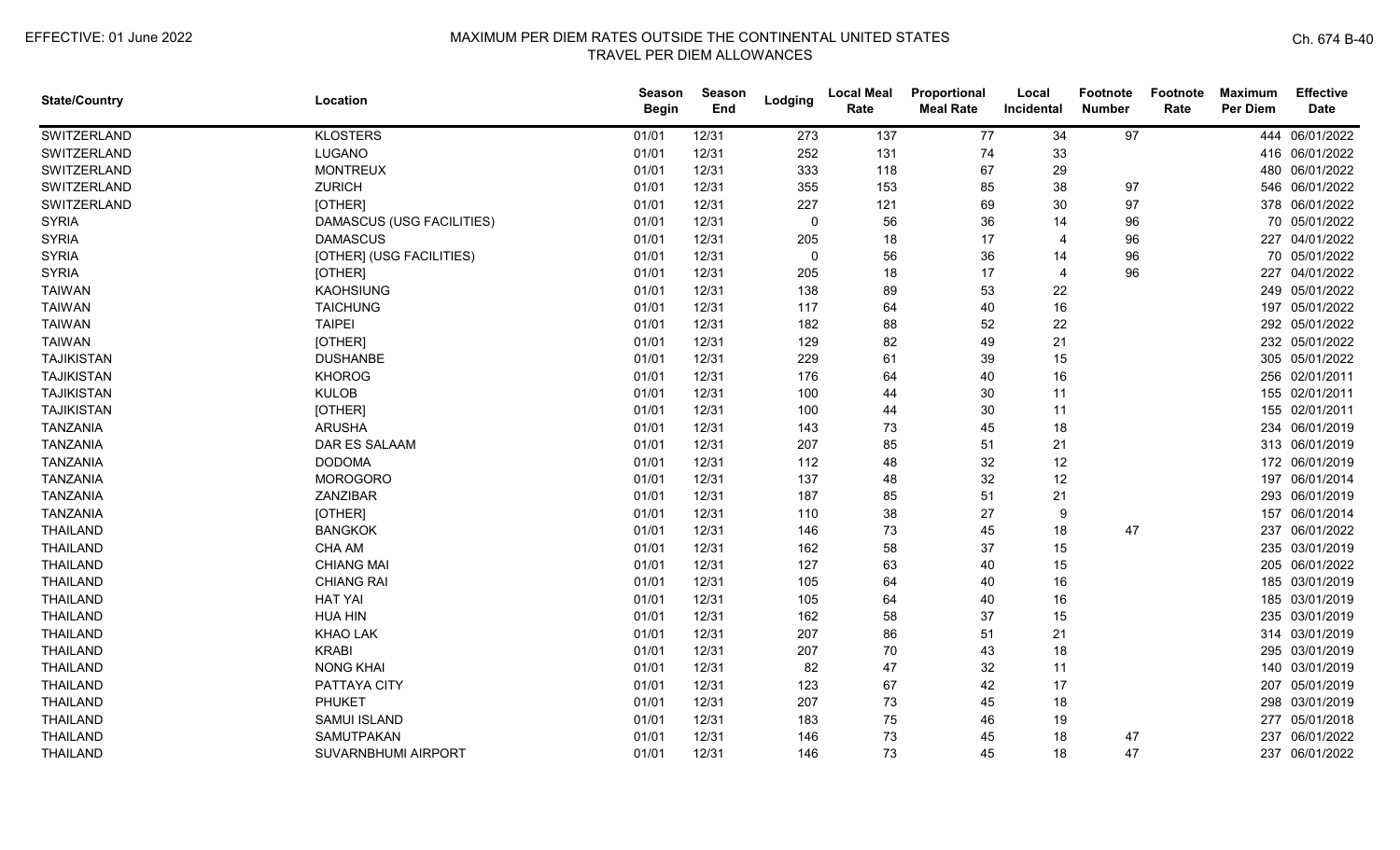| State/Country | Location | Season Begin | Season End | Lodging | Local Meal Rate | Proportional Meal Rate | Local Incidental | Footnote Number | Footnote Rate | Maximum Per Diem | Effective Date |
|---|---|---|---|---|---|---|---|---|---|---|---|
| SWITZERLAND | KLOSTERS | 01/01 | 12/31 | 273 | 137 | 77 | 34 | 97 | | 444 | 06/01/2022 |
| SWITZERLAND | LUGANO | 01/01 | 12/31 | 252 | 131 | 74 | 33 | | | 416 | 06/01/2022 |
| SWITZERLAND | MONTREUX | 01/01 | 12/31 | 333 | 118 | 67 | 29 | | | 480 | 06/01/2022 |
| SWITZERLAND | ZURICH | 01/01 | 12/31 | 355 | 153 | 85 | 38 | 97 | | 546 | 06/01/2022 |
| SWITZERLAND | [OTHER] | 01/01 | 12/31 | 227 | 121 | 69 | 30 | 97 | | 378 | 06/01/2022 |
| SYRIA | DAMASCUS (USG FACILITIES) | 01/01 | 12/31 | 0 | 56 | 36 | 14 | 96 | | 70 | 05/01/2022 |
| SYRIA | DAMASCUS | 01/01 | 12/31 | 205 | 18 | 17 | 4 | 96 | | 227 | 04/01/2022 |
| SYRIA | [OTHER] (USG FACILITIES) | 01/01 | 12/31 | 0 | 56 | 36 | 14 | 96 | | 70 | 05/01/2022 |
| SYRIA | [OTHER] | 01/01 | 12/31 | 205 | 18 | 17 | 4 | 96 | | 227 | 04/01/2022 |
| TAIWAN | KAOHSIUNG | 01/01 | 12/31 | 138 | 89 | 53 | 22 | | | 249 | 05/01/2022 |
| TAIWAN | TAICHUNG | 01/01 | 12/31 | 117 | 64 | 40 | 16 | | | 197 | 05/01/2022 |
| TAIWAN | TAIPEI | 01/01 | 12/31 | 182 | 88 | 52 | 22 | | | 292 | 05/01/2022 |
| TAIWAN | [OTHER] | 01/01 | 12/31 | 129 | 82 | 49 | 21 | | | 232 | 05/01/2022 |
| TAJIKISTAN | DUSHANBE | 01/01 | 12/31 | 229 | 61 | 39 | 15 | | | 305 | 05/01/2022 |
| TAJIKISTAN | KHOROG | 01/01 | 12/31 | 176 | 64 | 40 | 16 | | | 256 | 02/01/2011 |
| TAJIKISTAN | KULOB | 01/01 | 12/31 | 100 | 44 | 30 | 11 | | | 155 | 02/01/2011 |
| TAJIKISTAN | [OTHER] | 01/01 | 12/31 | 100 | 44 | 30 | 11 | | | 155 | 02/01/2011 |
| TANZANIA | ARUSHA | 01/01 | 12/31 | 143 | 73 | 45 | 18 | | | 234 | 06/01/2019 |
| TANZANIA | DAR ES SALAAM | 01/01 | 12/31 | 207 | 85 | 51 | 21 | | | 313 | 06/01/2019 |
| TANZANIA | DODOMA | 01/01 | 12/31 | 112 | 48 | 32 | 12 | | | 172 | 06/01/2019 |
| TANZANIA | MOROGORO | 01/01 | 12/31 | 137 | 48 | 32 | 12 | | | 197 | 06/01/2014 |
| TANZANIA | ZANZIBAR | 01/01 | 12/31 | 187 | 85 | 51 | 21 | | | 293 | 06/01/2019 |
| TANZANIA | [OTHER] | 01/01 | 12/31 | 110 | 38 | 27 | 9 | | | 157 | 06/01/2014 |
| THAILAND | BANGKOK | 01/01 | 12/31 | 146 | 73 | 45 | 18 | 47 | | 237 | 06/01/2022 |
| THAILAND | CHA AM | 01/01 | 12/31 | 162 | 58 | 37 | 15 | | | 235 | 03/01/2019 |
| THAILAND | CHIANG MAI | 01/01 | 12/31 | 127 | 63 | 40 | 15 | | | 205 | 06/01/2022 |
| THAILAND | CHIANG RAI | 01/01 | 12/31 | 105 | 64 | 40 | 16 | | | 185 | 03/01/2019 |
| THAILAND | HAT YAI | 01/01 | 12/31 | 105 | 64 | 40 | 16 | | | 185 | 03/01/2019 |
| THAILAND | HUA HIN | 01/01 | 12/31 | 162 | 58 | 37 | 15 | | | 235 | 03/01/2019 |
| THAILAND | KHAO LAK | 01/01 | 12/31 | 207 | 86 | 51 | 21 | | | 314 | 03/01/2019 |
| THAILAND | KRABI | 01/01 | 12/31 | 207 | 70 | 43 | 18 | | | 295 | 03/01/2019 |
| THAILAND | NONG KHAI | 01/01 | 12/31 | 82 | 47 | 32 | 11 | | | 140 | 03/01/2019 |
| THAILAND | PATTAYA CITY | 01/01 | 12/31 | 123 | 67 | 42 | 17 | | | 207 | 05/01/2019 |
| THAILAND | PHUKET | 01/01 | 12/31 | 207 | 73 | 45 | 18 | | | 298 | 03/01/2019 |
| THAILAND | SAMUI ISLAND | 01/01 | 12/31 | 183 | 75 | 46 | 19 | | | 277 | 05/01/2018 |
| THAILAND | SAMUTPAKAN | 01/01 | 12/31 | 146 | 73 | 45 | 18 | 47 | | 237 | 06/01/2022 |
| THAILAND | SUVARNBHUMI AIRPORT | 01/01 | 12/31 | 146 | 73 | 45 | 18 | 47 | | 237 | 06/01/2022 |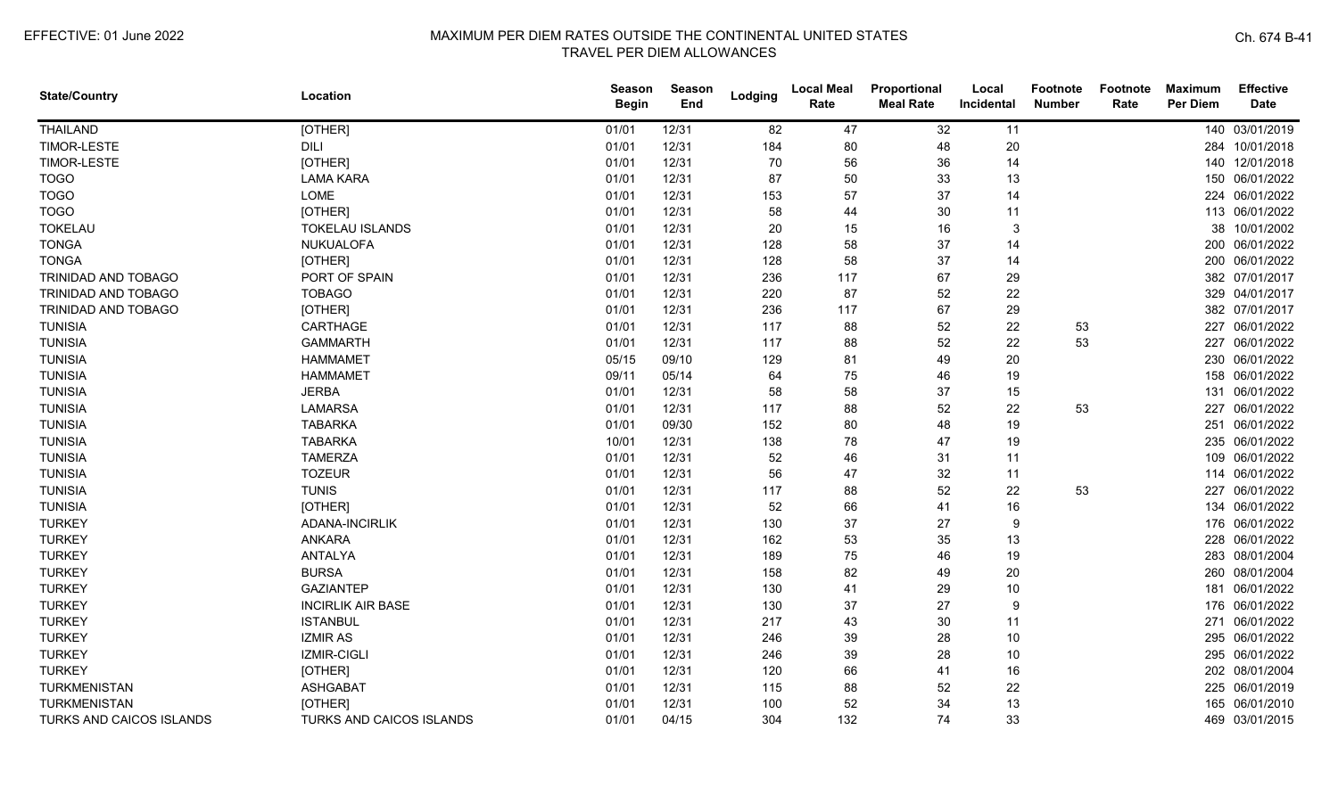| State/Country | Location | Season Begin | Season End | Lodging | Local Meal Rate | Proportional Meal Rate | Local Incidental | Footnote Number | Footnote Rate | Maximum Per Diem | Effective Date |
|---|---|---|---|---|---|---|---|---|---|---|---|
| THAILAND | [OTHER] | 01/01 | 12/31 | 82 | 47 | 32 | 11 | | | 140 | 03/01/2019 |
| TIMOR-LESTE | DILI | 01/01 | 12/31 | 184 | 80 | 48 | 20 | | | 284 | 10/01/2018 |
| TIMOR-LESTE | [OTHER] | 01/01 | 12/31 | 70 | 56 | 36 | 14 | | | 140 | 12/01/2018 |
| TOGO | LAMA KARA | 01/01 | 12/31 | 87 | 50 | 33 | 13 | | | 150 | 06/01/2022 |
| TOGO | LOME | 01/01 | 12/31 | 153 | 57 | 37 | 14 | | | 224 | 06/01/2022 |
| TOGO | [OTHER] | 01/01 | 12/31 | 58 | 44 | 30 | 11 | | | 113 | 06/01/2022 |
| TOKELAU | TOKELAU ISLANDS | 01/01 | 12/31 | 20 | 15 | 16 | 3 | | | 38 | 10/01/2002 |
| TONGA | NUKUALOFA | 01/01 | 12/31 | 128 | 58 | 37 | 14 | | | 200 | 06/01/2022 |
| TONGA | [OTHER] | 01/01 | 12/31 | 128 | 58 | 37 | 14 | | | 200 | 06/01/2022 |
| TRINIDAD AND TOBAGO | PORT OF SPAIN | 01/01 | 12/31 | 236 | 117 | 67 | 29 | | | 382 | 07/01/2017 |
| TRINIDAD AND TOBAGO | TOBAGO | 01/01 | 12/31 | 220 | 87 | 52 | 22 | | | 329 | 04/01/2017 |
| TRINIDAD AND TOBAGO | [OTHER] | 01/01 | 12/31 | 236 | 117 | 67 | 29 | | | 382 | 07/01/2017 |
| TUNISIA | CARTHAGE | 01/01 | 12/31 | 117 | 88 | 52 | 22 | 53 | | 227 | 06/01/2022 |
| TUNISIA | GAMMARTH | 01/01 | 12/31 | 117 | 88 | 52 | 22 | 53 | | 227 | 06/01/2022 |
| TUNISIA | HAMMAMET | 05/15 | 09/10 | 129 | 81 | 49 | 20 | | | 230 | 06/01/2022 |
| TUNISIA | HAMMAMET | 09/11 | 05/14 | 64 | 75 | 46 | 19 | | | 158 | 06/01/2022 |
| TUNISIA | JERBA | 01/01 | 12/31 | 58 | 58 | 37 | 15 | | | 131 | 06/01/2022 |
| TUNISIA | LAMARSA | 01/01 | 12/31 | 117 | 88 | 52 | 22 | 53 | | 227 | 06/01/2022 |
| TUNISIA | TABARKA | 01/01 | 09/30 | 152 | 80 | 48 | 19 | | | 251 | 06/01/2022 |
| TUNISIA | TABARKA | 10/01 | 12/31 | 138 | 78 | 47 | 19 | | | 235 | 06/01/2022 |
| TUNISIA | TAMERZA | 01/01 | 12/31 | 52 | 46 | 31 | 11 | | | 109 | 06/01/2022 |
| TUNISIA | TOZEUR | 01/01 | 12/31 | 56 | 47 | 32 | 11 | | | 114 | 06/01/2022 |
| TUNISIA | TUNIS | 01/01 | 12/31 | 117 | 88 | 52 | 22 | 53 | | 227 | 06/01/2022 |
| TUNISIA | [OTHER] | 01/01 | 12/31 | 52 | 66 | 41 | 16 | | | 134 | 06/01/2022 |
| TURKEY | ADANA-INCIRLIK | 01/01 | 12/31 | 130 | 37 | 27 | 9 | | | 176 | 06/01/2022 |
| TURKEY | ANKARA | 01/01 | 12/31 | 162 | 53 | 35 | 13 | | | 228 | 06/01/2022 |
| TURKEY | ANTALYA | 01/01 | 12/31 | 189 | 75 | 46 | 19 | | | 283 | 08/01/2004 |
| TURKEY | BURSA | 01/01 | 12/31 | 158 | 82 | 49 | 20 | | | 260 | 08/01/2004 |
| TURKEY | GAZIANTEP | 01/01 | 12/31 | 130 | 41 | 29 | 10 | | | 181 | 06/01/2022 |
| TURKEY | INCIRLIK AIR BASE | 01/01 | 12/31 | 130 | 37 | 27 | 9 | | | 176 | 06/01/2022 |
| TURKEY | ISTANBUL | 01/01 | 12/31 | 217 | 43 | 30 | 11 | | | 271 | 06/01/2022 |
| TURKEY | IZMIR AS | 01/01 | 12/31 | 246 | 39 | 28 | 10 | | | 295 | 06/01/2022 |
| TURKEY | IZMIR-CIGLI | 01/01 | 12/31 | 246 | 39 | 28 | 10 | | | 295 | 06/01/2022 |
| TURKEY | [OTHER] | 01/01 | 12/31 | 120 | 66 | 41 | 16 | | | 202 | 08/01/2004 |
| TURKMENISTAN | ASHGABAT | 01/01 | 12/31 | 115 | 88 | 52 | 22 | | | 225 | 06/01/2019 |
| TURKMENISTAN | [OTHER] | 01/01 | 12/31 | 100 | 52 | 34 | 13 | | | 165 | 06/01/2010 |
| TURKS AND CAICOS ISLANDS | TURKS AND CAICOS ISLANDS | 01/01 | 04/15 | 304 | 132 | 74 | 33 | | | 469 | 03/01/2015 |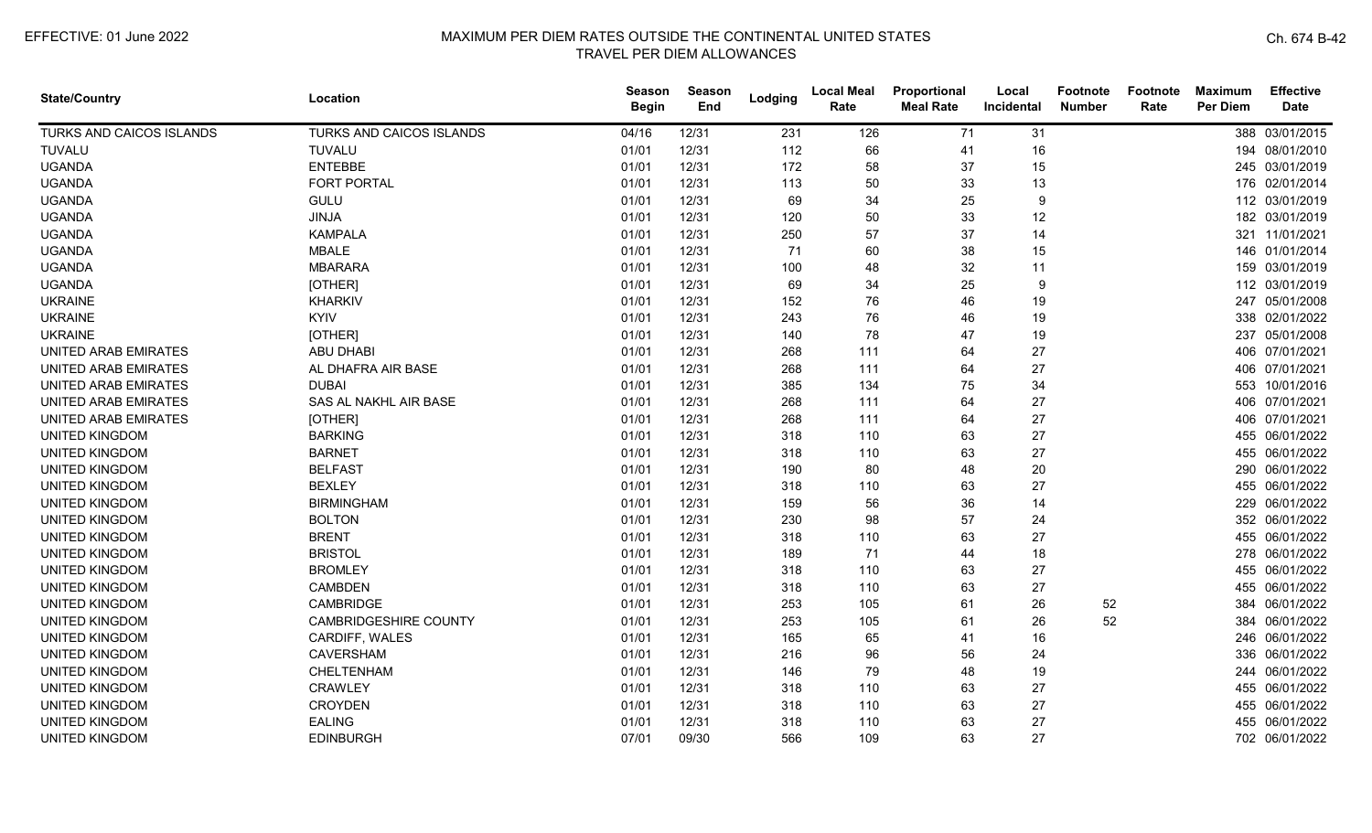| State/Country | Location | Season Begin | Season End | Lodging | Local Meal Rate | Proportional Meal Rate | Local Incidental | Footnote Number | Footnote Rate | Maximum Per Diem | Effective Date |
|---|---|---|---|---|---|---|---|---|---|---|---|
| TURKS AND CAICOS ISLANDS | TURKS AND CAICOS ISLANDS | 04/16 | 12/31 | 231 | 126 | 71 | 31 | | | 388 | 03/01/2015 |
| TUVALU | TUVALU | 01/01 | 12/31 | 112 | 66 | 41 | 16 | | | 194 | 08/01/2010 |
| UGANDA | ENTEBBE | 01/01 | 12/31 | 172 | 58 | 37 | 15 | | | 245 | 03/01/2019 |
| UGANDA | FORT PORTAL | 01/01 | 12/31 | 113 | 50 | 33 | 13 | | | 176 | 02/01/2014 |
| UGANDA | GULU | 01/01 | 12/31 | 69 | 34 | 25 | 9 | | | 112 | 03/01/2019 |
| UGANDA | JINJA | 01/01 | 12/31 | 120 | 50 | 33 | 12 | | | 182 | 03/01/2019 |
| UGANDA | KAMPALA | 01/01 | 12/31 | 250 | 57 | 37 | 14 | | | 321 | 11/01/2021 |
| UGANDA | MBALE | 01/01 | 12/31 | 71 | 60 | 38 | 15 | | | 146 | 01/01/2014 |
| UGANDA | MBARARA | 01/01 | 12/31 | 100 | 48 | 32 | 11 | | | 159 | 03/01/2019 |
| UGANDA | [OTHER] | 01/01 | 12/31 | 69 | 34 | 25 | 9 | | | 112 | 03/01/2019 |
| UKRAINE | KHARKIV | 01/01 | 12/31 | 152 | 76 | 46 | 19 | | | 247 | 05/01/2008 |
| UKRAINE | KYIV | 01/01 | 12/31 | 243 | 76 | 46 | 19 | | | 338 | 02/01/2022 |
| UKRAINE | [OTHER] | 01/01 | 12/31 | 140 | 78 | 47 | 19 | | | 237 | 05/01/2008 |
| UNITED ARAB EMIRATES | ABU DHABI | 01/01 | 12/31 | 268 | 111 | 64 | 27 | | | 406 | 07/01/2021 |
| UNITED ARAB EMIRATES | AL DHAFRA AIR BASE | 01/01 | 12/31 | 268 | 111 | 64 | 27 | | | 406 | 07/01/2021 |
| UNITED ARAB EMIRATES | DUBAI | 01/01 | 12/31 | 385 | 134 | 75 | 34 | | | 553 | 10/01/2016 |
| UNITED ARAB EMIRATES | SAS AL NAKHL AIR BASE | 01/01 | 12/31 | 268 | 111 | 64 | 27 | | | 406 | 07/01/2021 |
| UNITED ARAB EMIRATES | [OTHER] | 01/01 | 12/31 | 268 | 111 | 64 | 27 | | | 406 | 07/01/2021 |
| UNITED KINGDOM | BARKING | 01/01 | 12/31 | 318 | 110 | 63 | 27 | | | 455 | 06/01/2022 |
| UNITED KINGDOM | BARNET | 01/01 | 12/31 | 318 | 110 | 63 | 27 | | | 455 | 06/01/2022 |
| UNITED KINGDOM | BELFAST | 01/01 | 12/31 | 190 | 80 | 48 | 20 | | | 290 | 06/01/2022 |
| UNITED KINGDOM | BEXLEY | 01/01 | 12/31 | 318 | 110 | 63 | 27 | | | 455 | 06/01/2022 |
| UNITED KINGDOM | BIRMINGHAM | 01/01 | 12/31 | 159 | 56 | 36 | 14 | | | 229 | 06/01/2022 |
| UNITED KINGDOM | BOLTON | 01/01 | 12/31 | 230 | 98 | 57 | 24 | | | 352 | 06/01/2022 |
| UNITED KINGDOM | BRENT | 01/01 | 12/31 | 318 | 110 | 63 | 27 | | | 455 | 06/01/2022 |
| UNITED KINGDOM | BRISTOL | 01/01 | 12/31 | 189 | 71 | 44 | 18 | | | 278 | 06/01/2022 |
| UNITED KINGDOM | BROMLEY | 01/01 | 12/31 | 318 | 110 | 63 | 27 | | | 455 | 06/01/2022 |
| UNITED KINGDOM | CAMBDEN | 01/01 | 12/31 | 318 | 110 | 63 | 27 | | | 455 | 06/01/2022 |
| UNITED KINGDOM | CAMBRIDGE | 01/01 | 12/31 | 253 | 105 | 61 | 26 | 52 | | 384 | 06/01/2022 |
| UNITED KINGDOM | CAMBRIDGESHIRE COUNTY | 01/01 | 12/31 | 253 | 105 | 61 | 26 | 52 | | 384 | 06/01/2022 |
| UNITED KINGDOM | CARDIFF, WALES | 01/01 | 12/31 | 165 | 65 | 41 | 16 | | | 246 | 06/01/2022 |
| UNITED KINGDOM | CAVERSHAM | 01/01 | 12/31 | 216 | 96 | 56 | 24 | | | 336 | 06/01/2022 |
| UNITED KINGDOM | CHELTENHAM | 01/01 | 12/31 | 146 | 79 | 48 | 19 | | | 244 | 06/01/2022 |
| UNITED KINGDOM | CRAWLEY | 01/01 | 12/31 | 318 | 110 | 63 | 27 | | | 455 | 06/01/2022 |
| UNITED KINGDOM | CROYDEN | 01/01 | 12/31 | 318 | 110 | 63 | 27 | | | 455 | 06/01/2022 |
| UNITED KINGDOM | EALING | 01/01 | 12/31 | 318 | 110 | 63 | 27 | | | 455 | 06/01/2022 |
| UNITED KINGDOM | EDINBURGH | 07/01 | 09/30 | 566 | 109 | 63 | 27 | | | 702 | 06/01/2022 |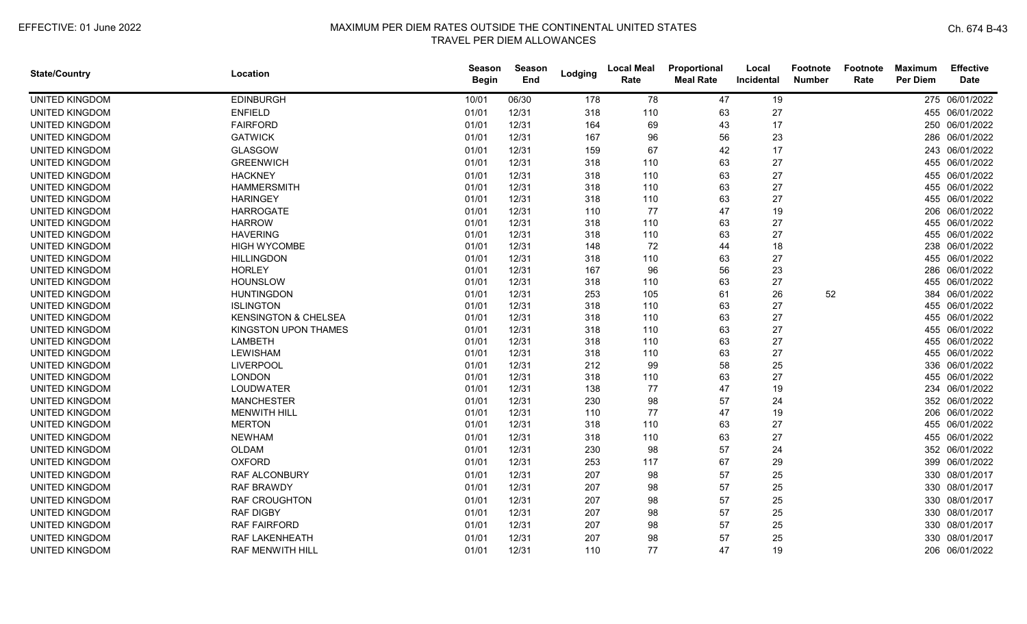| State/Country | Location | Season Begin | Season End | Lodging | Local Meal Rate | Proportional Meal Rate | Local Incidental | Footnote Number | Footnote Rate | Maximum Per Diem | Effective Date |
|---|---|---|---|---|---|---|---|---|---|---|---|
| UNITED KINGDOM | EDINBURGH | 10/01 | 06/30 | 178 | 78 | 47 | 19 | | | 275 | 06/01/2022 |
| UNITED KINGDOM | ENFIELD | 01/01 | 12/31 | 318 | 110 | 63 | 27 | | | 455 | 06/01/2022 |
| UNITED KINGDOM | FAIRFORD | 01/01 | 12/31 | 164 | 69 | 43 | 17 | | | 250 | 06/01/2022 |
| UNITED KINGDOM | GATWICK | 01/01 | 12/31 | 167 | 96 | 56 | 23 | | | 286 | 06/01/2022 |
| UNITED KINGDOM | GLASGOW | 01/01 | 12/31 | 159 | 67 | 42 | 17 | | | 243 | 06/01/2022 |
| UNITED KINGDOM | GREENWICH | 01/01 | 12/31 | 318 | 110 | 63 | 27 | | | 455 | 06/01/2022 |
| UNITED KINGDOM | HACKNEY | 01/01 | 12/31 | 318 | 110 | 63 | 27 | | | 455 | 06/01/2022 |
| UNITED KINGDOM | HAMMERSMITH | 01/01 | 12/31 | 318 | 110 | 63 | 27 | | | 455 | 06/01/2022 |
| UNITED KINGDOM | HARINGEY | 01/01 | 12/31 | 318 | 110 | 63 | 27 | | | 455 | 06/01/2022 |
| UNITED KINGDOM | HARROGATE | 01/01 | 12/31 | 110 | 77 | 47 | 19 | | | 206 | 06/01/2022 |
| UNITED KINGDOM | HARROW | 01/01 | 12/31 | 318 | 110 | 63 | 27 | | | 455 | 06/01/2022 |
| UNITED KINGDOM | HAVERING | 01/01 | 12/31 | 318 | 110 | 63 | 27 | | | 455 | 06/01/2022 |
| UNITED KINGDOM | HIGH WYCOMBE | 01/01 | 12/31 | 148 | 72 | 44 | 18 | | | 238 | 06/01/2022 |
| UNITED KINGDOM | HILLINGDON | 01/01 | 12/31 | 318 | 110 | 63 | 27 | | | 455 | 06/01/2022 |
| UNITED KINGDOM | HORLEY | 01/01 | 12/31 | 167 | 96 | 56 | 23 | | | 286 | 06/01/2022 |
| UNITED KINGDOM | HOUNSLOW | 01/01 | 12/31 | 318 | 110 | 63 | 27 | | | 455 | 06/01/2022 |
| UNITED KINGDOM | HUNTINGDON | 01/01 | 12/31 | 253 | 105 | 61 | 26 | 52 | | 384 | 06/01/2022 |
| UNITED KINGDOM | ISLINGTON | 01/01 | 12/31 | 318 | 110 | 63 | 27 | | | 455 | 06/01/2022 |
| UNITED KINGDOM | KENSINGTON & CHELSEA | 01/01 | 12/31 | 318 | 110 | 63 | 27 | | | 455 | 06/01/2022 |
| UNITED KINGDOM | KINGSTON UPON THAMES | 01/01 | 12/31 | 318 | 110 | 63 | 27 | | | 455 | 06/01/2022 |
| UNITED KINGDOM | LAMBETH | 01/01 | 12/31 | 318 | 110 | 63 | 27 | | | 455 | 06/01/2022 |
| UNITED KINGDOM | LEWISHAM | 01/01 | 12/31 | 318 | 110 | 63 | 27 | | | 455 | 06/01/2022 |
| UNITED KINGDOM | LIVERPOOL | 01/01 | 12/31 | 212 | 99 | 58 | 25 | | | 336 | 06/01/2022 |
| UNITED KINGDOM | LONDON | 01/01 | 12/31 | 318 | 110 | 63 | 27 | | | 455 | 06/01/2022 |
| UNITED KINGDOM | LOUDWATER | 01/01 | 12/31 | 138 | 77 | 47 | 19 | | | 234 | 06/01/2022 |
| UNITED KINGDOM | MANCHESTER | 01/01 | 12/31 | 230 | 98 | 57 | 24 | | | 352 | 06/01/2022 |
| UNITED KINGDOM | MENWITH HILL | 01/01 | 12/31 | 110 | 77 | 47 | 19 | | | 206 | 06/01/2022 |
| UNITED KINGDOM | MERTON | 01/01 | 12/31 | 318 | 110 | 63 | 27 | | | 455 | 06/01/2022 |
| UNITED KINGDOM | NEWHAM | 01/01 | 12/31 | 318 | 110 | 63 | 27 | | | 455 | 06/01/2022 |
| UNITED KINGDOM | OLDAM | 01/01 | 12/31 | 230 | 98 | 57 | 24 | | | 352 | 06/01/2022 |
| UNITED KINGDOM | OXFORD | 01/01 | 12/31 | 253 | 117 | 67 | 29 | | | 399 | 06/01/2022 |
| UNITED KINGDOM | RAF ALCONBURY | 01/01 | 12/31 | 207 | 98 | 57 | 25 | | | 330 | 08/01/2017 |
| UNITED KINGDOM | RAF BRAWDY | 01/01 | 12/31 | 207 | 98 | 57 | 25 | | | 330 | 08/01/2017 |
| UNITED KINGDOM | RAF CROUGHTON | 01/01 | 12/31 | 207 | 98 | 57 | 25 | | | 330 | 08/01/2017 |
| UNITED KINGDOM | RAF DIGBY | 01/01 | 12/31 | 207 | 98 | 57 | 25 | | | 330 | 08/01/2017 |
| UNITED KINGDOM | RAF FAIRFORD | 01/01 | 12/31 | 207 | 98 | 57 | 25 | | | 330 | 08/01/2017 |
| UNITED KINGDOM | RAF LAKENHEATH | 01/01 | 12/31 | 207 | 98 | 57 | 25 | | | 330 | 08/01/2017 |
| UNITED KINGDOM | RAF MENWITH HILL | 01/01 | 12/31 | 110 | 77 | 47 | 19 | | | 206 | 06/01/2022 |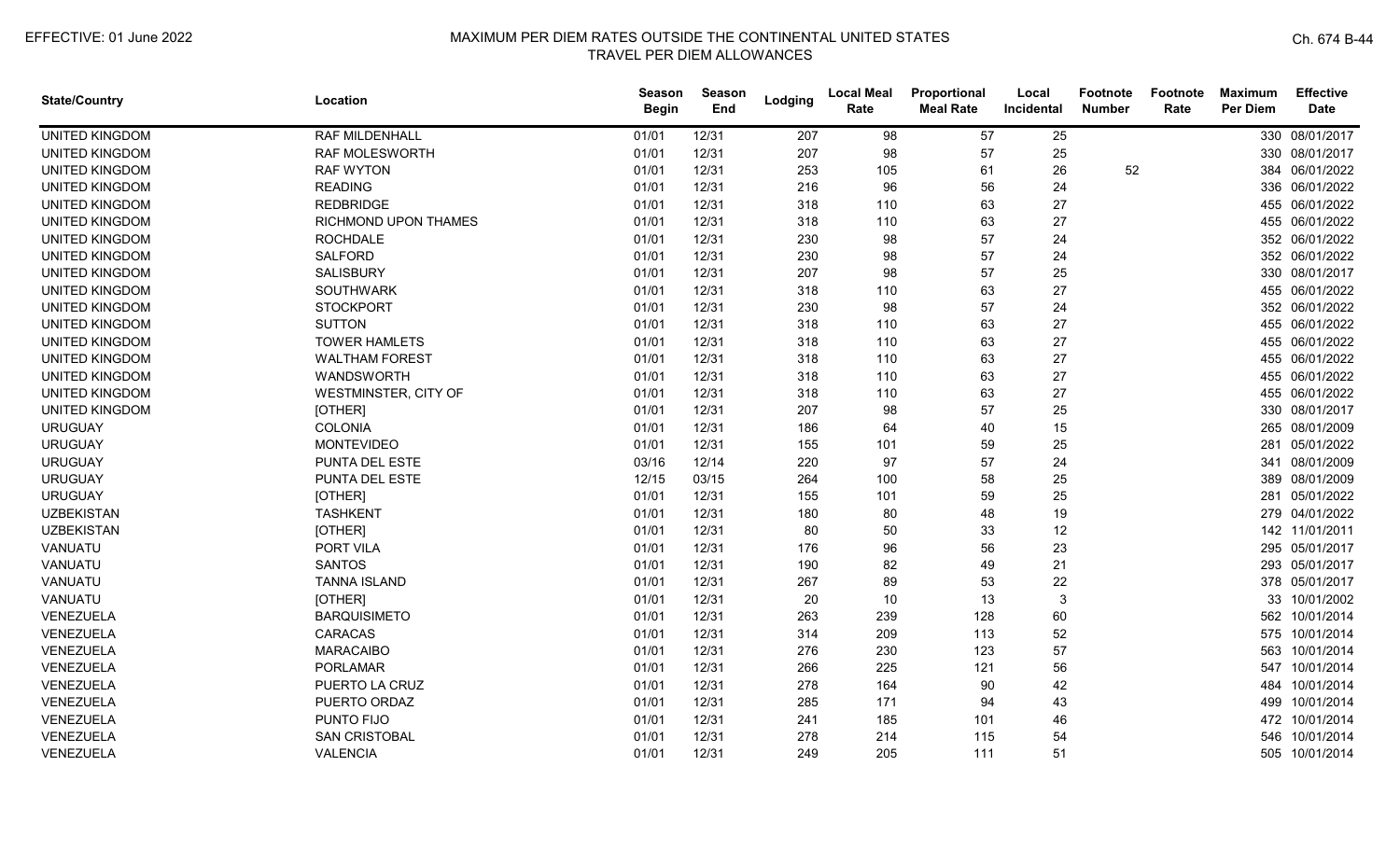| State/Country | Location | Season Begin | Season End | Lodging | Local Meal Rate | Proportional Meal Rate | Local Incidental | Footnote Number | Footnote Rate | Maximum Per Diem | Effective Date |
|---|---|---|---|---|---|---|---|---|---|---|---|
| UNITED KINGDOM | RAF MILDENHALL | 01/01 | 12/31 | 207 | 98 | 57 | 25 | | | 330 | 08/01/2017 |
| UNITED KINGDOM | RAF MOLESWORTH | 01/01 | 12/31 | 207 | 98 | 57 | 25 | | | 330 | 08/01/2017 |
| UNITED KINGDOM | RAF WYTON | 01/01 | 12/31 | 253 | 105 | 61 | 26 | 52 | | 384 | 06/01/2022 |
| UNITED KINGDOM | READING | 01/01 | 12/31 | 216 | 96 | 56 | 24 | | | 336 | 06/01/2022 |
| UNITED KINGDOM | REDBRIDGE | 01/01 | 12/31 | 318 | 110 | 63 | 27 | | | 455 | 06/01/2022 |
| UNITED KINGDOM | RICHMOND UPON THAMES | 01/01 | 12/31 | 318 | 110 | 63 | 27 | | | 455 | 06/01/2022 |
| UNITED KINGDOM | ROCHDALE | 01/01 | 12/31 | 230 | 98 | 57 | 24 | | | 352 | 06/01/2022 |
| UNITED KINGDOM | SALFORD | 01/01 | 12/31 | 230 | 98 | 57 | 24 | | | 352 | 06/01/2022 |
| UNITED KINGDOM | SALISBURY | 01/01 | 12/31 | 207 | 98 | 57 | 25 | | | 330 | 08/01/2017 |
| UNITED KINGDOM | SOUTHWARK | 01/01 | 12/31 | 318 | 110 | 63 | 27 | | | 455 | 06/01/2022 |
| UNITED KINGDOM | STOCKPORT | 01/01 | 12/31 | 230 | 98 | 57 | 24 | | | 352 | 06/01/2022 |
| UNITED KINGDOM | SUTTON | 01/01 | 12/31 | 318 | 110 | 63 | 27 | | | 455 | 06/01/2022 |
| UNITED KINGDOM | TOWER HAMLETS | 01/01 | 12/31 | 318 | 110 | 63 | 27 | | | 455 | 06/01/2022 |
| UNITED KINGDOM | WALTHAM FOREST | 01/01 | 12/31 | 318 | 110 | 63 | 27 | | | 455 | 06/01/2022 |
| UNITED KINGDOM | WANDSWORTH | 01/01 | 12/31 | 318 | 110 | 63 | 27 | | | 455 | 06/01/2022 |
| UNITED KINGDOM | WESTMINSTER, CITY OF | 01/01 | 12/31 | 318 | 110 | 63 | 27 | | | 455 | 06/01/2022 |
| UNITED KINGDOM | [OTHER] | 01/01 | 12/31 | 207 | 98 | 57 | 25 | | | 330 | 08/01/2017 |
| URUGUAY | COLONIA | 01/01 | 12/31 | 186 | 64 | 40 | 15 | | | 265 | 08/01/2009 |
| URUGUAY | MONTEVIDEO | 01/01 | 12/31 | 155 | 101 | 59 | 25 | | | 281 | 05/01/2022 |
| URUGUAY | PUNTA DEL ESTE | 03/16 | 12/14 | 220 | 97 | 57 | 24 | | | 341 | 08/01/2009 |
| URUGUAY | PUNTA DEL ESTE | 12/15 | 03/15 | 264 | 100 | 58 | 25 | | | 389 | 08/01/2009 |
| URUGUAY | [OTHER] | 01/01 | 12/31 | 155 | 101 | 59 | 25 | | | 281 | 05/01/2022 |
| UZBEKISTAN | TASHKENT | 01/01 | 12/31 | 180 | 80 | 48 | 19 | | | 279 | 04/01/2022 |
| UZBEKISTAN | [OTHER] | 01/01 | 12/31 | 80 | 50 | 33 | 12 | | | 142 | 11/01/2011 |
| VANUATU | PORT VILA | 01/01 | 12/31 | 176 | 96 | 56 | 23 | | | 295 | 05/01/2017 |
| VANUATU | SANTOS | 01/01 | 12/31 | 190 | 82 | 49 | 21 | | | 293 | 05/01/2017 |
| VANUATU | TANNA ISLAND | 01/01 | 12/31 | 267 | 89 | 53 | 22 | | | 378 | 05/01/2017 |
| VANUATU | [OTHER] | 01/01 | 12/31 | 20 | 10 | 13 | 3 | | | 33 | 10/01/2002 |
| VENEZUELA | BARQUISIMETO | 01/01 | 12/31 | 263 | 239 | 128 | 60 | | | 562 | 10/01/2014 |
| VENEZUELA | CARACAS | 01/01 | 12/31 | 314 | 209 | 113 | 52 | | | 575 | 10/01/2014 |
| VENEZUELA | MARACAIBO | 01/01 | 12/31 | 276 | 230 | 123 | 57 | | | 563 | 10/01/2014 |
| VENEZUELA | PORLAMAR | 01/01 | 12/31 | 266 | 225 | 121 | 56 | | | 547 | 10/01/2014 |
| VENEZUELA | PUERTO LA CRUZ | 01/01 | 12/31 | 278 | 164 | 90 | 42 | | | 484 | 10/01/2014 |
| VENEZUELA | PUERTO ORDAZ | 01/01 | 12/31 | 285 | 171 | 94 | 43 | | | 499 | 10/01/2014 |
| VENEZUELA | PUNTO FIJO | 01/01 | 12/31 | 241 | 185 | 101 | 46 | | | 472 | 10/01/2014 |
| VENEZUELA | SAN CRISTOBAL | 01/01 | 12/31 | 278 | 214 | 115 | 54 | | | 546 | 10/01/2014 |
| VENEZUELA | VALENCIA | 01/01 | 12/31 | 249 | 205 | 111 | 51 | | | 505 | 10/01/2014 |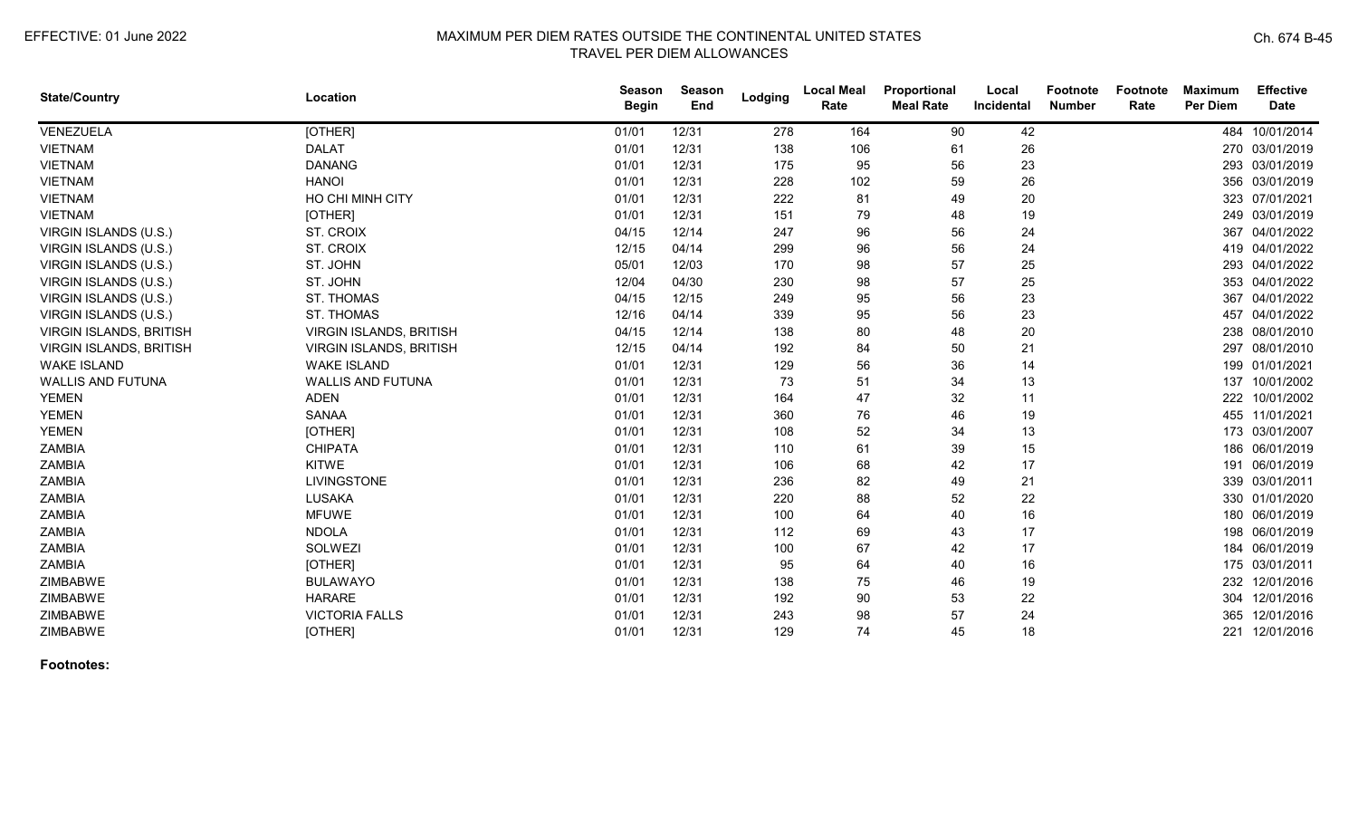| State/Country | Location | Season Begin | Season End | Lodging | Local Meal Rate | Proportional Meal Rate | Local Incidental | Footnote Number | Footnote Rate | Maximum Per Diem | Effective Date |
|---|---|---|---|---|---|---|---|---|---|---|---|
| VENEZUELA | [OTHER] | 01/01 | 12/31 | 278 | 164 | 90 | 42 | | | 484 | 10/01/2014 |
| VIETNAM | DALAT | 01/01 | 12/31 | 138 | 106 | 61 | 26 | | | 270 | 03/01/2019 |
| VIETNAM | DANANG | 01/01 | 12/31 | 175 | 95 | 56 | 23 | | | 293 | 03/01/2019 |
| VIETNAM | HANOI | 01/01 | 12/31 | 228 | 102 | 59 | 26 | | | 356 | 03/01/2019 |
| VIETNAM | HO CHI MINH CITY | 01/01 | 12/31 | 222 | 81 | 49 | 20 | | | 323 | 07/01/2021 |
| VIETNAM | [OTHER] | 01/01 | 12/31 | 151 | 79 | 48 | 19 | | | 249 | 03/01/2019 |
| VIRGIN ISLANDS (U.S.) | ST. CROIX | 04/15 | 12/14 | 247 | 96 | 56 | 24 | | | 367 | 04/01/2022 |
| VIRGIN ISLANDS (U.S.) | ST. CROIX | 12/15 | 04/14 | 299 | 96 | 56 | 24 | | | 419 | 04/01/2022 |
| VIRGIN ISLANDS (U.S.) | ST. JOHN | 05/01 | 12/03 | 170 | 98 | 57 | 25 | | | 293 | 04/01/2022 |
| VIRGIN ISLANDS (U.S.) | ST. JOHN | 12/04 | 04/30 | 230 | 98 | 57 | 25 | | | 353 | 04/01/2022 |
| VIRGIN ISLANDS (U.S.) | ST. THOMAS | 04/15 | 12/15 | 249 | 95 | 56 | 23 | | | 367 | 04/01/2022 |
| VIRGIN ISLANDS (U.S.) | ST. THOMAS | 12/16 | 04/14 | 339 | 95 | 56 | 23 | | | 457 | 04/01/2022 |
| VIRGIN ISLANDS, BRITISH | VIRGIN ISLANDS, BRITISH | 04/15 | 12/14 | 138 | 80 | 48 | 20 | | | 238 | 08/01/2010 |
| VIRGIN ISLANDS, BRITISH | VIRGIN ISLANDS, BRITISH | 12/15 | 04/14 | 192 | 84 | 50 | 21 | | | 297 | 08/01/2010 |
| WAKE ISLAND | WAKE ISLAND | 01/01 | 12/31 | 129 | 56 | 36 | 14 | | | 199 | 01/01/2021 |
| WALLIS AND FUTUNA | WALLIS AND FUTUNA | 01/01 | 12/31 | 73 | 51 | 34 | 13 | | | 137 | 10/01/2002 |
| YEMEN | ADEN | 01/01 | 12/31 | 164 | 47 | 32 | 11 | | | 222 | 10/01/2002 |
| YEMEN | SANAA | 01/01 | 12/31 | 360 | 76 | 46 | 19 | | | 455 | 11/01/2021 |
| YEMEN | [OTHER] | 01/01 | 12/31 | 108 | 52 | 34 | 13 | | | 173 | 03/01/2007 |
| ZAMBIA | CHIPATA | 01/01 | 12/31 | 110 | 61 | 39 | 15 | | | 186 | 06/01/2019 |
| ZAMBIA | KITWE | 01/01 | 12/31 | 106 | 68 | 42 | 17 | | | 191 | 06/01/2019 |
| ZAMBIA | LIVINGSTONE | 01/01 | 12/31 | 236 | 82 | 49 | 21 | | | 339 | 03/01/2011 |
| ZAMBIA | LUSAKA | 01/01 | 12/31 | 220 | 88 | 52 | 22 | | | 330 | 01/01/2020 |
| ZAMBIA | MFUWE | 01/01 | 12/31 | 100 | 64 | 40 | 16 | | | 180 | 06/01/2019 |
| ZAMBIA | NDOLA | 01/01 | 12/31 | 112 | 69 | 43 | 17 | | | 198 | 06/01/2019 |
| ZAMBIA | SOLWEZI | 01/01 | 12/31 | 100 | 67 | 42 | 17 | | | 184 | 06/01/2019 |
| ZAMBIA | [OTHER] | 01/01 | 12/31 | 95 | 64 | 40 | 16 | | | 175 | 03/01/2011 |
| ZIMBABWE | BULAWAYO | 01/01 | 12/31 | 138 | 75 | 46 | 19 | | | 232 | 12/01/2016 |
| ZIMBABWE | HARARE | 01/01 | 12/31 | 192 | 90 | 53 | 22 | | | 304 | 12/01/2016 |
| ZIMBABWE | VICTORIA FALLS | 01/01 | 12/31 | 243 | 98 | 57 | 24 | | | 365 | 12/01/2016 |
| ZIMBABWE | [OTHER] | 01/01 | 12/31 | 129 | 74 | 45 | 18 | | | 221 | 12/01/2016 |

**Footnotes:**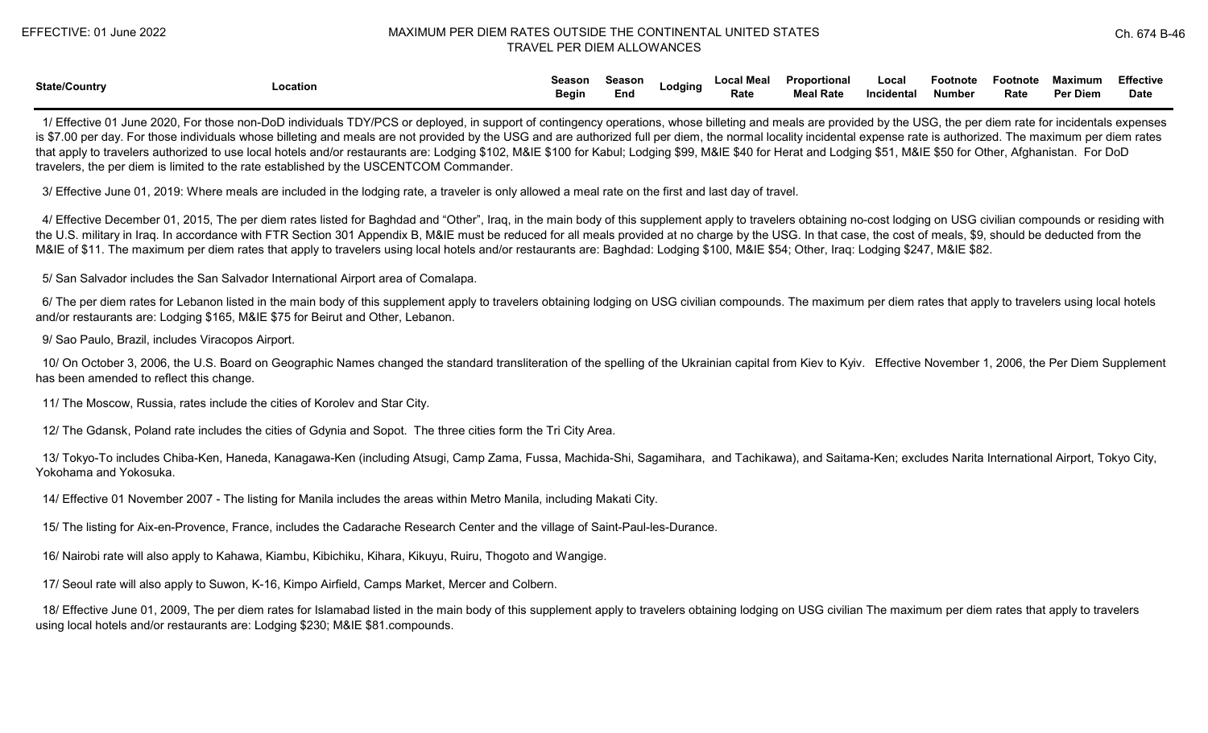| State/Country | Location | Season Begin | Season End | Lodging | Local Meal Rate | Proportional Meal Rate | Local Incidental | Footnote Number | Footnote Rate | Maximum Per Diem | Effective Date |
|---|---|---|---|---|---|---|---|---|---|---|---|

1/ Effective 01 June 2020, For those non-DoD individuals TDY/PCS or deployed, in support of contingency operations, whose billeting and meals are provided by the USG, the per diem rate for incidentals expenses is $7.00 per day. For those individuals whose billeting and meals are not provided by the USG and are authorized full per diem, the normal locality incidental expense rate is authorized. The maximum per diem rates that apply to travelers authorized to use local hotels and/or restaurants are: Lodging $102, M&IE $100 for Kabul; Lodging $99, M&IE $40 for Herat and Lodging $51, M&IE $50 for Other, Afghanistan. For DoD travelers, the per diem is limited to the rate established by the USCENTCOM Commander.

3/ Effective June 01, 2019: Where meals are included in the lodging rate, a traveler is only allowed a meal rate on the first and last day of travel.

4/ Effective December 01, 2015, The per diem rates listed for Baghdad and "Other", Iraq, in the main body of this supplement apply to travelers obtaining no-cost lodging on USG civilian compounds or residing with the U.S. military in Iraq. In accordance with FTR Section 301 Appendix B, M&IE must be reduced for all meals provided at no charge by the USG. In that case, the cost of meals, $9, should be deducted from the M&IE of $11. The maximum per diem rates that apply to travelers using local hotels and/or restaurants are: Baghdad: Lodging $100, M&IE $54; Other, Iraq: Lodging $247, M&IE $82.

5/ San Salvador includes the San Salvador International Airport area of Comalapa.

6/ The per diem rates for Lebanon listed in the main body of this supplement apply to travelers obtaining lodging on USG civilian compounds. The maximum per diem rates that apply to travelers using local hotels and/or restaurants are: Lodging $165, M&IE $75 for Beirut and Other, Lebanon.

9/ Sao Paulo, Brazil, includes Viracopos Airport.

10/ On October 3, 2006, the U.S. Board on Geographic Names changed the standard transliteration of the spelling of the Ukrainian capital from Kiev to Kyiv. Effective November 1, 2006, the Per Diem Supplement has been amended to reflect this change.

11/ The Moscow, Russia, rates include the cities of Korolev and Star City.

12/ The Gdansk, Poland rate includes the cities of Gdynia and Sopot. The three cities form the Tri City Area.

13/ Tokyo-To includes Chiba-Ken, Haneda, Kanagawa-Ken (including Atsugi, Camp Zama, Fussa, Machida-Shi, Sagamihara, and Tachikawa), and Saitama-Ken; excludes Narita International Airport, Tokyo City, Yokohama and Yokosuka.

14/ Effective 01 November 2007 - The listing for Manila includes the areas within Metro Manila, including Makati City.

15/ The listing for Aix-en-Provence, France, includes the Cadarache Research Center and the village of Saint-Paul-les-Durance.

16/ Nairobi rate will also apply to Kahawa, Kiambu, Kibichiku, Kihara, Kikuyu, Ruiru, Thogoto and Wangige.

17/ Seoul rate will also apply to Suwon, K-16, Kimpo Airfield, Camps Market, Mercer and Colbern.

18/ Effective June 01, 2009, The per diem rates for Islamabad listed in the main body of this supplement apply to travelers obtaining lodging on USG civilian The maximum per diem rates that apply to travelers using local hotels and/or restaurants are: Lodging $230; M&IE $81.compounds.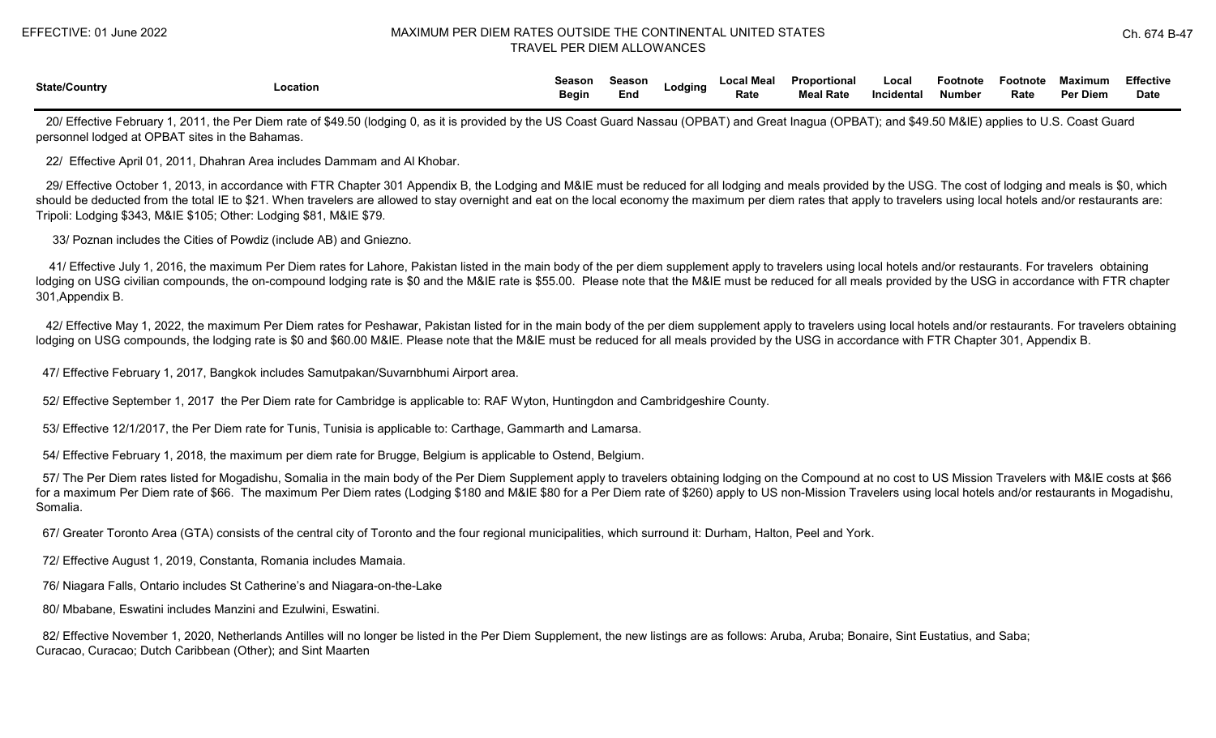| State/Country | Location | Season Begin | Season End | Lodging | Local Meal Rate | Proportional Meal Rate | Local Incidental | Footnote Number | Footnote Rate | Maximum Per Diem | Effective Date |
|---|---|---|---|---|---|---|---|---|---|---|---|

20/ Effective February 1, 2011, the Per Diem rate of $49.50 (lodging 0, as it is provided by the US Coast Guard Nassau (OPBAT) and Great Inagua (OPBAT); and $49.50 M&IE) applies to U.S. Coast Guard personnel lodged at OPBAT sites in the Bahamas.

22/ Effective April 01, 2011, Dhahran Area includes Dammam and Al Khobar.

29/ Effective October 1, 2013, in accordance with FTR Chapter 301 Appendix B, the Lodging and M&IE must be reduced for all lodging and meals provided by the USG. The cost of lodging and meals is $0, which should be deducted from the total IE to $21. When travelers are allowed to stay overnight and eat on the local economy the maximum per diem rates that apply to travelers using local hotels and/or restaurants are: Tripoli: Lodging $343, M&IE $105; Other: Lodging $81, M&IE $79.

33/ Poznan includes the Cities of Powdiz (include AB) and Gniezno.

41/ Effective July 1, 2016, the maximum Per Diem rates for Lahore, Pakistan listed in the main body of the per diem supplement apply to travelers using local hotels and/or restaurants. For travelers obtaining lodging on USG civilian compounds, the on-compound lodging rate is $0 and the M&IE rate is $55.00. Please note that the M&IE must be reduced for all meals provided by the USG in accordance with FTR chapter 301,Appendix B.

42/ Effective May 1, 2022, the maximum Per Diem rates for Peshawar, Pakistan listed for in the main body of the per diem supplement apply to travelers using local hotels and/or restaurants. For travelers obtaining lodging on USG compounds, the lodging rate is $0 and $60.00 M&IE. Please note that the M&IE must be reduced for all meals provided by the USG in accordance with FTR Chapter 301, Appendix B.

47/ Effective February 1, 2017, Bangkok includes Samutpakan/Suvarnbhumi Airport area.

52/ Effective September 1, 2017 the Per Diem rate for Cambridge is applicable to: RAF Wyton, Huntingdon and Cambridgeshire County.

53/ Effective 12/1/2017, the Per Diem rate for Tunis, Tunisia is applicable to: Carthage, Gammarth and Lamarsa.

54/ Effective February 1, 2018, the maximum per diem rate for Brugge, Belgium is applicable to Ostend, Belgium.

57/ The Per Diem rates listed for Mogadishu, Somalia in the main body of the Per Diem Supplement apply to travelers obtaining lodging on the Compound at no cost to US Mission Travelers with M&IE costs at $66 for a maximum Per Diem rate of $66. The maximum Per Diem rates (Lodging $180 and M&IE $80 for a Per Diem rate of $260) apply to US non-Mission Travelers using local hotels and/or restaurants in Mogadishu, Somalia.

67/ Greater Toronto Area (GTA) consists of the central city of Toronto and the four regional municipalities, which surround it: Durham, Halton, Peel and York.

72/ Effective August 1, 2019, Constanta, Romania includes Mamaia.

76/ Niagara Falls, Ontario includes St Catherine's and Niagara-on-the-Lake

80/ Mbabane, Eswatini includes Manzini and Ezulwini, Eswatini.

82/ Effective November 1, 2020, Netherlands Antilles will no longer be listed in the Per Diem Supplement, the new listings are as follows: Aruba, Aruba; Bonaire, Sint Eustatius, and Saba; Curacao, Curacao; Dutch Caribbean (Other); and Sint Maarten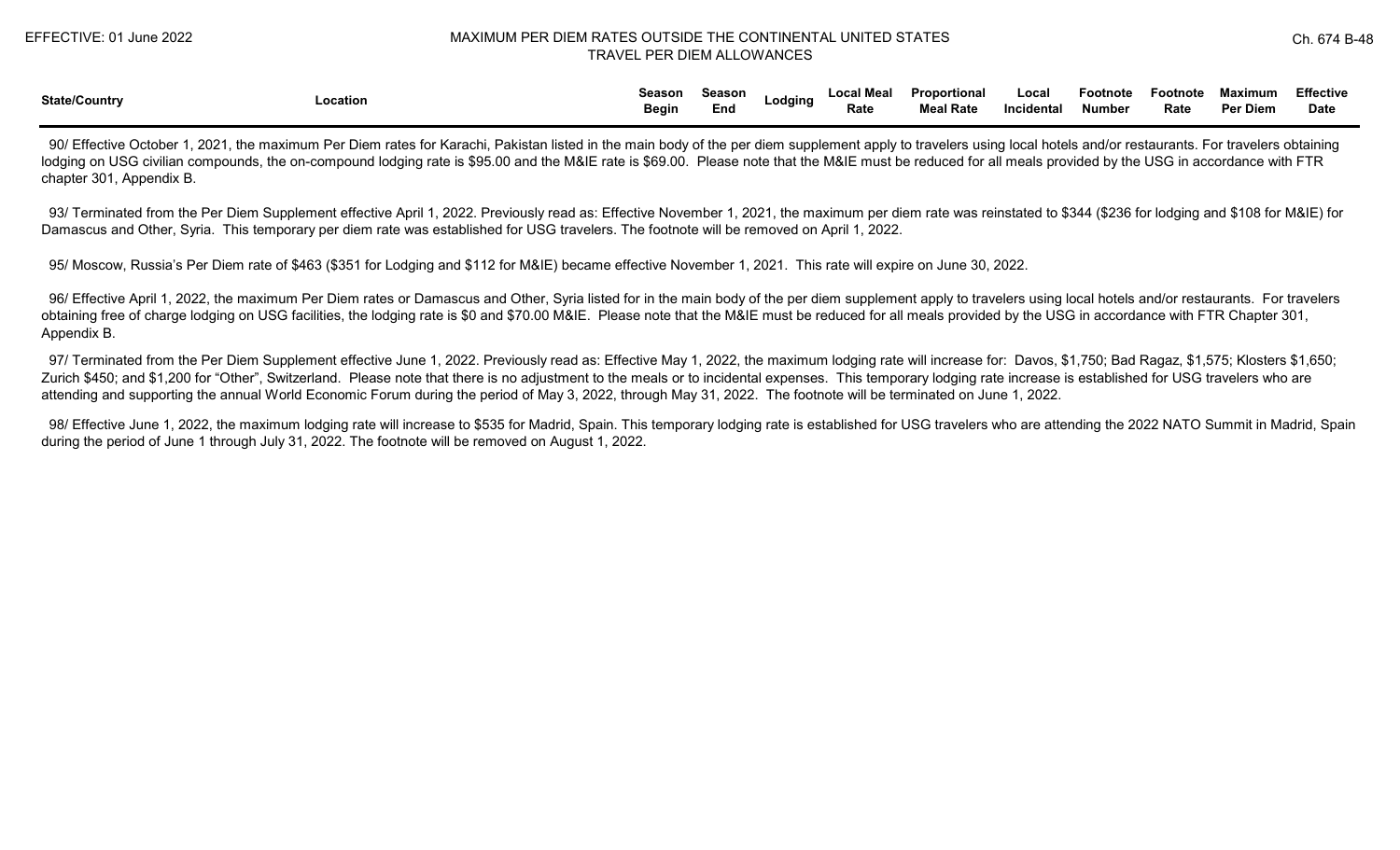90/ Effective October 1, 2021, the maximum Per Diem rates for Karachi, Pakistan listed in the main body of the per diem supplement apply to travelers using local hotels and/or restaurants. For travelers obtaining lodging on USG civilian compounds, the on-compound lodging rate is $95.00 and the M&IE rate is $69.00. Please note that the M&IE must be reduced for all meals provided by the USG in accordance with FTR chapter 301, Appendix B.

93/ Terminated from the Per Diem Supplement effective April 1, 2022. Previously read as: Effective November 1, 2021, the maximum per diem rate was reinstated to $344 ($236 for lodging and $108 for M&IE) for Damascus and Other, Syria. This temporary per diem rate was established for USG travelers. The footnote will be removed on April 1, 2022.

95/ Moscow, Russia's Per Diem rate of $463 ($351 for Lodging and $112 for M&IE) became effective November 1, 2021. This rate will expire on June 30, 2022.

96/ Effective April 1, 2022, the maximum Per Diem rates or Damascus and Other, Syria listed for in the main body of the per diem supplement apply to travelers using local hotels and/or restaurants. For travelers obtaining free of charge lodging on USG facilities, the lodging rate is $0 and $70.00 M&IE. Please note that the M&IE must be reduced for all meals provided by the USG in accordance with FTR Chapter 301, Appendix B.

97/ Terminated from the Per Diem Supplement effective June 1, 2022. Previously read as: Effective May 1, 2022, the maximum lodging rate will increase for: Davos, $1,750; Bad Ragaz, $1,575; Klosters $1,650; Zurich $450; and $1,200 for "Other", Switzerland. Please note that there is no adjustment to the meals or to incidental expenses. This temporary lodging rate increase is established for USG travelers who are attending and supporting the annual World Economic Forum during the period of May 3, 2022, through May 31, 2022. The footnote will be terminated on June 1, 2022.

98/ Effective June 1, 2022, the maximum lodging rate will increase to $535 for Madrid, Spain. This temporary lodging rate is established for USG travelers who are attending the 2022 NATO Summit in Madrid, Spain during the period of June 1 through July 31, 2022. The footnote will be removed on August 1, 2022.